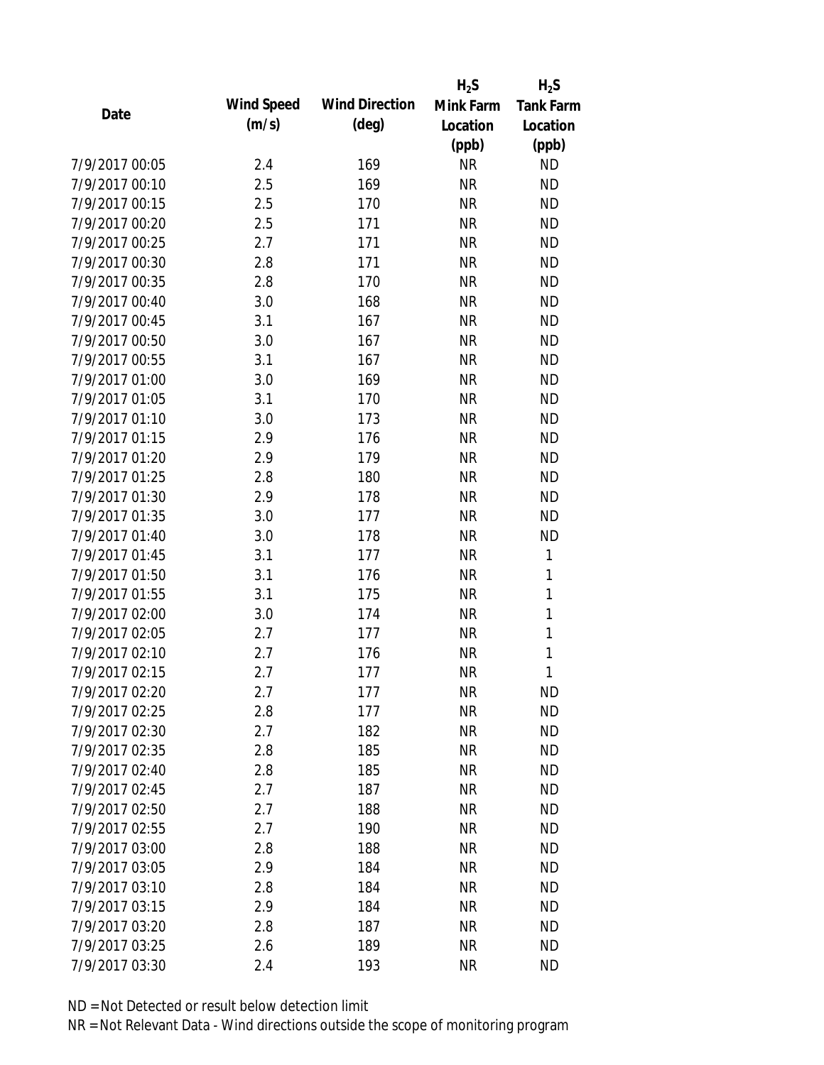| Date | Wind Speed (m/s) | Wind Direction (deg) | $H_2S$ Mink Farm Location (ppb) | $H_2S$ Tank Farm Location (ppb) |
|---|---|---|---|---|
| 7/9/2017 00:05 | 2.4 | 169 | NR | ND |
| 7/9/2017 00:10 | 2.5 | 169 | NR | ND |
| 7/9/2017 00:15 | 2.5 | 170 | NR | ND |
| 7/9/2017 00:20 | 2.5 | 171 | NR | ND |
| 7/9/2017 00:25 | 2.7 | 171 | NR | ND |
| 7/9/2017 00:30 | 2.8 | 171 | NR | ND |
| 7/9/2017 00:35 | 2.8 | 170 | NR | ND |
| 7/9/2017 00:40 | 3.0 | 168 | NR | ND |
| 7/9/2017 00:45 | 3.1 | 167 | NR | ND |
| 7/9/2017 00:50 | 3.0 | 167 | NR | ND |
| 7/9/2017 00:55 | 3.1 | 167 | NR | ND |
| 7/9/2017 01:00 | 3.0 | 169 | NR | ND |
| 7/9/2017 01:05 | 3.1 | 170 | NR | ND |
| 7/9/2017 01:10 | 3.0 | 173 | NR | ND |
| 7/9/2017 01:15 | 2.9 | 176 | NR | ND |
| 7/9/2017 01:20 | 2.9 | 179 | NR | ND |
| 7/9/2017 01:25 | 2.8 | 180 | NR | ND |
| 7/9/2017 01:30 | 2.9 | 178 | NR | ND |
| 7/9/2017 01:35 | 3.0 | 177 | NR | ND |
| 7/9/2017 01:40 | 3.0 | 178 | NR | ND |
| 7/9/2017 01:45 | 3.1 | 177 | NR | 1 |
| 7/9/2017 01:50 | 3.1 | 176 | NR | 1 |
| 7/9/2017 01:55 | 3.1 | 175 | NR | 1 |
| 7/9/2017 02:00 | 3.0 | 174 | NR | 1 |
| 7/9/2017 02:05 | 2.7 | 177 | NR | 1 |
| 7/9/2017 02:10 | 2.7 | 176 | NR | 1 |
| 7/9/2017 02:15 | 2.7 | 177 | NR | 1 |
| 7/9/2017 02:20 | 2.7 | 177 | NR | ND |
| 7/9/2017 02:25 | 2.8 | 177 | NR | ND |
| 7/9/2017 02:30 | 2.7 | 182 | NR | ND |
| 7/9/2017 02:35 | 2.8 | 185 | NR | ND |
| 7/9/2017 02:40 | 2.8 | 185 | NR | ND |
| 7/9/2017 02:45 | 2.7 | 187 | NR | ND |
| 7/9/2017 02:50 | 2.7 | 188 | NR | ND |
| 7/9/2017 02:55 | 2.7 | 190 | NR | ND |
| 7/9/2017 03:00 | 2.8 | 188 | NR | ND |
| 7/9/2017 03:05 | 2.9 | 184 | NR | ND |
| 7/9/2017 03:10 | 2.8 | 184 | NR | ND |
| 7/9/2017 03:15 | 2.9 | 184 | NR | ND |
| 7/9/2017 03:20 | 2.8 | 187 | NR | ND |
| 7/9/2017 03:25 | 2.6 | 189 | NR | ND |
| 7/9/2017 03:30 | 2.4 | 193 | NR | ND |

ND = Not Detected or result below detection limit

NR = Not Relevant Data - Wind directions outside the scope of monitoring program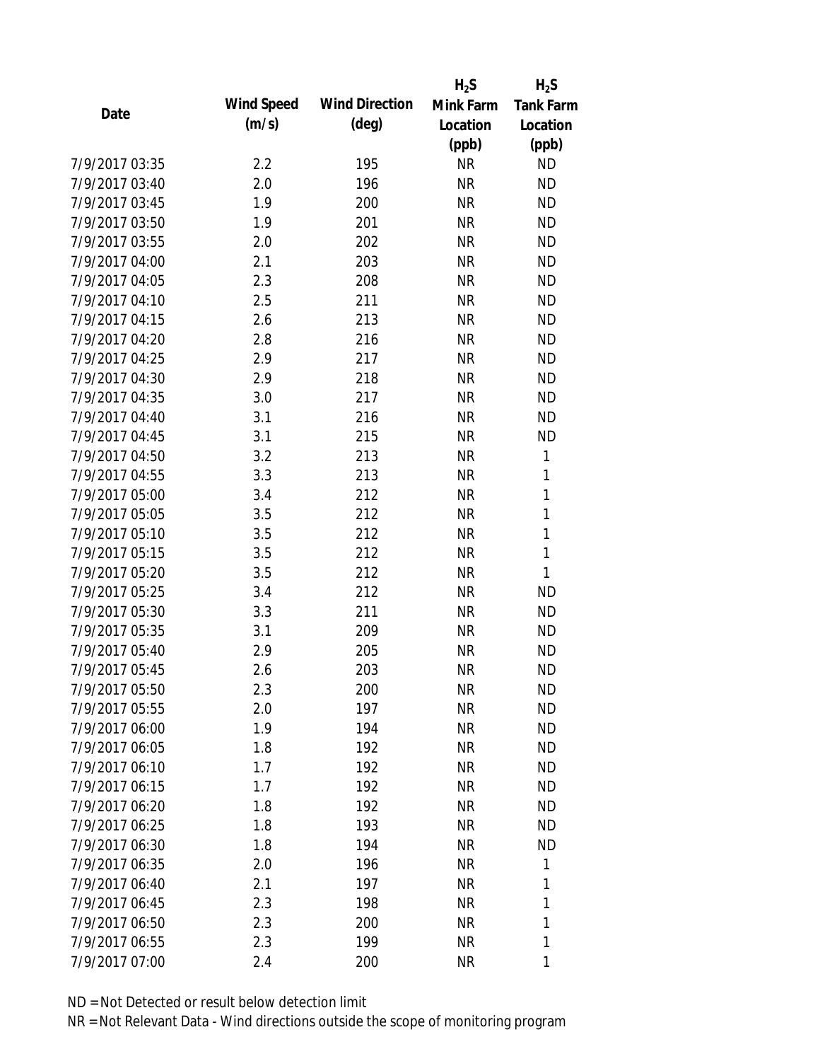| Date | Wind Speed (m/s) | Wind Direction (deg) | $H_2S$ Mink Farm Location (ppb) | $H_2S$ Tank Farm Location (ppb) |
|---|---|---|---|---|
| 7/9/2017 03:35 | 2.2 | 195 | NR | ND |
| 7/9/2017 03:40 | 2.0 | 196 | NR | ND |
| 7/9/2017 03:45 | 1.9 | 200 | NR | ND |
| 7/9/2017 03:50 | 1.9 | 201 | NR | ND |
| 7/9/2017 03:55 | 2.0 | 202 | NR | ND |
| 7/9/2017 04:00 | 2.1 | 203 | NR | ND |
| 7/9/2017 04:05 | 2.3 | 208 | NR | ND |
| 7/9/2017 04:10 | 2.5 | 211 | NR | ND |
| 7/9/2017 04:15 | 2.6 | 213 | NR | ND |
| 7/9/2017 04:20 | 2.8 | 216 | NR | ND |
| 7/9/2017 04:25 | 2.9 | 217 | NR | ND |
| 7/9/2017 04:30 | 2.9 | 218 | NR | ND |
| 7/9/2017 04:35 | 3.0 | 217 | NR | ND |
| 7/9/2017 04:40 | 3.1 | 216 | NR | ND |
| 7/9/2017 04:45 | 3.1 | 215 | NR | ND |
| 7/9/2017 04:50 | 3.2 | 213 | NR | 1 |
| 7/9/2017 04:55 | 3.3 | 213 | NR | 1 |
| 7/9/2017 05:00 | 3.4 | 212 | NR | 1 |
| 7/9/2017 05:05 | 3.5 | 212 | NR | 1 |
| 7/9/2017 05:10 | 3.5 | 212 | NR | 1 |
| 7/9/2017 05:15 | 3.5 | 212 | NR | 1 |
| 7/9/2017 05:20 | 3.5 | 212 | NR | 1 |
| 7/9/2017 05:25 | 3.4 | 212 | NR | ND |
| 7/9/2017 05:30 | 3.3 | 211 | NR | ND |
| 7/9/2017 05:35 | 3.1 | 209 | NR | ND |
| 7/9/2017 05:40 | 2.9 | 205 | NR | ND |
| 7/9/2017 05:45 | 2.6 | 203 | NR | ND |
| 7/9/2017 05:50 | 2.3 | 200 | NR | ND |
| 7/9/2017 05:55 | 2.0 | 197 | NR | ND |
| 7/9/2017 06:00 | 1.9 | 194 | NR | ND |
| 7/9/2017 06:05 | 1.8 | 192 | NR | ND |
| 7/9/2017 06:10 | 1.7 | 192 | NR | ND |
| 7/9/2017 06:15 | 1.7 | 192 | NR | ND |
| 7/9/2017 06:20 | 1.8 | 192 | NR | ND |
| 7/9/2017 06:25 | 1.8 | 193 | NR | ND |
| 7/9/2017 06:30 | 1.8 | 194 | NR | ND |
| 7/9/2017 06:35 | 2.0 | 196 | NR | 1 |
| 7/9/2017 06:40 | 2.1 | 197 | NR | 1 |
| 7/9/2017 06:45 | 2.3 | 198 | NR | 1 |
| 7/9/2017 06:50 | 2.3 | 200 | NR | 1 |
| 7/9/2017 06:55 | 2.3 | 199 | NR | 1 |
| 7/9/2017 07:00 | 2.4 | 200 | NR | 1 |

ND = Not Detected or result below detection limit

NR = Not Relevant Data - Wind directions outside the scope of monitoring program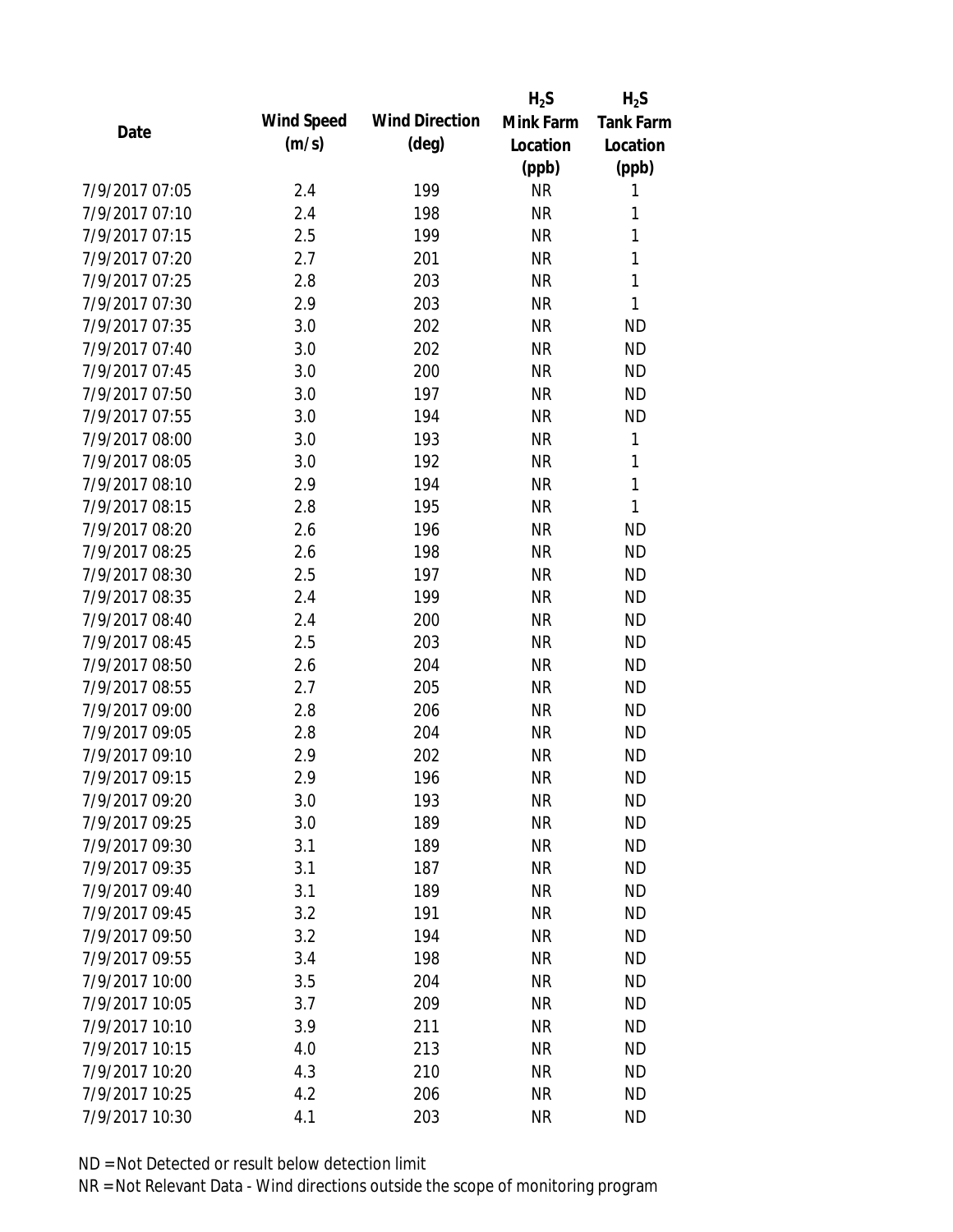| Date | Wind Speed (m/s) | Wind Direction (deg) | $H_2S$ Mink Farm Location (ppb) | $H_2S$ Tank Farm Location (ppb) |
| --- | --- | --- | --- | --- |
| 7/9/2017 07:05 | 2.4 | 199 | NR | 1 |
| 7/9/2017 07:10 | 2.4 | 198 | NR | 1 |
| 7/9/2017 07:15 | 2.5 | 199 | NR | 1 |
| 7/9/2017 07:20 | 2.7 | 201 | NR | 1 |
| 7/9/2017 07:25 | 2.8 | 203 | NR | 1 |
| 7/9/2017 07:30 | 2.9 | 203 | NR | 1 |
| 7/9/2017 07:35 | 3.0 | 202 | NR | ND |
| 7/9/2017 07:40 | 3.0 | 202 | NR | ND |
| 7/9/2017 07:45 | 3.0 | 200 | NR | ND |
| 7/9/2017 07:50 | 3.0 | 197 | NR | ND |
| 7/9/2017 07:55 | 3.0 | 194 | NR | ND |
| 7/9/2017 08:00 | 3.0 | 193 | NR | 1 |
| 7/9/2017 08:05 | 3.0 | 192 | NR | 1 |
| 7/9/2017 08:10 | 2.9 | 194 | NR | 1 |
| 7/9/2017 08:15 | 2.8 | 195 | NR | 1 |
| 7/9/2017 08:20 | 2.6 | 196 | NR | ND |
| 7/9/2017 08:25 | 2.6 | 198 | NR | ND |
| 7/9/2017 08:30 | 2.5 | 197 | NR | ND |
| 7/9/2017 08:35 | 2.4 | 199 | NR | ND |
| 7/9/2017 08:40 | 2.4 | 200 | NR | ND |
| 7/9/2017 08:45 | 2.5 | 203 | NR | ND |
| 7/9/2017 08:50 | 2.6 | 204 | NR | ND |
| 7/9/2017 08:55 | 2.7 | 205 | NR | ND |
| 7/9/2017 09:00 | 2.8 | 206 | NR | ND |
| 7/9/2017 09:05 | 2.8 | 204 | NR | ND |
| 7/9/2017 09:10 | 2.9 | 202 | NR | ND |
| 7/9/2017 09:15 | 2.9 | 196 | NR | ND |
| 7/9/2017 09:20 | 3.0 | 193 | NR | ND |
| 7/9/2017 09:25 | 3.0 | 189 | NR | ND |
| 7/9/2017 09:30 | 3.1 | 189 | NR | ND |
| 7/9/2017 09:35 | 3.1 | 187 | NR | ND |
| 7/9/2017 09:40 | 3.1 | 189 | NR | ND |
| 7/9/2017 09:45 | 3.2 | 191 | NR | ND |
| 7/9/2017 09:50 | 3.2 | 194 | NR | ND |
| 7/9/2017 09:55 | 3.4 | 198 | NR | ND |
| 7/9/2017 10:00 | 3.5 | 204 | NR | ND |
| 7/9/2017 10:05 | 3.7 | 209 | NR | ND |
| 7/9/2017 10:10 | 3.9 | 211 | NR | ND |
| 7/9/2017 10:15 | 4.0 | 213 | NR | ND |
| 7/9/2017 10:20 | 4.3 | 210 | NR | ND |
| 7/9/2017 10:25 | 4.2 | 206 | NR | ND |
| 7/9/2017 10:30 | 4.1 | 203 | NR | ND |

ND = Not Detected or result below detection limit

NR = Not Relevant Data - Wind directions outside the scope of monitoring program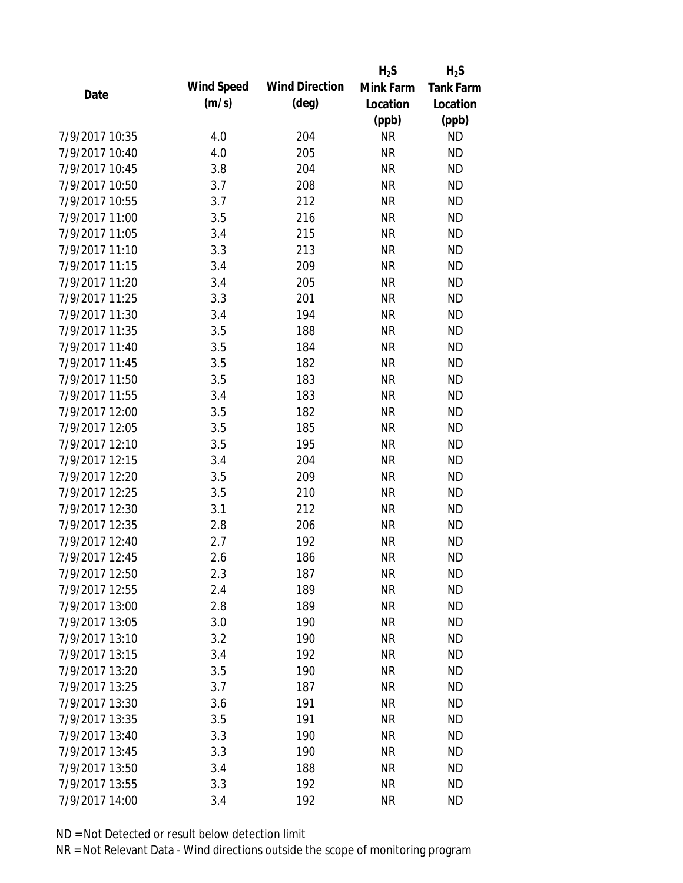| Date | Wind Speed (m/s) | Wind Direction (deg) | $H_2S$ Mink Farm Location (ppb) | $H_2S$ Tank Farm Location (ppb) |
|---|---|---|---|---|
| 7/9/2017 10:35 | 4.0 | 204 | NR | ND |
| 7/9/2017 10:40 | 4.0 | 205 | NR | ND |
| 7/9/2017 10:45 | 3.8 | 204 | NR | ND |
| 7/9/2017 10:50 | 3.7 | 208 | NR | ND |
| 7/9/2017 10:55 | 3.7 | 212 | NR | ND |
| 7/9/2017 11:00 | 3.5 | 216 | NR | ND |
| 7/9/2017 11:05 | 3.4 | 215 | NR | ND |
| 7/9/2017 11:10 | 3.3 | 213 | NR | ND |
| 7/9/2017 11:15 | 3.4 | 209 | NR | ND |
| 7/9/2017 11:20 | 3.4 | 205 | NR | ND |
| 7/9/2017 11:25 | 3.3 | 201 | NR | ND |
| 7/9/2017 11:30 | 3.4 | 194 | NR | ND |
| 7/9/2017 11:35 | 3.5 | 188 | NR | ND |
| 7/9/2017 11:40 | 3.5 | 184 | NR | ND |
| 7/9/2017 11:45 | 3.5 | 182 | NR | ND |
| 7/9/2017 11:50 | 3.5 | 183 | NR | ND |
| 7/9/2017 11:55 | 3.4 | 183 | NR | ND |
| 7/9/2017 12:00 | 3.5 | 182 | NR | ND |
| 7/9/2017 12:05 | 3.5 | 185 | NR | ND |
| 7/9/2017 12:10 | 3.5 | 195 | NR | ND |
| 7/9/2017 12:15 | 3.4 | 204 | NR | ND |
| 7/9/2017 12:20 | 3.5 | 209 | NR | ND |
| 7/9/2017 12:25 | 3.5 | 210 | NR | ND |
| 7/9/2017 12:30 | 3.1 | 212 | NR | ND |
| 7/9/2017 12:35 | 2.8 | 206 | NR | ND |
| 7/9/2017 12:40 | 2.7 | 192 | NR | ND |
| 7/9/2017 12:45 | 2.6 | 186 | NR | ND |
| 7/9/2017 12:50 | 2.3 | 187 | NR | ND |
| 7/9/2017 12:55 | 2.4 | 189 | NR | ND |
| 7/9/2017 13:00 | 2.8 | 189 | NR | ND |
| 7/9/2017 13:05 | 3.0 | 190 | NR | ND |
| 7/9/2017 13:10 | 3.2 | 190 | NR | ND |
| 7/9/2017 13:15 | 3.4 | 192 | NR | ND |
| 7/9/2017 13:20 | 3.5 | 190 | NR | ND |
| 7/9/2017 13:25 | 3.7 | 187 | NR | ND |
| 7/9/2017 13:30 | 3.6 | 191 | NR | ND |
| 7/9/2017 13:35 | 3.5 | 191 | NR | ND |
| 7/9/2017 13:40 | 3.3 | 190 | NR | ND |
| 7/9/2017 13:45 | 3.3 | 190 | NR | ND |
| 7/9/2017 13:50 | 3.4 | 188 | NR | ND |
| 7/9/2017 13:55 | 3.3 | 192 | NR | ND |
| 7/9/2017 14:00 | 3.4 | 192 | NR | ND |

ND = Not Detected or result below detection limit

NR = Not Relevant Data - Wind directions outside the scope of monitoring program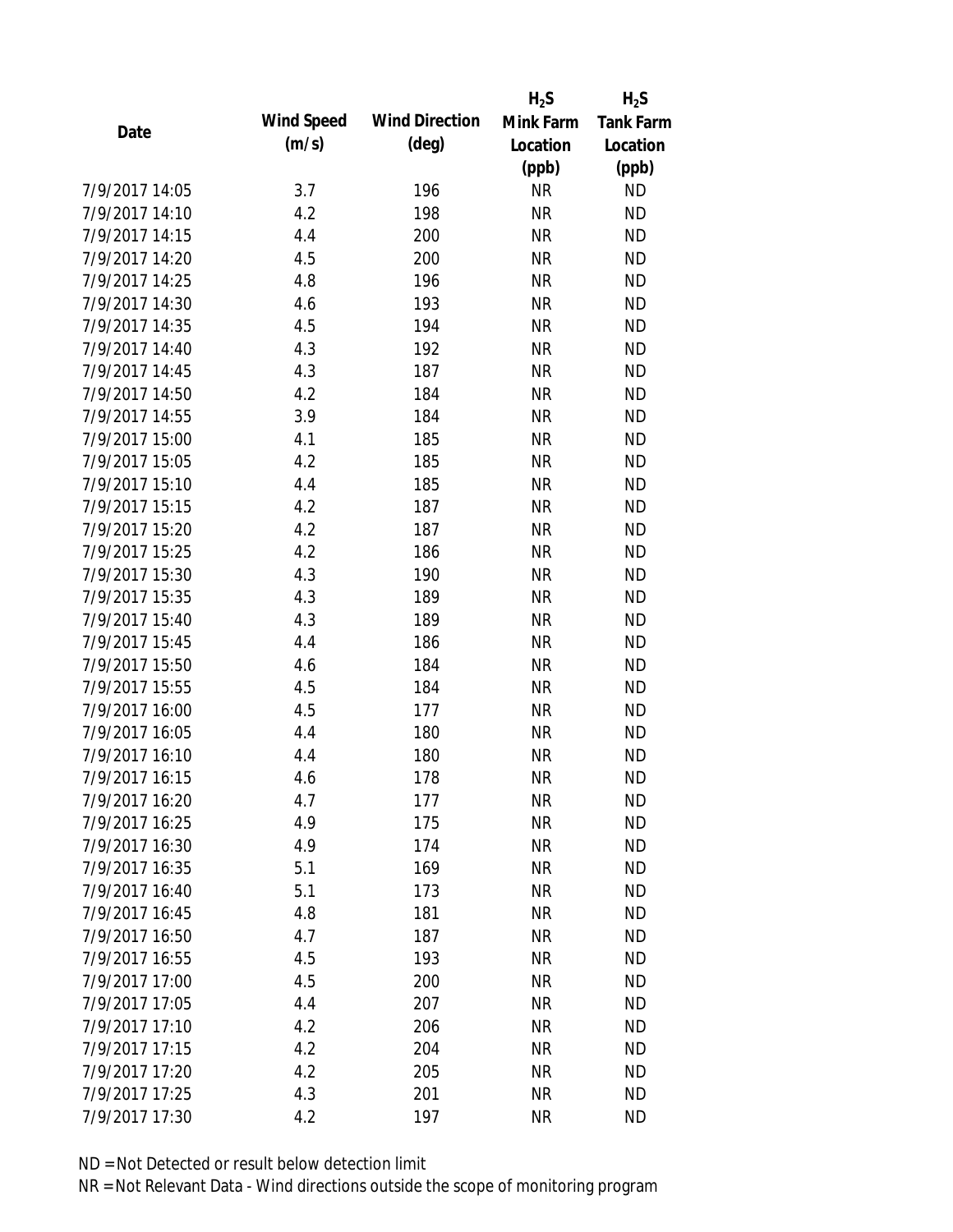| Date | Wind Speed (m/s) | Wind Direction (deg) | $H_2S$ Mink Farm Location (ppb) | $H_2S$ Tank Farm Location (ppb) |
|---|---|---|---|---|
| 7/9/2017 14:05 | 3.7 | 196 | NR | ND |
| 7/9/2017 14:10 | 4.2 | 198 | NR | ND |
| 7/9/2017 14:15 | 4.4 | 200 | NR | ND |
| 7/9/2017 14:20 | 4.5 | 200 | NR | ND |
| 7/9/2017 14:25 | 4.8 | 196 | NR | ND |
| 7/9/2017 14:30 | 4.6 | 193 | NR | ND |
| 7/9/2017 14:35 | 4.5 | 194 | NR | ND |
| 7/9/2017 14:40 | 4.3 | 192 | NR | ND |
| 7/9/2017 14:45 | 4.3 | 187 | NR | ND |
| 7/9/2017 14:50 | 4.2 | 184 | NR | ND |
| 7/9/2017 14:55 | 3.9 | 184 | NR | ND |
| 7/9/2017 15:00 | 4.1 | 185 | NR | ND |
| 7/9/2017 15:05 | 4.2 | 185 | NR | ND |
| 7/9/2017 15:10 | 4.4 | 185 | NR | ND |
| 7/9/2017 15:15 | 4.2 | 187 | NR | ND |
| 7/9/2017 15:20 | 4.2 | 187 | NR | ND |
| 7/9/2017 15:25 | 4.2 | 186 | NR | ND |
| 7/9/2017 15:30 | 4.3 | 190 | NR | ND |
| 7/9/2017 15:35 | 4.3 | 189 | NR | ND |
| 7/9/2017 15:40 | 4.3 | 189 | NR | ND |
| 7/9/2017 15:45 | 4.4 | 186 | NR | ND |
| 7/9/2017 15:50 | 4.6 | 184 | NR | ND |
| 7/9/2017 15:55 | 4.5 | 184 | NR | ND |
| 7/9/2017 16:00 | 4.5 | 177 | NR | ND |
| 7/9/2017 16:05 | 4.4 | 180 | NR | ND |
| 7/9/2017 16:10 | 4.4 | 180 | NR | ND |
| 7/9/2017 16:15 | 4.6 | 178 | NR | ND |
| 7/9/2017 16:20 | 4.7 | 177 | NR | ND |
| 7/9/2017 16:25 | 4.9 | 175 | NR | ND |
| 7/9/2017 16:30 | 4.9 | 174 | NR | ND |
| 7/9/2017 16:35 | 5.1 | 169 | NR | ND |
| 7/9/2017 16:40 | 5.1 | 173 | NR | ND |
| 7/9/2017 16:45 | 4.8 | 181 | NR | ND |
| 7/9/2017 16:50 | 4.7 | 187 | NR | ND |
| 7/9/2017 16:55 | 4.5 | 193 | NR | ND |
| 7/9/2017 17:00 | 4.5 | 200 | NR | ND |
| 7/9/2017 17:05 | 4.4 | 207 | NR | ND |
| 7/9/2017 17:10 | 4.2 | 206 | NR | ND |
| 7/9/2017 17:15 | 4.2 | 204 | NR | ND |
| 7/9/2017 17:20 | 4.2 | 205 | NR | ND |
| 7/9/2017 17:25 | 4.3 | 201 | NR | ND |
| 7/9/2017 17:30 | 4.2 | 197 | NR | ND |

ND = Not Detected or result below detection limit

NR = Not Relevant Data - Wind directions outside the scope of monitoring program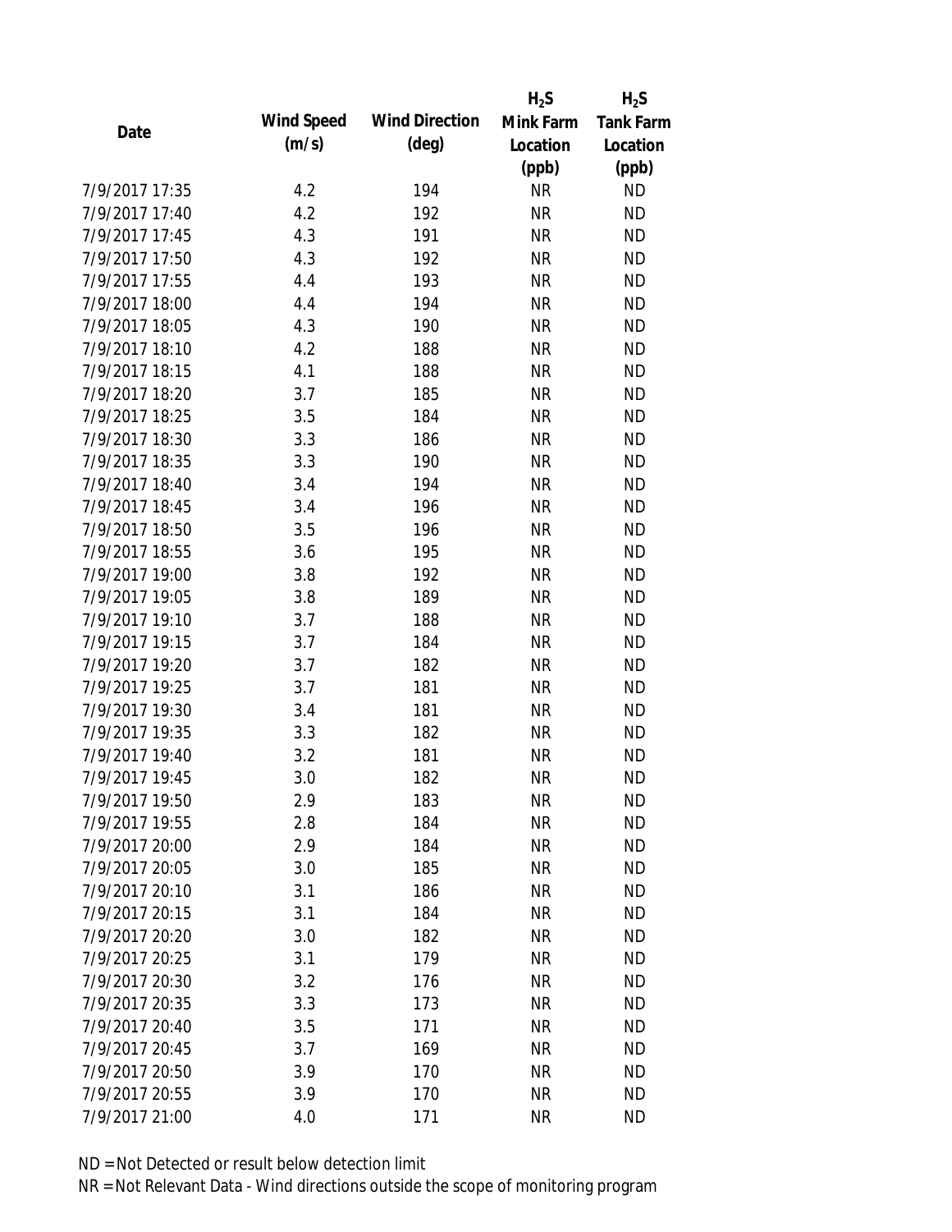| Date | Wind Speed (m/s) | Wind Direction (deg) | $H_2S$ Mink Farm Location (ppb) | $H_2S$ Tank Farm Location (ppb) |
|---|---|---|---|---|
| 7/9/2017 17:35 | 4.2 | 194 | NR | ND |
| 7/9/2017 17:40 | 4.2 | 192 | NR | ND |
| 7/9/2017 17:45 | 4.3 | 191 | NR | ND |
| 7/9/2017 17:50 | 4.3 | 192 | NR | ND |
| 7/9/2017 17:55 | 4.4 | 193 | NR | ND |
| 7/9/2017 18:00 | 4.4 | 194 | NR | ND |
| 7/9/2017 18:05 | 4.3 | 190 | NR | ND |
| 7/9/2017 18:10 | 4.2 | 188 | NR | ND |
| 7/9/2017 18:15 | 4.1 | 188 | NR | ND |
| 7/9/2017 18:20 | 3.7 | 185 | NR | ND |
| 7/9/2017 18:25 | 3.5 | 184 | NR | ND |
| 7/9/2017 18:30 | 3.3 | 186 | NR | ND |
| 7/9/2017 18:35 | 3.3 | 190 | NR | ND |
| 7/9/2017 18:40 | 3.4 | 194 | NR | ND |
| 7/9/2017 18:45 | 3.4 | 196 | NR | ND |
| 7/9/2017 18:50 | 3.5 | 196 | NR | ND |
| 7/9/2017 18:55 | 3.6 | 195 | NR | ND |
| 7/9/2017 19:00 | 3.8 | 192 | NR | ND |
| 7/9/2017 19:05 | 3.8 | 189 | NR | ND |
| 7/9/2017 19:10 | 3.7 | 188 | NR | ND |
| 7/9/2017 19:15 | 3.7 | 184 | NR | ND |
| 7/9/2017 19:20 | 3.7 | 182 | NR | ND |
| 7/9/2017 19:25 | 3.7 | 181 | NR | ND |
| 7/9/2017 19:30 | 3.4 | 181 | NR | ND |
| 7/9/2017 19:35 | 3.3 | 182 | NR | ND |
| 7/9/2017 19:40 | 3.2 | 181 | NR | ND |
| 7/9/2017 19:45 | 3.0 | 182 | NR | ND |
| 7/9/2017 19:50 | 2.9 | 183 | NR | ND |
| 7/9/2017 19:55 | 2.8 | 184 | NR | ND |
| 7/9/2017 20:00 | 2.9 | 184 | NR | ND |
| 7/9/2017 20:05 | 3.0 | 185 | NR | ND |
| 7/9/2017 20:10 | 3.1 | 186 | NR | ND |
| 7/9/2017 20:15 | 3.1 | 184 | NR | ND |
| 7/9/2017 20:20 | 3.0 | 182 | NR | ND |
| 7/9/2017 20:25 | 3.1 | 179 | NR | ND |
| 7/9/2017 20:30 | 3.2 | 176 | NR | ND |
| 7/9/2017 20:35 | 3.3 | 173 | NR | ND |
| 7/9/2017 20:40 | 3.5 | 171 | NR | ND |
| 7/9/2017 20:45 | 3.7 | 169 | NR | ND |
| 7/9/2017 20:50 | 3.9 | 170 | NR | ND |
| 7/9/2017 20:55 | 3.9 | 170 | NR | ND |
| 7/9/2017 21:00 | 4.0 | 171 | NR | ND |

ND = Not Detected or result below detection limit

NR = Not Relevant Data - Wind directions outside the scope of monitoring program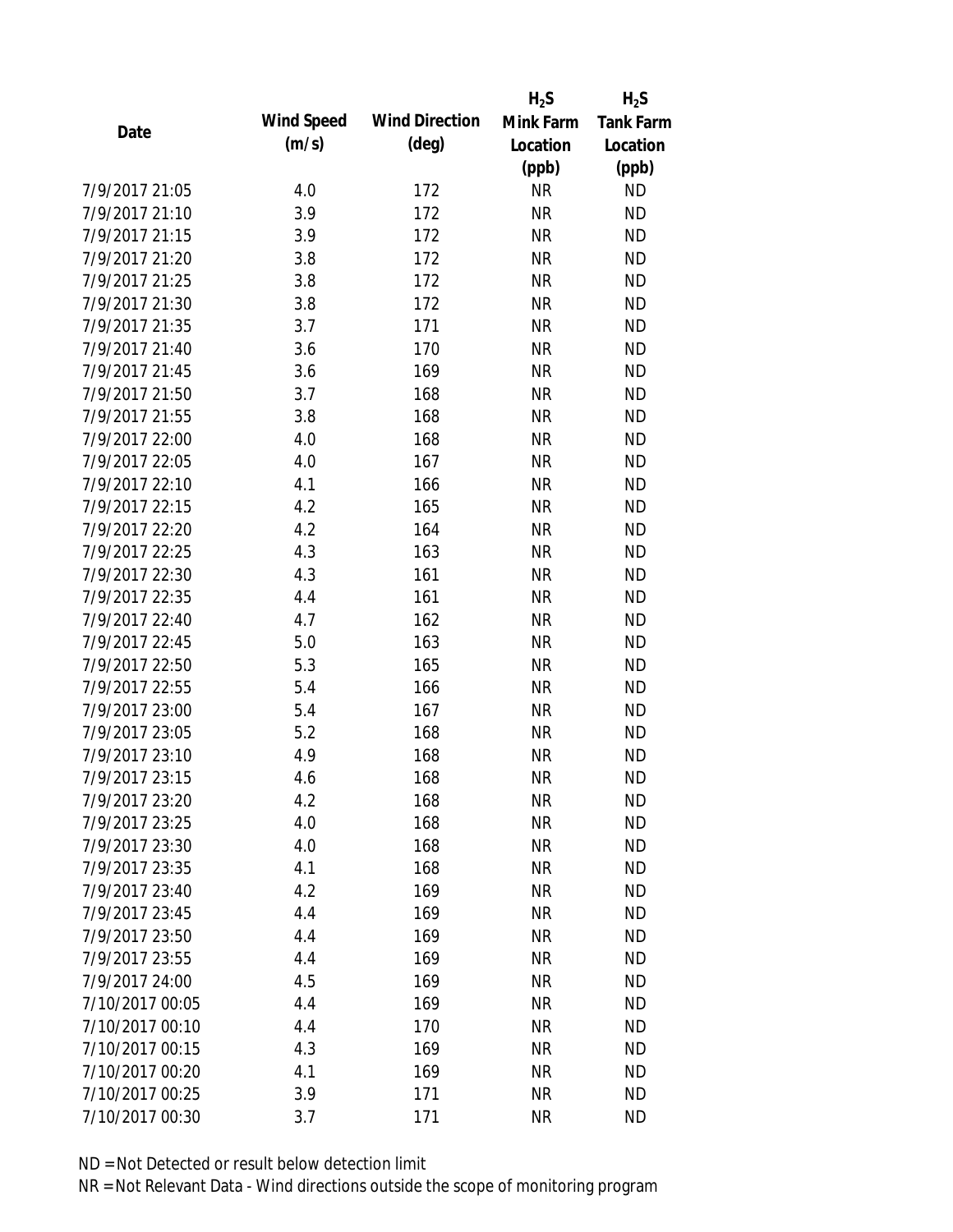| Date | Wind Speed (m/s) | Wind Direction (deg) | $H_2S$ Mink Farm Location (ppb) | $H_2S$ Tank Farm Location (ppb) |
|---|---|---|---|---|
| 7/9/2017 21:05 | 4.0 | 172 | NR | ND |
| 7/9/2017 21:10 | 3.9 | 172 | NR | ND |
| 7/9/2017 21:15 | 3.9 | 172 | NR | ND |
| 7/9/2017 21:20 | 3.8 | 172 | NR | ND |
| 7/9/2017 21:25 | 3.8 | 172 | NR | ND |
| 7/9/2017 21:30 | 3.8 | 172 | NR | ND |
| 7/9/2017 21:35 | 3.7 | 171 | NR | ND |
| 7/9/2017 21:40 | 3.6 | 170 | NR | ND |
| 7/9/2017 21:45 | 3.6 | 169 | NR | ND |
| 7/9/2017 21:50 | 3.7 | 168 | NR | ND |
| 7/9/2017 21:55 | 3.8 | 168 | NR | ND |
| 7/9/2017 22:00 | 4.0 | 168 | NR | ND |
| 7/9/2017 22:05 | 4.0 | 167 | NR | ND |
| 7/9/2017 22:10 | 4.1 | 166 | NR | ND |
| 7/9/2017 22:15 | 4.2 | 165 | NR | ND |
| 7/9/2017 22:20 | 4.2 | 164 | NR | ND |
| 7/9/2017 22:25 | 4.3 | 163 | NR | ND |
| 7/9/2017 22:30 | 4.3 | 161 | NR | ND |
| 7/9/2017 22:35 | 4.4 | 161 | NR | ND |
| 7/9/2017 22:40 | 4.7 | 162 | NR | ND |
| 7/9/2017 22:45 | 5.0 | 163 | NR | ND |
| 7/9/2017 22:50 | 5.3 | 165 | NR | ND |
| 7/9/2017 22:55 | 5.4 | 166 | NR | ND |
| 7/9/2017 23:00 | 5.4 | 167 | NR | ND |
| 7/9/2017 23:05 | 5.2 | 168 | NR | ND |
| 7/9/2017 23:10 | 4.9 | 168 | NR | ND |
| 7/9/2017 23:15 | 4.6 | 168 | NR | ND |
| 7/9/2017 23:20 | 4.2 | 168 | NR | ND |
| 7/9/2017 23:25 | 4.0 | 168 | NR | ND |
| 7/9/2017 23:30 | 4.0 | 168 | NR | ND |
| 7/9/2017 23:35 | 4.1 | 168 | NR | ND |
| 7/9/2017 23:40 | 4.2 | 169 | NR | ND |
| 7/9/2017 23:45 | 4.4 | 169 | NR | ND |
| 7/9/2017 23:50 | 4.4 | 169 | NR | ND |
| 7/9/2017 23:55 | 4.4 | 169 | NR | ND |
| 7/9/2017 24:00 | 4.5 | 169 | NR | ND |
| 7/10/2017 00:05 | 4.4 | 169 | NR | ND |
| 7/10/2017 00:10 | 4.4 | 170 | NR | ND |
| 7/10/2017 00:15 | 4.3 | 169 | NR | ND |
| 7/10/2017 00:20 | 4.1 | 169 | NR | ND |
| 7/10/2017 00:25 | 3.9 | 171 | NR | ND |
| 7/10/2017 00:30 | 3.7 | 171 | NR | ND |

ND = Not Detected or result below detection limit

NR = Not Relevant Data - Wind directions outside the scope of monitoring program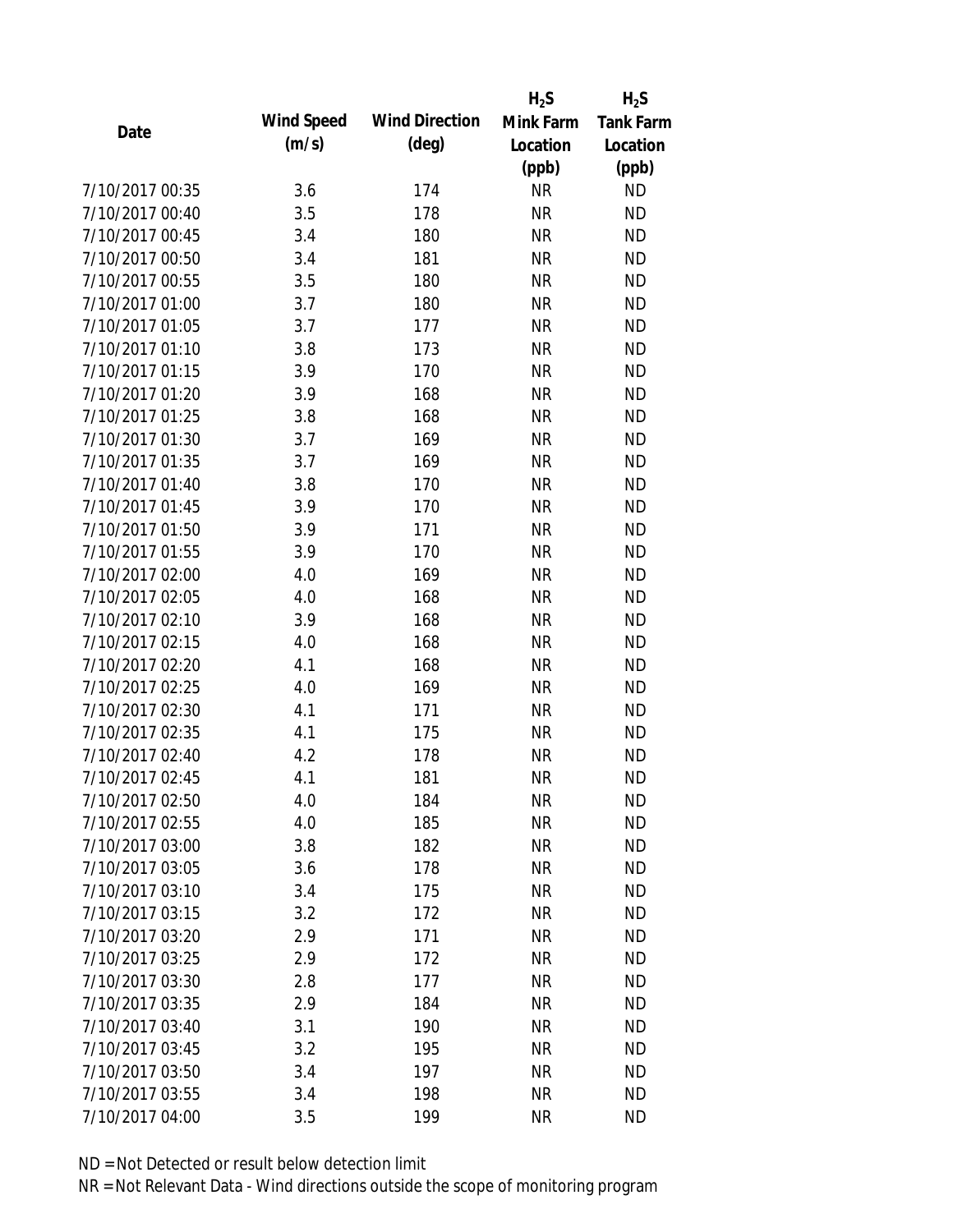| Date | Wind Speed (m/s) | Wind Direction (deg) | $H_2S$ Mink Farm Location (ppb) | $H_2S$ Tank Farm Location (ppb) |
|---|---|---|---|---|
| 7/10/2017 00:35 | 3.6 | 174 | NR | ND |
| 7/10/2017 00:40 | 3.5 | 178 | NR | ND |
| 7/10/2017 00:45 | 3.4 | 180 | NR | ND |
| 7/10/2017 00:50 | 3.4 | 181 | NR | ND |
| 7/10/2017 00:55 | 3.5 | 180 | NR | ND |
| 7/10/2017 01:00 | 3.7 | 180 | NR | ND |
| 7/10/2017 01:05 | 3.7 | 177 | NR | ND |
| 7/10/2017 01:10 | 3.8 | 173 | NR | ND |
| 7/10/2017 01:15 | 3.9 | 170 | NR | ND |
| 7/10/2017 01:20 | 3.9 | 168 | NR | ND |
| 7/10/2017 01:25 | 3.8 | 168 | NR | ND |
| 7/10/2017 01:30 | 3.7 | 169 | NR | ND |
| 7/10/2017 01:35 | 3.7 | 169 | NR | ND |
| 7/10/2017 01:40 | 3.8 | 170 | NR | ND |
| 7/10/2017 01:45 | 3.9 | 170 | NR | ND |
| 7/10/2017 01:50 | 3.9 | 171 | NR | ND |
| 7/10/2017 01:55 | 3.9 | 170 | NR | ND |
| 7/10/2017 02:00 | 4.0 | 169 | NR | ND |
| 7/10/2017 02:05 | 4.0 | 168 | NR | ND |
| 7/10/2017 02:10 | 3.9 | 168 | NR | ND |
| 7/10/2017 02:15 | 4.0 | 168 | NR | ND |
| 7/10/2017 02:20 | 4.1 | 168 | NR | ND |
| 7/10/2017 02:25 | 4.0 | 169 | NR | ND |
| 7/10/2017 02:30 | 4.1 | 171 | NR | ND |
| 7/10/2017 02:35 | 4.1 | 175 | NR | ND |
| 7/10/2017 02:40 | 4.2 | 178 | NR | ND |
| 7/10/2017 02:45 | 4.1 | 181 | NR | ND |
| 7/10/2017 02:50 | 4.0 | 184 | NR | ND |
| 7/10/2017 02:55 | 4.0 | 185 | NR | ND |
| 7/10/2017 03:00 | 3.8 | 182 | NR | ND |
| 7/10/2017 03:05 | 3.6 | 178 | NR | ND |
| 7/10/2017 03:10 | 3.4 | 175 | NR | ND |
| 7/10/2017 03:15 | 3.2 | 172 | NR | ND |
| 7/10/2017 03:20 | 2.9 | 171 | NR | ND |
| 7/10/2017 03:25 | 2.9 | 172 | NR | ND |
| 7/10/2017 03:30 | 2.8 | 177 | NR | ND |
| 7/10/2017 03:35 | 2.9 | 184 | NR | ND |
| 7/10/2017 03:40 | 3.1 | 190 | NR | ND |
| 7/10/2017 03:45 | 3.2 | 195 | NR | ND |
| 7/10/2017 03:50 | 3.4 | 197 | NR | ND |
| 7/10/2017 03:55 | 3.4 | 198 | NR | ND |
| 7/10/2017 04:00 | 3.5 | 199 | NR | ND |

ND = Not Detected or result below detection limit

NR = Not Relevant Data - Wind directions outside the scope of monitoring program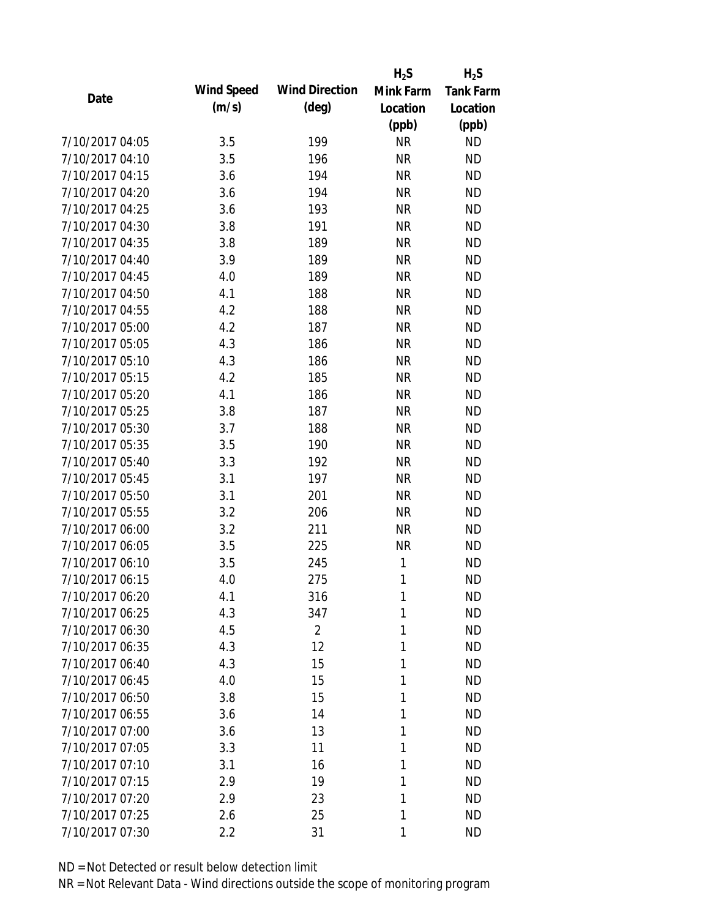| Date | Wind Speed (m/s) | Wind Direction (deg) | $H_2S$ Mink Farm Location (ppb) | $H_2S$ Tank Farm Location (ppb) |
|---|---|---|---|---|
| 7/10/2017 04:05 | 3.5 | 199 | NR | ND |
| 7/10/2017 04:10 | 3.5 | 196 | NR | ND |
| 7/10/2017 04:15 | 3.6 | 194 | NR | ND |
| 7/10/2017 04:20 | 3.6 | 194 | NR | ND |
| 7/10/2017 04:25 | 3.6 | 193 | NR | ND |
| 7/10/2017 04:30 | 3.8 | 191 | NR | ND |
| 7/10/2017 04:35 | 3.8 | 189 | NR | ND |
| 7/10/2017 04:40 | 3.9 | 189 | NR | ND |
| 7/10/2017 04:45 | 4.0 | 189 | NR | ND |
| 7/10/2017 04:50 | 4.1 | 188 | NR | ND |
| 7/10/2017 04:55 | 4.2 | 188 | NR | ND |
| 7/10/2017 05:00 | 4.2 | 187 | NR | ND |
| 7/10/2017 05:05 | 4.3 | 186 | NR | ND |
| 7/10/2017 05:10 | 4.3 | 186 | NR | ND |
| 7/10/2017 05:15 | 4.2 | 185 | NR | ND |
| 7/10/2017 05:20 | 4.1 | 186 | NR | ND |
| 7/10/2017 05:25 | 3.8 | 187 | NR | ND |
| 7/10/2017 05:30 | 3.7 | 188 | NR | ND |
| 7/10/2017 05:35 | 3.5 | 190 | NR | ND |
| 7/10/2017 05:40 | 3.3 | 192 | NR | ND |
| 7/10/2017 05:45 | 3.1 | 197 | NR | ND |
| 7/10/2017 05:50 | 3.1 | 201 | NR | ND |
| 7/10/2017 05:55 | 3.2 | 206 | NR | ND |
| 7/10/2017 06:00 | 3.2 | 211 | NR | ND |
| 7/10/2017 06:05 | 3.5 | 225 | NR | ND |
| 7/10/2017 06:10 | 3.5 | 245 | 1 | ND |
| 7/10/2017 06:15 | 4.0 | 275 | 1 | ND |
| 7/10/2017 06:20 | 4.1 | 316 | 1 | ND |
| 7/10/2017 06:25 | 4.3 | 347 | 1 | ND |
| 7/10/2017 06:30 | 4.5 | 2 | 1 | ND |
| 7/10/2017 06:35 | 4.3 | 12 | 1 | ND |
| 7/10/2017 06:40 | 4.3 | 15 | 1 | ND |
| 7/10/2017 06:45 | 4.0 | 15 | 1 | ND |
| 7/10/2017 06:50 | 3.8 | 15 | 1 | ND |
| 7/10/2017 06:55 | 3.6 | 14 | 1 | ND |
| 7/10/2017 07:00 | 3.6 | 13 | 1 | ND |
| 7/10/2017 07:05 | 3.3 | 11 | 1 | ND |
| 7/10/2017 07:10 | 3.1 | 16 | 1 | ND |
| 7/10/2017 07:15 | 2.9 | 19 | 1 | ND |
| 7/10/2017 07:20 | 2.9 | 23 | 1 | ND |
| 7/10/2017 07:25 | 2.6 | 25 | 1 | ND |
| 7/10/2017 07:30 | 2.2 | 31 | 1 | ND |

ND = Not Detected or result below detection limit

NR = Not Relevant Data - Wind directions outside the scope of monitoring program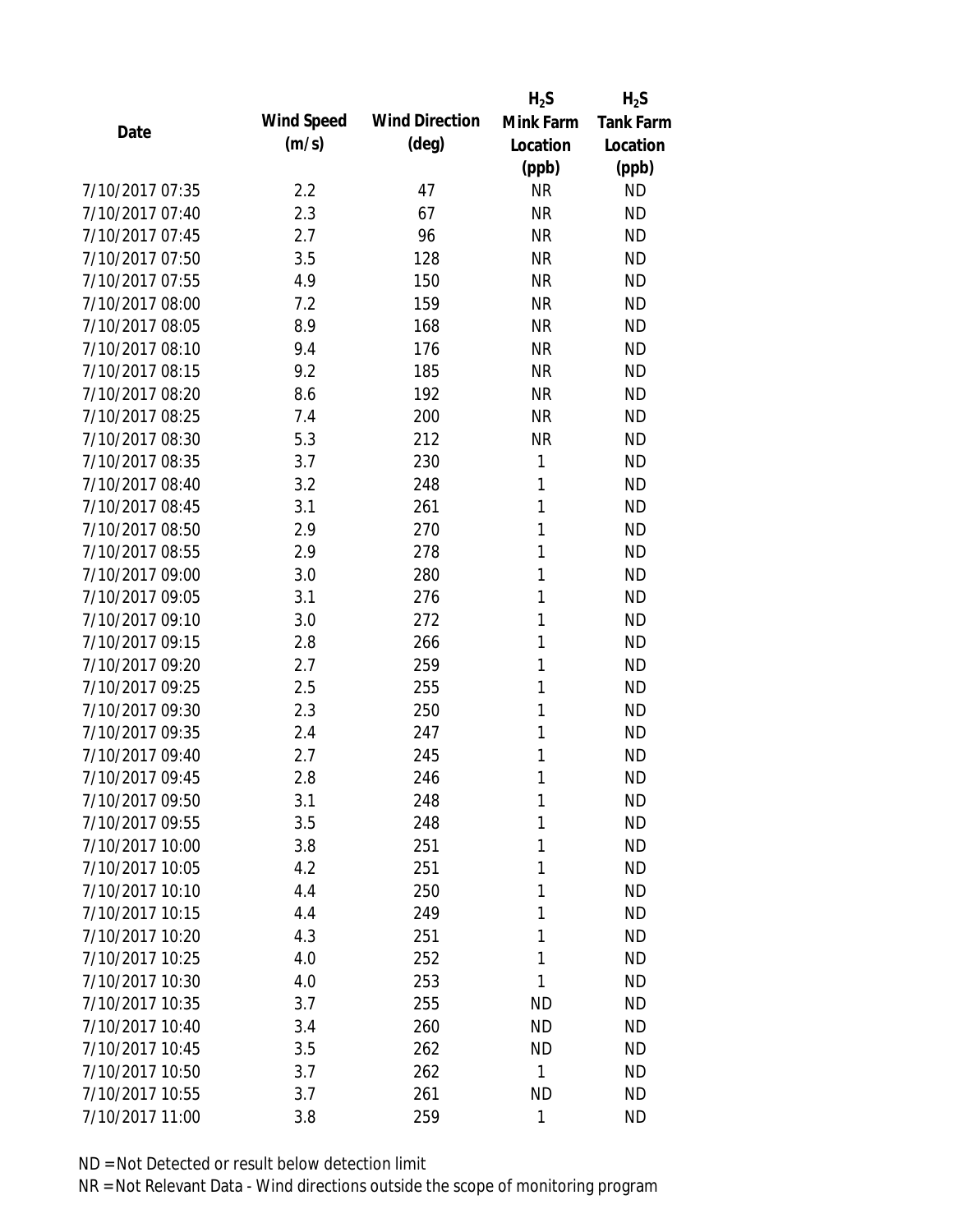| Date | Wind Speed (m/s) | Wind Direction (deg) | $H_2S$ Mink Farm Location (ppb) | $H_2S$ Tank Farm Location (ppb) |
|---|---|---|---|---|
| 7/10/2017 07:35 | 2.2 | 47 | NR | ND |
| 7/10/2017 07:40 | 2.3 | 67 | NR | ND |
| 7/10/2017 07:45 | 2.7 | 96 | NR | ND |
| 7/10/2017 07:50 | 3.5 | 128 | NR | ND |
| 7/10/2017 07:55 | 4.9 | 150 | NR | ND |
| 7/10/2017 08:00 | 7.2 | 159 | NR | ND |
| 7/10/2017 08:05 | 8.9 | 168 | NR | ND |
| 7/10/2017 08:10 | 9.4 | 176 | NR | ND |
| 7/10/2017 08:15 | 9.2 | 185 | NR | ND |
| 7/10/2017 08:20 | 8.6 | 192 | NR | ND |
| 7/10/2017 08:25 | 7.4 | 200 | NR | ND |
| 7/10/2017 08:30 | 5.3 | 212 | NR | ND |
| 7/10/2017 08:35 | 3.7 | 230 | 1 | ND |
| 7/10/2017 08:40 | 3.2 | 248 | 1 | ND |
| 7/10/2017 08:45 | 3.1 | 261 | 1 | ND |
| 7/10/2017 08:50 | 2.9 | 270 | 1 | ND |
| 7/10/2017 08:55 | 2.9 | 278 | 1 | ND |
| 7/10/2017 09:00 | 3.0 | 280 | 1 | ND |
| 7/10/2017 09:05 | 3.1 | 276 | 1 | ND |
| 7/10/2017 09:10 | 3.0 | 272 | 1 | ND |
| 7/10/2017 09:15 | 2.8 | 266 | 1 | ND |
| 7/10/2017 09:20 | 2.7 | 259 | 1 | ND |
| 7/10/2017 09:25 | 2.5 | 255 | 1 | ND |
| 7/10/2017 09:30 | 2.3 | 250 | 1 | ND |
| 7/10/2017 09:35 | 2.4 | 247 | 1 | ND |
| 7/10/2017 09:40 | 2.7 | 245 | 1 | ND |
| 7/10/2017 09:45 | 2.8 | 246 | 1 | ND |
| 7/10/2017 09:50 | 3.1 | 248 | 1 | ND |
| 7/10/2017 09:55 | 3.5 | 248 | 1 | ND |
| 7/10/2017 10:00 | 3.8 | 251 | 1 | ND |
| 7/10/2017 10:05 | 4.2 | 251 | 1 | ND |
| 7/10/2017 10:10 | 4.4 | 250 | 1 | ND |
| 7/10/2017 10:15 | 4.4 | 249 | 1 | ND |
| 7/10/2017 10:20 | 4.3 | 251 | 1 | ND |
| 7/10/2017 10:25 | 4.0 | 252 | 1 | ND |
| 7/10/2017 10:30 | 4.0 | 253 | 1 | ND |
| 7/10/2017 10:35 | 3.7 | 255 | ND | ND |
| 7/10/2017 10:40 | 3.4 | 260 | ND | ND |
| 7/10/2017 10:45 | 3.5 | 262 | ND | ND |
| 7/10/2017 10:50 | 3.7 | 262 | 1 | ND |
| 7/10/2017 10:55 | 3.7 | 261 | ND | ND |
| 7/10/2017 11:00 | 3.8 | 259 | 1 | ND |

ND = Not Detected or result below detection limit

NR = Not Relevant Data - Wind directions outside the scope of monitoring program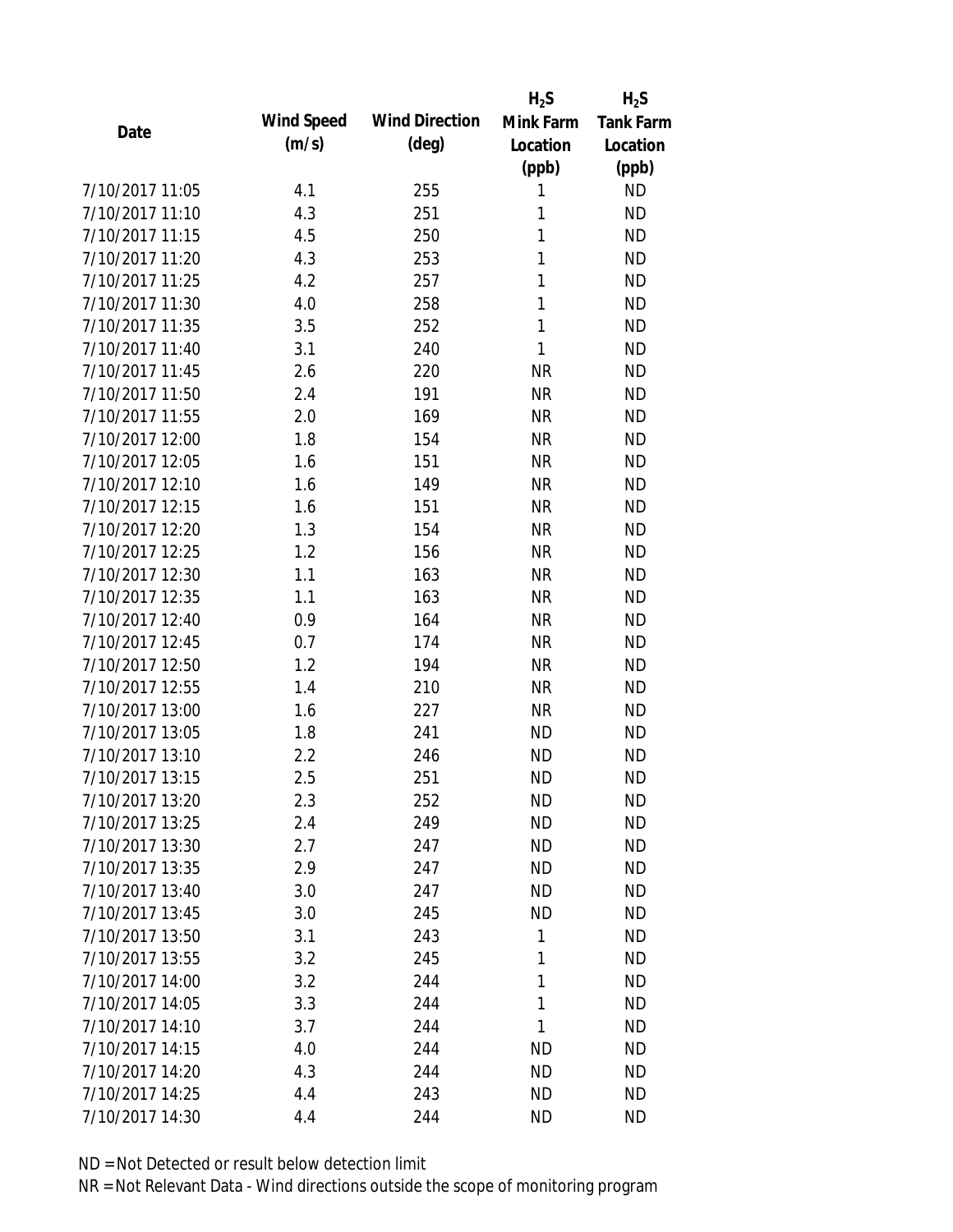| Date | Wind Speed (m/s) | Wind Direction (deg) | $H_2S$ Mink Farm Location (ppb) | $H_2S$ Tank Farm Location (ppb) |
|---|---|---|---|---|
| 7/10/2017 11:05 | 4.1 | 255 | 1 | ND |
| 7/10/2017 11:10 | 4.3 | 251 | 1 | ND |
| 7/10/2017 11:15 | 4.5 | 250 | 1 | ND |
| 7/10/2017 11:20 | 4.3 | 253 | 1 | ND |
| 7/10/2017 11:25 | 4.2 | 257 | 1 | ND |
| 7/10/2017 11:30 | 4.0 | 258 | 1 | ND |
| 7/10/2017 11:35 | 3.5 | 252 | 1 | ND |
| 7/10/2017 11:40 | 3.1 | 240 | 1 | ND |
| 7/10/2017 11:45 | 2.6 | 220 | NR | ND |
| 7/10/2017 11:50 | 2.4 | 191 | NR | ND |
| 7/10/2017 11:55 | 2.0 | 169 | NR | ND |
| 7/10/2017 12:00 | 1.8 | 154 | NR | ND |
| 7/10/2017 12:05 | 1.6 | 151 | NR | ND |
| 7/10/2017 12:10 | 1.6 | 149 | NR | ND |
| 7/10/2017 12:15 | 1.6 | 151 | NR | ND |
| 7/10/2017 12:20 | 1.3 | 154 | NR | ND |
| 7/10/2017 12:25 | 1.2 | 156 | NR | ND |
| 7/10/2017 12:30 | 1.1 | 163 | NR | ND |
| 7/10/2017 12:35 | 1.1 | 163 | NR | ND |
| 7/10/2017 12:40 | 0.9 | 164 | NR | ND |
| 7/10/2017 12:45 | 0.7 | 174 | NR | ND |
| 7/10/2017 12:50 | 1.2 | 194 | NR | ND |
| 7/10/2017 12:55 | 1.4 | 210 | NR | ND |
| 7/10/2017 13:00 | 1.6 | 227 | NR | ND |
| 7/10/2017 13:05 | 1.8 | 241 | ND | ND |
| 7/10/2017 13:10 | 2.2 | 246 | ND | ND |
| 7/10/2017 13:15 | 2.5 | 251 | ND | ND |
| 7/10/2017 13:20 | 2.3 | 252 | ND | ND |
| 7/10/2017 13:25 | 2.4 | 249 | ND | ND |
| 7/10/2017 13:30 | 2.7 | 247 | ND | ND |
| 7/10/2017 13:35 | 2.9 | 247 | ND | ND |
| 7/10/2017 13:40 | 3.0 | 247 | ND | ND |
| 7/10/2017 13:45 | 3.0 | 245 | ND | ND |
| 7/10/2017 13:50 | 3.1 | 243 | 1 | ND |
| 7/10/2017 13:55 | 3.2 | 245 | 1 | ND |
| 7/10/2017 14:00 | 3.2 | 244 | 1 | ND |
| 7/10/2017 14:05 | 3.3 | 244 | 1 | ND |
| 7/10/2017 14:10 | 3.7 | 244 | 1 | ND |
| 7/10/2017 14:15 | 4.0 | 244 | ND | ND |
| 7/10/2017 14:20 | 4.3 | 244 | ND | ND |
| 7/10/2017 14:25 | 4.4 | 243 | ND | ND |
| 7/10/2017 14:30 | 4.4 | 244 | ND | ND |

ND = Not Detected or result below detection limit

NR = Not Relevant Data - Wind directions outside the scope of monitoring program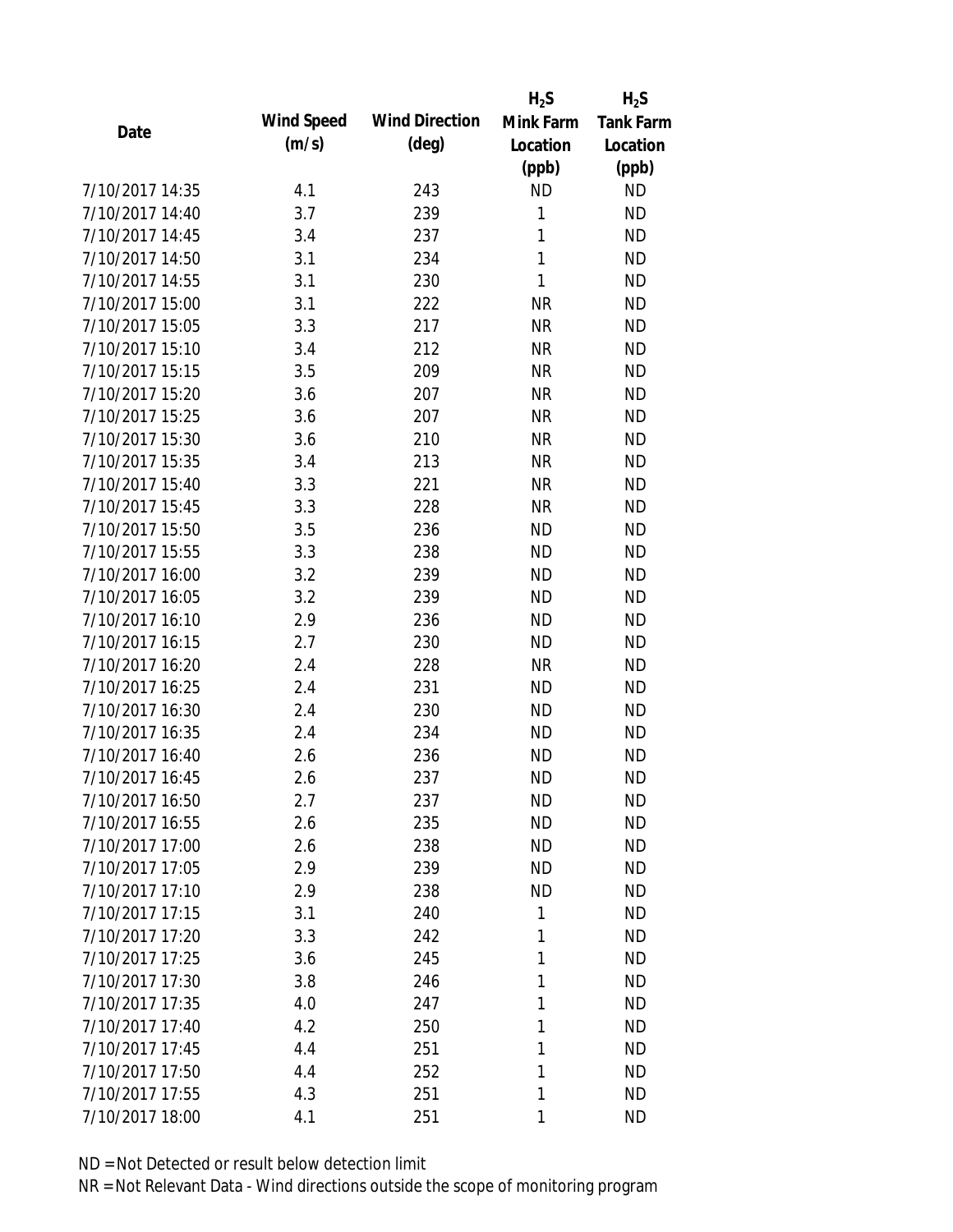| Date | Wind Speed (m/s) | Wind Direction (deg) | $H_2S$ Mink Farm Location (ppb) | $H_2S$ Tank Farm Location (ppb) |
|---|---|---|---|---|
| 7/10/2017 14:35 | 4.1 | 243 | ND | ND |
| 7/10/2017 14:40 | 3.7 | 239 | 1 | ND |
| 7/10/2017 14:45 | 3.4 | 237 | 1 | ND |
| 7/10/2017 14:50 | 3.1 | 234 | 1 | ND |
| 7/10/2017 14:55 | 3.1 | 230 | 1 | ND |
| 7/10/2017 15:00 | 3.1 | 222 | NR | ND |
| 7/10/2017 15:05 | 3.3 | 217 | NR | ND |
| 7/10/2017 15:10 | 3.4 | 212 | NR | ND |
| 7/10/2017 15:15 | 3.5 | 209 | NR | ND |
| 7/10/2017 15:20 | 3.6 | 207 | NR | ND |
| 7/10/2017 15:25 | 3.6 | 207 | NR | ND |
| 7/10/2017 15:30 | 3.6 | 210 | NR | ND |
| 7/10/2017 15:35 | 3.4 | 213 | NR | ND |
| 7/10/2017 15:40 | 3.3 | 221 | NR | ND |
| 7/10/2017 15:45 | 3.3 | 228 | NR | ND |
| 7/10/2017 15:50 | 3.5 | 236 | ND | ND |
| 7/10/2017 15:55 | 3.3 | 238 | ND | ND |
| 7/10/2017 16:00 | 3.2 | 239 | ND | ND |
| 7/10/2017 16:05 | 3.2 | 239 | ND | ND |
| 7/10/2017 16:10 | 2.9 | 236 | ND | ND |
| 7/10/2017 16:15 | 2.7 | 230 | ND | ND |
| 7/10/2017 16:20 | 2.4 | 228 | NR | ND |
| 7/10/2017 16:25 | 2.4 | 231 | ND | ND |
| 7/10/2017 16:30 | 2.4 | 230 | ND | ND |
| 7/10/2017 16:35 | 2.4 | 234 | ND | ND |
| 7/10/2017 16:40 | 2.6 | 236 | ND | ND |
| 7/10/2017 16:45 | 2.6 | 237 | ND | ND |
| 7/10/2017 16:50 | 2.7 | 237 | ND | ND |
| 7/10/2017 16:55 | 2.6 | 235 | ND | ND |
| 7/10/2017 17:00 | 2.6 | 238 | ND | ND |
| 7/10/2017 17:05 | 2.9 | 239 | ND | ND |
| 7/10/2017 17:10 | 2.9 | 238 | ND | ND |
| 7/10/2017 17:15 | 3.1 | 240 | 1 | ND |
| 7/10/2017 17:20 | 3.3 | 242 | 1 | ND |
| 7/10/2017 17:25 | 3.6 | 245 | 1 | ND |
| 7/10/2017 17:30 | 3.8 | 246 | 1 | ND |
| 7/10/2017 17:35 | 4.0 | 247 | 1 | ND |
| 7/10/2017 17:40 | 4.2 | 250 | 1 | ND |
| 7/10/2017 17:45 | 4.4 | 251 | 1 | ND |
| 7/10/2017 17:50 | 4.4 | 252 | 1 | ND |
| 7/10/2017 17:55 | 4.3 | 251 | 1 | ND |
| 7/10/2017 18:00 | 4.1 | 251 | 1 | ND |

ND = Not Detected or result below detection limit

NR = Not Relevant Data - Wind directions outside the scope of monitoring program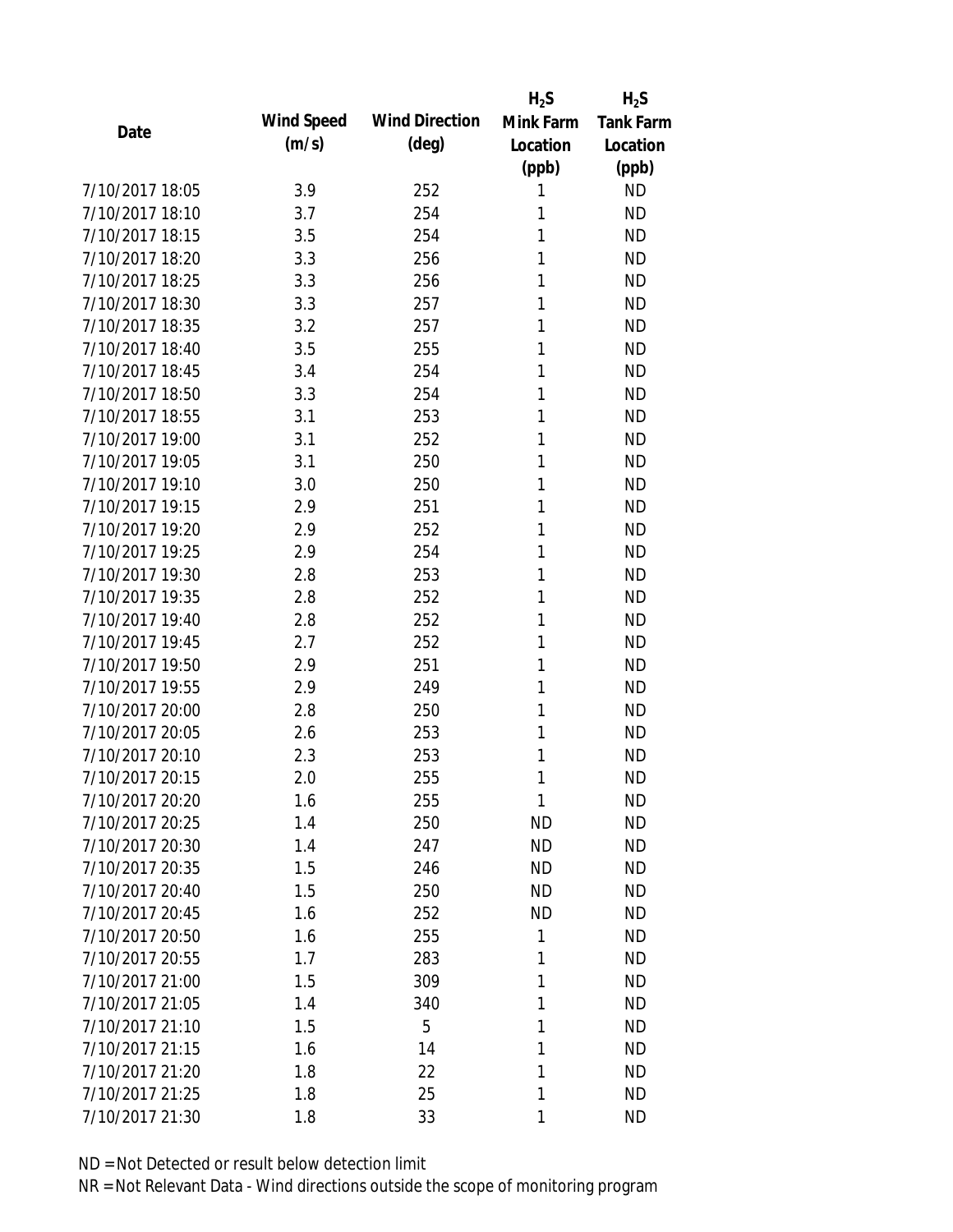| Date | Wind Speed (m/s) | Wind Direction (deg) | $H_2S$ Mink Farm Location (ppb) | $H_2S$ Tank Farm Location (ppb) |
| --- | --- | --- | --- | --- |
| 7/10/2017 18:05 | 3.9 | 252 | 1 | ND |
| 7/10/2017 18:10 | 3.7 | 254 | 1 | ND |
| 7/10/2017 18:15 | 3.5 | 254 | 1 | ND |
| 7/10/2017 18:20 | 3.3 | 256 | 1 | ND |
| 7/10/2017 18:25 | 3.3 | 256 | 1 | ND |
| 7/10/2017 18:30 | 3.3 | 257 | 1 | ND |
| 7/10/2017 18:35 | 3.2 | 257 | 1 | ND |
| 7/10/2017 18:40 | 3.5 | 255 | 1 | ND |
| 7/10/2017 18:45 | 3.4 | 254 | 1 | ND |
| 7/10/2017 18:50 | 3.3 | 254 | 1 | ND |
| 7/10/2017 18:55 | 3.1 | 253 | 1 | ND |
| 7/10/2017 19:00 | 3.1 | 252 | 1 | ND |
| 7/10/2017 19:05 | 3.1 | 250 | 1 | ND |
| 7/10/2017 19:10 | 3.0 | 250 | 1 | ND |
| 7/10/2017 19:15 | 2.9 | 251 | 1 | ND |
| 7/10/2017 19:20 | 2.9 | 252 | 1 | ND |
| 7/10/2017 19:25 | 2.9 | 254 | 1 | ND |
| 7/10/2017 19:30 | 2.8 | 253 | 1 | ND |
| 7/10/2017 19:35 | 2.8 | 252 | 1 | ND |
| 7/10/2017 19:40 | 2.8 | 252 | 1 | ND |
| 7/10/2017 19:45 | 2.7 | 252 | 1 | ND |
| 7/10/2017 19:50 | 2.9 | 251 | 1 | ND |
| 7/10/2017 19:55 | 2.9 | 249 | 1 | ND |
| 7/10/2017 20:00 | 2.8 | 250 | 1 | ND |
| 7/10/2017 20:05 | 2.6 | 253 | 1 | ND |
| 7/10/2017 20:10 | 2.3 | 253 | 1 | ND |
| 7/10/2017 20:15 | 2.0 | 255 | 1 | ND |
| 7/10/2017 20:20 | 1.6 | 255 | 1 | ND |
| 7/10/2017 20:25 | 1.4 | 250 | ND | ND |
| 7/10/2017 20:30 | 1.4 | 247 | ND | ND |
| 7/10/2017 20:35 | 1.5 | 246 | ND | ND |
| 7/10/2017 20:40 | 1.5 | 250 | ND | ND |
| 7/10/2017 20:45 | 1.6 | 252 | ND | ND |
| 7/10/2017 20:50 | 1.6 | 255 | 1 | ND |
| 7/10/2017 20:55 | 1.7 | 283 | 1 | ND |
| 7/10/2017 21:00 | 1.5 | 309 | 1 | ND |
| 7/10/2017 21:05 | 1.4 | 340 | 1 | ND |
| 7/10/2017 21:10 | 1.5 | 5 | 1 | ND |
| 7/10/2017 21:15 | 1.6 | 14 | 1 | ND |
| 7/10/2017 21:20 | 1.8 | 22 | 1 | ND |
| 7/10/2017 21:25 | 1.8 | 25 | 1 | ND |
| 7/10/2017 21:30 | 1.8 | 33 | 1 | ND |

ND = Not Detected or result below detection limit

NR = Not Relevant Data - Wind directions outside the scope of monitoring program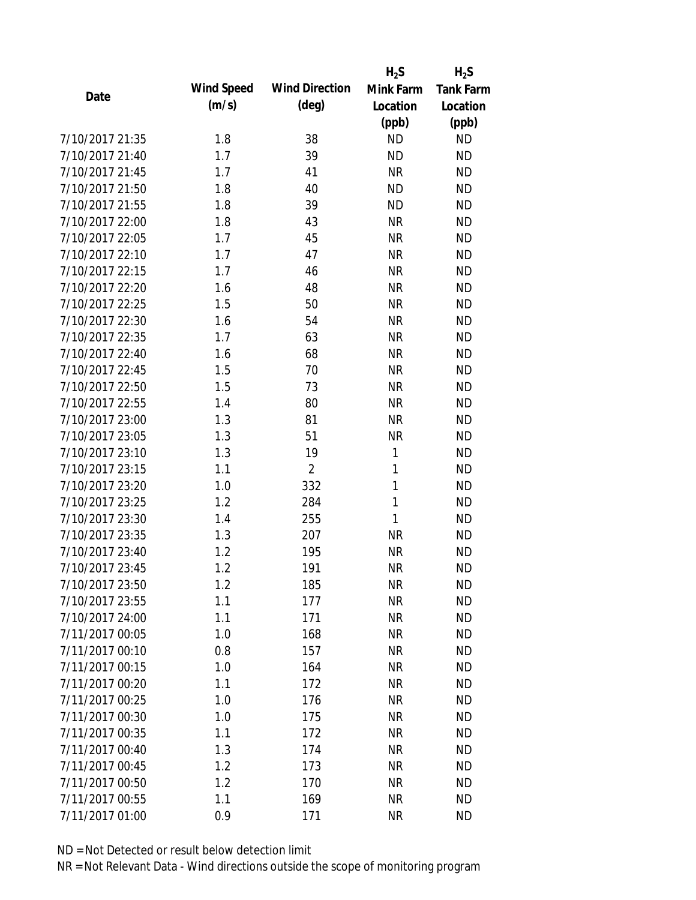| Date | Wind Speed (m/s) | Wind Direction (deg) | $H_2S$ Mink Farm Location (ppb) | $H_2S$ Tank Farm Location (ppb) |
|---|---|---|---|---|
| 7/10/2017 21:35 | 1.8 | 38 | ND | ND |
| 7/10/2017 21:40 | 1.7 | 39 | ND | ND |
| 7/10/2017 21:45 | 1.7 | 41 | NR | ND |
| 7/10/2017 21:50 | 1.8 | 40 | ND | ND |
| 7/10/2017 21:55 | 1.8 | 39 | ND | ND |
| 7/10/2017 22:00 | 1.8 | 43 | NR | ND |
| 7/10/2017 22:05 | 1.7 | 45 | NR | ND |
| 7/10/2017 22:10 | 1.7 | 47 | NR | ND |
| 7/10/2017 22:15 | 1.7 | 46 | NR | ND |
| 7/10/2017 22:20 | 1.6 | 48 | NR | ND |
| 7/10/2017 22:25 | 1.5 | 50 | NR | ND |
| 7/10/2017 22:30 | 1.6 | 54 | NR | ND |
| 7/10/2017 22:35 | 1.7 | 63 | NR | ND |
| 7/10/2017 22:40 | 1.6 | 68 | NR | ND |
| 7/10/2017 22:45 | 1.5 | 70 | NR | ND |
| 7/10/2017 22:50 | 1.5 | 73 | NR | ND |
| 7/10/2017 22:55 | 1.4 | 80 | NR | ND |
| 7/10/2017 23:00 | 1.3 | 81 | NR | ND |
| 7/10/2017 23:05 | 1.3 | 51 | NR | ND |
| 7/10/2017 23:10 | 1.3 | 19 | 1 | ND |
| 7/10/2017 23:15 | 1.1 | 2 | 1 | ND |
| 7/10/2017 23:20 | 1.0 | 332 | 1 | ND |
| 7/10/2017 23:25 | 1.2 | 284 | 1 | ND |
| 7/10/2017 23:30 | 1.4 | 255 | 1 | ND |
| 7/10/2017 23:35 | 1.3 | 207 | NR | ND |
| 7/10/2017 23:40 | 1.2 | 195 | NR | ND |
| 7/10/2017 23:45 | 1.2 | 191 | NR | ND |
| 7/10/2017 23:50 | 1.2 | 185 | NR | ND |
| 7/10/2017 23:55 | 1.1 | 177 | NR | ND |
| 7/10/2017 24:00 | 1.1 | 171 | NR | ND |
| 7/11/2017 00:05 | 1.0 | 168 | NR | ND |
| 7/11/2017 00:10 | 0.8 | 157 | NR | ND |
| 7/11/2017 00:15 | 1.0 | 164 | NR | ND |
| 7/11/2017 00:20 | 1.1 | 172 | NR | ND |
| 7/11/2017 00:25 | 1.0 | 176 | NR | ND |
| 7/11/2017 00:30 | 1.0 | 175 | NR | ND |
| 7/11/2017 00:35 | 1.1 | 172 | NR | ND |
| 7/11/2017 00:40 | 1.3 | 174 | NR | ND |
| 7/11/2017 00:45 | 1.2 | 173 | NR | ND |
| 7/11/2017 00:50 | 1.2 | 170 | NR | ND |
| 7/11/2017 00:55 | 1.1 | 169 | NR | ND |
| 7/11/2017 01:00 | 0.9 | 171 | NR | ND |

ND = Not Detected or result below detection limit

NR = Not Relevant Data - Wind directions outside the scope of monitoring program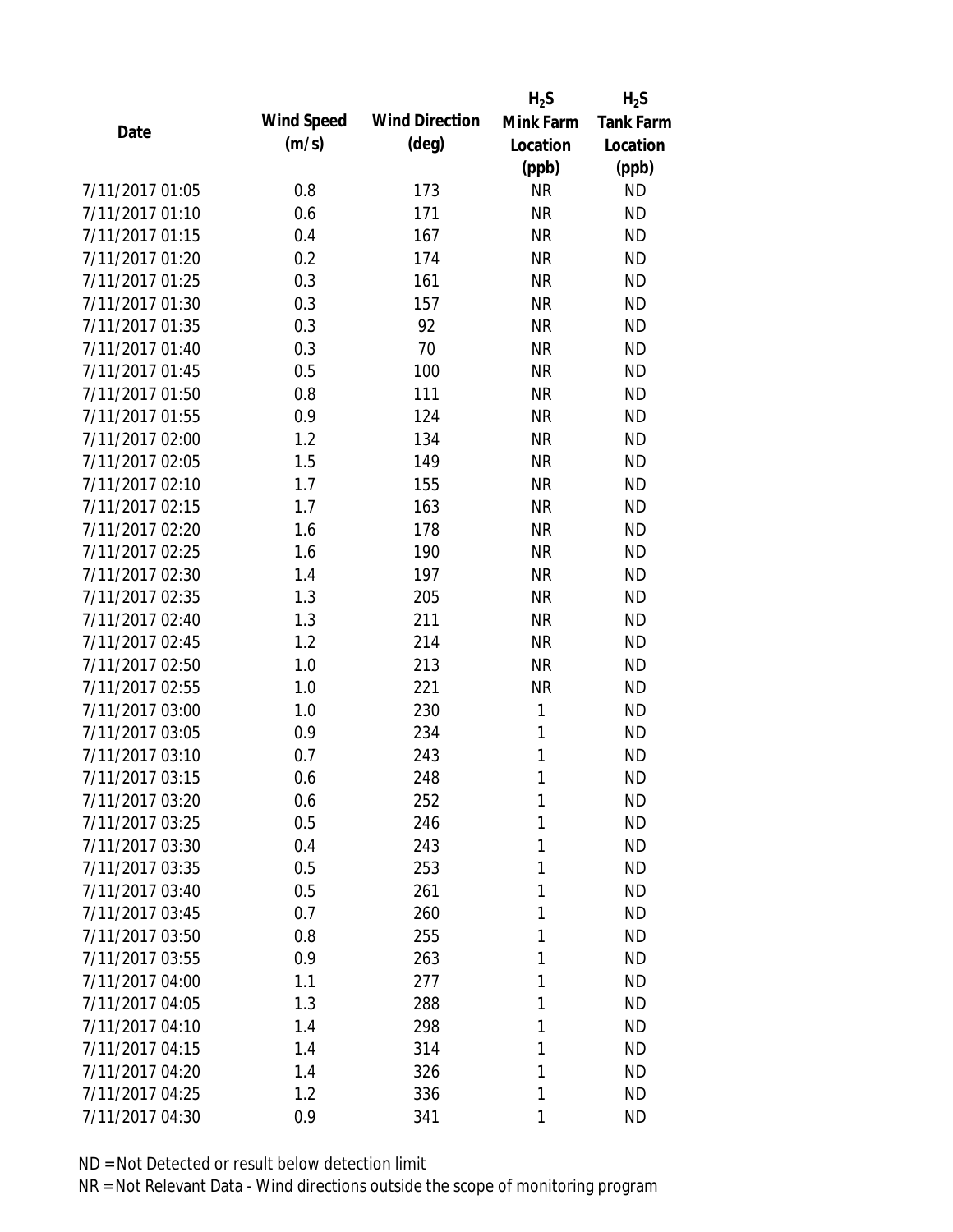| Date | Wind Speed (m/s) | Wind Direction (deg) | $H_2S$ Mink Farm Location (ppb) | $H_2S$ Tank Farm Location (ppb) |
|---|---|---|---|---|
| 7/11/2017 01:05 | 0.8 | 173 | NR | ND |
| 7/11/2017 01:10 | 0.6 | 171 | NR | ND |
| 7/11/2017 01:15 | 0.4 | 167 | NR | ND |
| 7/11/2017 01:20 | 0.2 | 174 | NR | ND |
| 7/11/2017 01:25 | 0.3 | 161 | NR | ND |
| 7/11/2017 01:30 | 0.3 | 157 | NR | ND |
| 7/11/2017 01:35 | 0.3 | 92 | NR | ND |
| 7/11/2017 01:40 | 0.3 | 70 | NR | ND |
| 7/11/2017 01:45 | 0.5 | 100 | NR | ND |
| 7/11/2017 01:50 | 0.8 | 111 | NR | ND |
| 7/11/2017 01:55 | 0.9 | 124 | NR | ND |
| 7/11/2017 02:00 | 1.2 | 134 | NR | ND |
| 7/11/2017 02:05 | 1.5 | 149 | NR | ND |
| 7/11/2017 02:10 | 1.7 | 155 | NR | ND |
| 7/11/2017 02:15 | 1.7 | 163 | NR | ND |
| 7/11/2017 02:20 | 1.6 | 178 | NR | ND |
| 7/11/2017 02:25 | 1.6 | 190 | NR | ND |
| 7/11/2017 02:30 | 1.4 | 197 | NR | ND |
| 7/11/2017 02:35 | 1.3 | 205 | NR | ND |
| 7/11/2017 02:40 | 1.3 | 211 | NR | ND |
| 7/11/2017 02:45 | 1.2 | 214 | NR | ND |
| 7/11/2017 02:50 | 1.0 | 213 | NR | ND |
| 7/11/2017 02:55 | 1.0 | 221 | NR | ND |
| 7/11/2017 03:00 | 1.0 | 230 | 1 | ND |
| 7/11/2017 03:05 | 0.9 | 234 | 1 | ND |
| 7/11/2017 03:10 | 0.7 | 243 | 1 | ND |
| 7/11/2017 03:15 | 0.6 | 248 | 1 | ND |
| 7/11/2017 03:20 | 0.6 | 252 | 1 | ND |
| 7/11/2017 03:25 | 0.5 | 246 | 1 | ND |
| 7/11/2017 03:30 | 0.4 | 243 | 1 | ND |
| 7/11/2017 03:35 | 0.5 | 253 | 1 | ND |
| 7/11/2017 03:40 | 0.5 | 261 | 1 | ND |
| 7/11/2017 03:45 | 0.7 | 260 | 1 | ND |
| 7/11/2017 03:50 | 0.8 | 255 | 1 | ND |
| 7/11/2017 03:55 | 0.9 | 263 | 1 | ND |
| 7/11/2017 04:00 | 1.1 | 277 | 1 | ND |
| 7/11/2017 04:05 | 1.3 | 288 | 1 | ND |
| 7/11/2017 04:10 | 1.4 | 298 | 1 | ND |
| 7/11/2017 04:15 | 1.4 | 314 | 1 | ND |
| 7/11/2017 04:20 | 1.4 | 326 | 1 | ND |
| 7/11/2017 04:25 | 1.2 | 336 | 1 | ND |
| 7/11/2017 04:30 | 0.9 | 341 | 1 | ND |

ND = Not Detected or result below detection limit

NR = Not Relevant Data - Wind directions outside the scope of monitoring program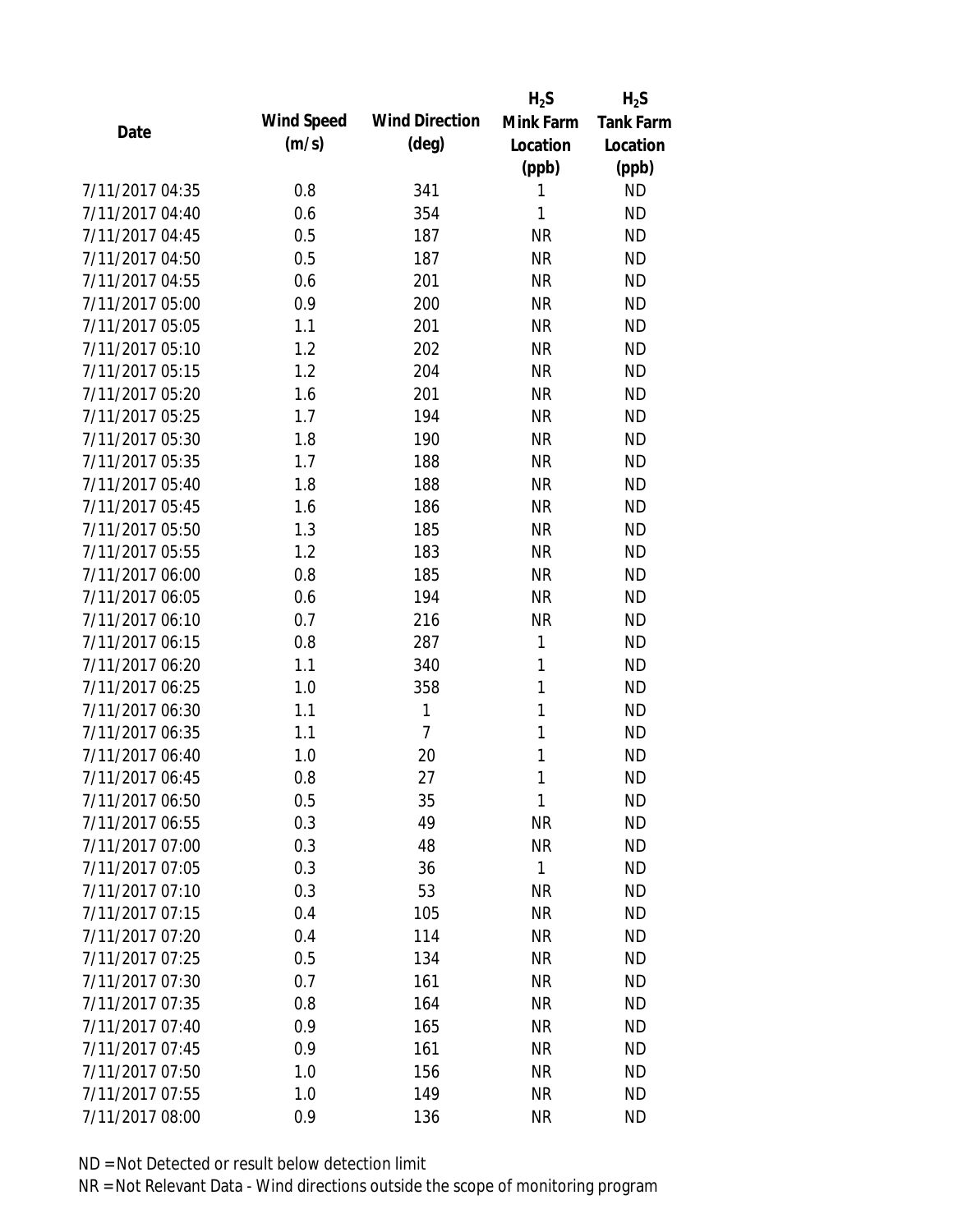| Date | Wind Speed (m/s) | Wind Direction (deg) | $H_2S$ Mink Farm Location (ppb) | $H_2S$ Tank Farm Location (ppb) |
|---|---|---|---|---|
| 7/11/2017 04:35 | 0.8 | 341 | 1 | ND |
| 7/11/2017 04:40 | 0.6 | 354 | 1 | ND |
| 7/11/2017 04:45 | 0.5 | 187 | NR | ND |
| 7/11/2017 04:50 | 0.5 | 187 | NR | ND |
| 7/11/2017 04:55 | 0.6 | 201 | NR | ND |
| 7/11/2017 05:00 | 0.9 | 200 | NR | ND |
| 7/11/2017 05:05 | 1.1 | 201 | NR | ND |
| 7/11/2017 05:10 | 1.2 | 202 | NR | ND |
| 7/11/2017 05:15 | 1.2 | 204 | NR | ND |
| 7/11/2017 05:20 | 1.6 | 201 | NR | ND |
| 7/11/2017 05:25 | 1.7 | 194 | NR | ND |
| 7/11/2017 05:30 | 1.8 | 190 | NR | ND |
| 7/11/2017 05:35 | 1.7 | 188 | NR | ND |
| 7/11/2017 05:40 | 1.8 | 188 | NR | ND |
| 7/11/2017 05:45 | 1.6 | 186 | NR | ND |
| 7/11/2017 05:50 | 1.3 | 185 | NR | ND |
| 7/11/2017 05:55 | 1.2 | 183 | NR | ND |
| 7/11/2017 06:00 | 0.8 | 185 | NR | ND |
| 7/11/2017 06:05 | 0.6 | 194 | NR | ND |
| 7/11/2017 06:10 | 0.7 | 216 | NR | ND |
| 7/11/2017 06:15 | 0.8 | 287 | 1 | ND |
| 7/11/2017 06:20 | 1.1 | 340 | 1 | ND |
| 7/11/2017 06:25 | 1.0 | 358 | 1 | ND |
| 7/11/2017 06:30 | 1.1 | 1 | 1 | ND |
| 7/11/2017 06:35 | 1.1 | 7 | 1 | ND |
| 7/11/2017 06:40 | 1.0 | 20 | 1 | ND |
| 7/11/2017 06:45 | 0.8 | 27 | 1 | ND |
| 7/11/2017 06:50 | 0.5 | 35 | 1 | ND |
| 7/11/2017 06:55 | 0.3 | 49 | NR | ND |
| 7/11/2017 07:00 | 0.3 | 48 | NR | ND |
| 7/11/2017 07:05 | 0.3 | 36 | 1 | ND |
| 7/11/2017 07:10 | 0.3 | 53 | NR | ND |
| 7/11/2017 07:15 | 0.4 | 105 | NR | ND |
| 7/11/2017 07:20 | 0.4 | 114 | NR | ND |
| 7/11/2017 07:25 | 0.5 | 134 | NR | ND |
| 7/11/2017 07:30 | 0.7 | 161 | NR | ND |
| 7/11/2017 07:35 | 0.8 | 164 | NR | ND |
| 7/11/2017 07:40 | 0.9 | 165 | NR | ND |
| 7/11/2017 07:45 | 0.9 | 161 | NR | ND |
| 7/11/2017 07:50 | 1.0 | 156 | NR | ND |
| 7/11/2017 07:55 | 1.0 | 149 | NR | ND |
| 7/11/2017 08:00 | 0.9 | 136 | NR | ND |

ND = Not Detected or result below detection limit

NR = Not Relevant Data - Wind directions outside the scope of monitoring program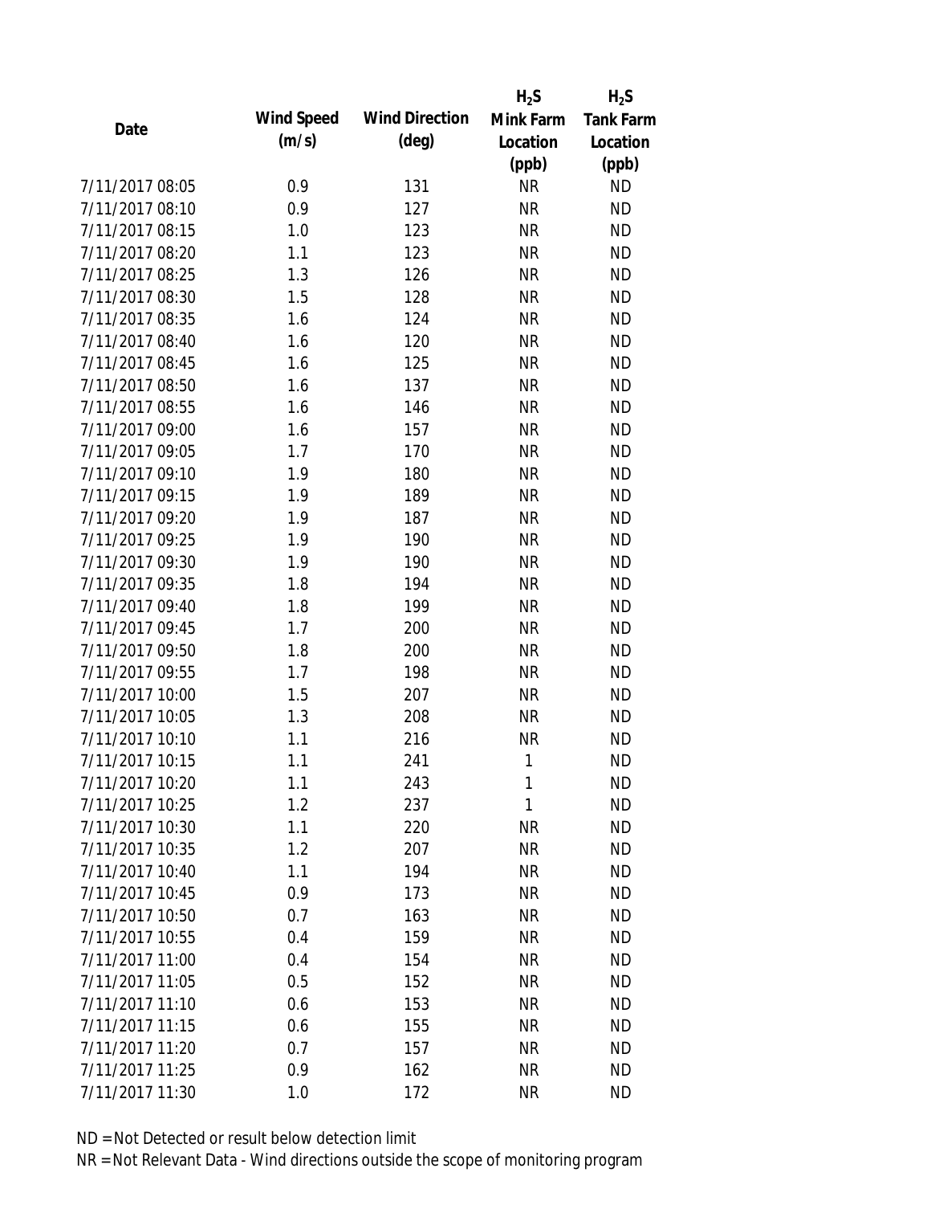| Date | Wind Speed (m/s) | Wind Direction (deg) | $H_2S$ Mink Farm Location (ppb) | $H_2S$ Tank Farm Location (ppb) |
|---|---|---|---|---|
| 7/11/2017 08:05 | 0.9 | 131 | NR | ND |
| 7/11/2017 08:10 | 0.9 | 127 | NR | ND |
| 7/11/2017 08:15 | 1.0 | 123 | NR | ND |
| 7/11/2017 08:20 | 1.1 | 123 | NR | ND |
| 7/11/2017 08:25 | 1.3 | 126 | NR | ND |
| 7/11/2017 08:30 | 1.5 | 128 | NR | ND |
| 7/11/2017 08:35 | 1.6 | 124 | NR | ND |
| 7/11/2017 08:40 | 1.6 | 120 | NR | ND |
| 7/11/2017 08:45 | 1.6 | 125 | NR | ND |
| 7/11/2017 08:50 | 1.6 | 137 | NR | ND |
| 7/11/2017 08:55 | 1.6 | 146 | NR | ND |
| 7/11/2017 09:00 | 1.6 | 157 | NR | ND |
| 7/11/2017 09:05 | 1.7 | 170 | NR | ND |
| 7/11/2017 09:10 | 1.9 | 180 | NR | ND |
| 7/11/2017 09:15 | 1.9 | 189 | NR | ND |
| 7/11/2017 09:20 | 1.9 | 187 | NR | ND |
| 7/11/2017 09:25 | 1.9 | 190 | NR | ND |
| 7/11/2017 09:30 | 1.9 | 190 | NR | ND |
| 7/11/2017 09:35 | 1.8 | 194 | NR | ND |
| 7/11/2017 09:40 | 1.8 | 199 | NR | ND |
| 7/11/2017 09:45 | 1.7 | 200 | NR | ND |
| 7/11/2017 09:50 | 1.8 | 200 | NR | ND |
| 7/11/2017 09:55 | 1.7 | 198 | NR | ND |
| 7/11/2017 10:00 | 1.5 | 207 | NR | ND |
| 7/11/2017 10:05 | 1.3 | 208 | NR | ND |
| 7/11/2017 10:10 | 1.1 | 216 | NR | ND |
| 7/11/2017 10:15 | 1.1 | 241 | 1 | ND |
| 7/11/2017 10:20 | 1.1 | 243 | 1 | ND |
| 7/11/2017 10:25 | 1.2 | 237 | 1 | ND |
| 7/11/2017 10:30 | 1.1 | 220 | NR | ND |
| 7/11/2017 10:35 | 1.2 | 207 | NR | ND |
| 7/11/2017 10:40 | 1.1 | 194 | NR | ND |
| 7/11/2017 10:45 | 0.9 | 173 | NR | ND |
| 7/11/2017 10:50 | 0.7 | 163 | NR | ND |
| 7/11/2017 10:55 | 0.4 | 159 | NR | ND |
| 7/11/2017 11:00 | 0.4 | 154 | NR | ND |
| 7/11/2017 11:05 | 0.5 | 152 | NR | ND |
| 7/11/2017 11:10 | 0.6 | 153 | NR | ND |
| 7/11/2017 11:15 | 0.6 | 155 | NR | ND |
| 7/11/2017 11:20 | 0.7 | 157 | NR | ND |
| 7/11/2017 11:25 | 0.9 | 162 | NR | ND |
| 7/11/2017 11:30 | 1.0 | 172 | NR | ND |

ND = Not Detected or result below detection limit

NR = Not Relevant Data - Wind directions outside the scope of monitoring program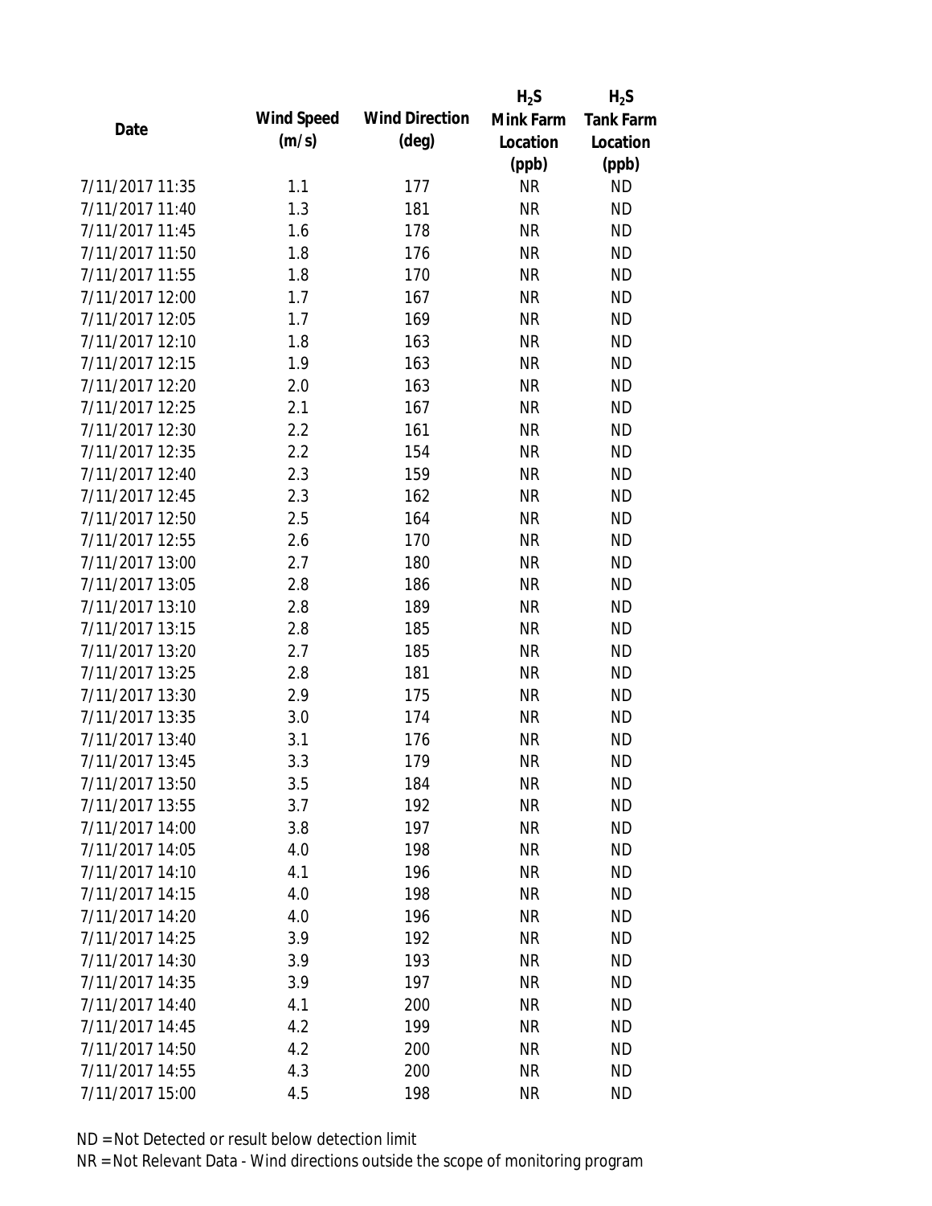| Date | Wind Speed (m/s) | Wind Direction (deg) | $H_2S$ Mink Farm Location (ppb) | $H_2S$ Tank Farm Location (ppb) |
|---|---|---|---|---|
| 7/11/2017 11:35 | 1.1 | 177 | NR | ND |
| 7/11/2017 11:40 | 1.3 | 181 | NR | ND |
| 7/11/2017 11:45 | 1.6 | 178 | NR | ND |
| 7/11/2017 11:50 | 1.8 | 176 | NR | ND |
| 7/11/2017 11:55 | 1.8 | 170 | NR | ND |
| 7/11/2017 12:00 | 1.7 | 167 | NR | ND |
| 7/11/2017 12:05 | 1.7 | 169 | NR | ND |
| 7/11/2017 12:10 | 1.8 | 163 | NR | ND |
| 7/11/2017 12:15 | 1.9 | 163 | NR | ND |
| 7/11/2017 12:20 | 2.0 | 163 | NR | ND |
| 7/11/2017 12:25 | 2.1 | 167 | NR | ND |
| 7/11/2017 12:30 | 2.2 | 161 | NR | ND |
| 7/11/2017 12:35 | 2.2 | 154 | NR | ND |
| 7/11/2017 12:40 | 2.3 | 159 | NR | ND |
| 7/11/2017 12:45 | 2.3 | 162 | NR | ND |
| 7/11/2017 12:50 | 2.5 | 164 | NR | ND |
| 7/11/2017 12:55 | 2.6 | 170 | NR | ND |
| 7/11/2017 13:00 | 2.7 | 180 | NR | ND |
| 7/11/2017 13:05 | 2.8 | 186 | NR | ND |
| 7/11/2017 13:10 | 2.8 | 189 | NR | ND |
| 7/11/2017 13:15 | 2.8 | 185 | NR | ND |
| 7/11/2017 13:20 | 2.7 | 185 | NR | ND |
| 7/11/2017 13:25 | 2.8 | 181 | NR | ND |
| 7/11/2017 13:30 | 2.9 | 175 | NR | ND |
| 7/11/2017 13:35 | 3.0 | 174 | NR | ND |
| 7/11/2017 13:40 | 3.1 | 176 | NR | ND |
| 7/11/2017 13:45 | 3.3 | 179 | NR | ND |
| 7/11/2017 13:50 | 3.5 | 184 | NR | ND |
| 7/11/2017 13:55 | 3.7 | 192 | NR | ND |
| 7/11/2017 14:00 | 3.8 | 197 | NR | ND |
| 7/11/2017 14:05 | 4.0 | 198 | NR | ND |
| 7/11/2017 14:10 | 4.1 | 196 | NR | ND |
| 7/11/2017 14:15 | 4.0 | 198 | NR | ND |
| 7/11/2017 14:20 | 4.0 | 196 | NR | ND |
| 7/11/2017 14:25 | 3.9 | 192 | NR | ND |
| 7/11/2017 14:30 | 3.9 | 193 | NR | ND |
| 7/11/2017 14:35 | 3.9 | 197 | NR | ND |
| 7/11/2017 14:40 | 4.1 | 200 | NR | ND |
| 7/11/2017 14:45 | 4.2 | 199 | NR | ND |
| 7/11/2017 14:50 | 4.2 | 200 | NR | ND |
| 7/11/2017 14:55 | 4.3 | 200 | NR | ND |
| 7/11/2017 15:00 | 4.5 | 198 | NR | ND |

ND = Not Detected or result below detection limit

NR = Not Relevant Data - Wind directions outside the scope of monitoring program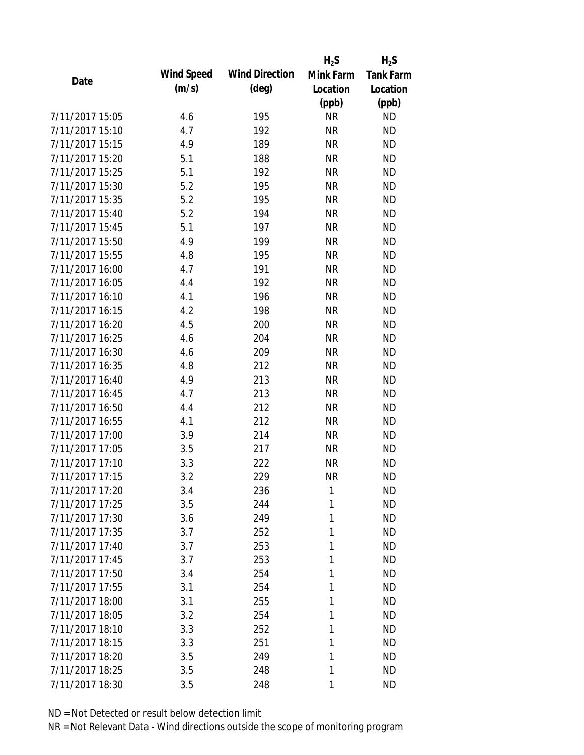| Date | Wind Speed (m/s) | Wind Direction (deg) | $H_2S$ Mink Farm Location (ppb) | $H_2S$ Tank Farm Location (ppb) |
|---|---|---|---|---|
| 7/11/2017 15:05 | 4.6 | 195 | NR | ND |
| 7/11/2017 15:10 | 4.7 | 192 | NR | ND |
| 7/11/2017 15:15 | 4.9 | 189 | NR | ND |
| 7/11/2017 15:20 | 5.1 | 188 | NR | ND |
| 7/11/2017 15:25 | 5.1 | 192 | NR | ND |
| 7/11/2017 15:30 | 5.2 | 195 | NR | ND |
| 7/11/2017 15:35 | 5.2 | 195 | NR | ND |
| 7/11/2017 15:40 | 5.2 | 194 | NR | ND |
| 7/11/2017 15:45 | 5.1 | 197 | NR | ND |
| 7/11/2017 15:50 | 4.9 | 199 | NR | ND |
| 7/11/2017 15:55 | 4.8 | 195 | NR | ND |
| 7/11/2017 16:00 | 4.7 | 191 | NR | ND |
| 7/11/2017 16:05 | 4.4 | 192 | NR | ND |
| 7/11/2017 16:10 | 4.1 | 196 | NR | ND |
| 7/11/2017 16:15 | 4.2 | 198 | NR | ND |
| 7/11/2017 16:20 | 4.5 | 200 | NR | ND |
| 7/11/2017 16:25 | 4.6 | 204 | NR | ND |
| 7/11/2017 16:30 | 4.6 | 209 | NR | ND |
| 7/11/2017 16:35 | 4.8 | 212 | NR | ND |
| 7/11/2017 16:40 | 4.9 | 213 | NR | ND |
| 7/11/2017 16:45 | 4.7 | 213 | NR | ND |
| 7/11/2017 16:50 | 4.4 | 212 | NR | ND |
| 7/11/2017 16:55 | 4.1 | 212 | NR | ND |
| 7/11/2017 17:00 | 3.9 | 214 | NR | ND |
| 7/11/2017 17:05 | 3.5 | 217 | NR | ND |
| 7/11/2017 17:10 | 3.3 | 222 | NR | ND |
| 7/11/2017 17:15 | 3.2 | 229 | NR | ND |
| 7/11/2017 17:20 | 3.4 | 236 | 1 | ND |
| 7/11/2017 17:25 | 3.5 | 244 | 1 | ND |
| 7/11/2017 17:30 | 3.6 | 249 | 1 | ND |
| 7/11/2017 17:35 | 3.7 | 252 | 1 | ND |
| 7/11/2017 17:40 | 3.7 | 253 | 1 | ND |
| 7/11/2017 17:45 | 3.7 | 253 | 1 | ND |
| 7/11/2017 17:50 | 3.4 | 254 | 1 | ND |
| 7/11/2017 17:55 | 3.1 | 254 | 1 | ND |
| 7/11/2017 18:00 | 3.1 | 255 | 1 | ND |
| 7/11/2017 18:05 | 3.2 | 254 | 1 | ND |
| 7/11/2017 18:10 | 3.3 | 252 | 1 | ND |
| 7/11/2017 18:15 | 3.3 | 251 | 1 | ND |
| 7/11/2017 18:20 | 3.5 | 249 | 1 | ND |
| 7/11/2017 18:25 | 3.5 | 248 | 1 | ND |
| 7/11/2017 18:30 | 3.5 | 248 | 1 | ND |

ND = Not Detected or result below detection limit

NR = Not Relevant Data - Wind directions outside the scope of monitoring program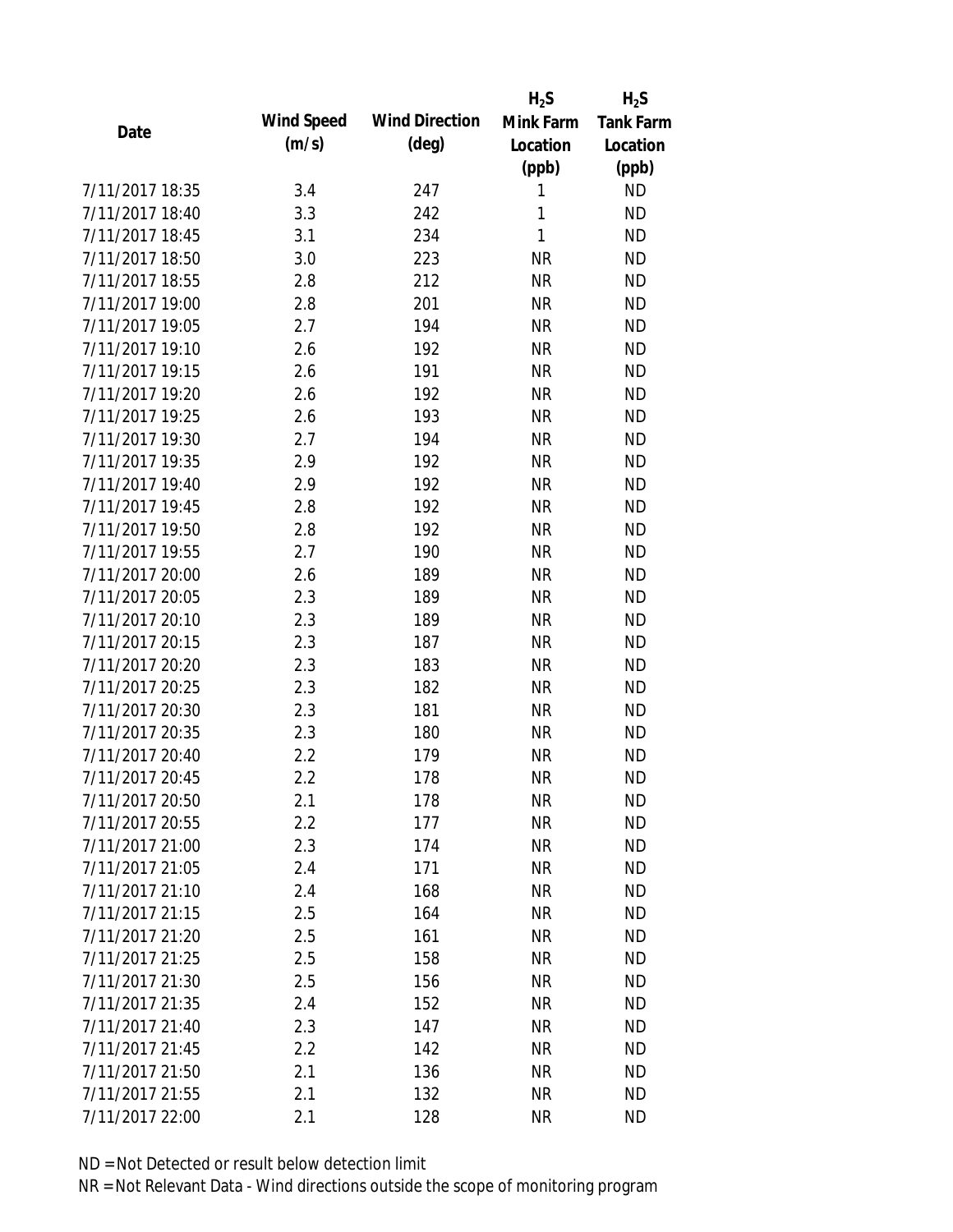| Date | Wind Speed (m/s) | Wind Direction (deg) | $H_2S$ Mink Farm Location (ppb) | $H_2S$ Tank Farm Location (ppb) |
|---|---|---|---|---|
| 7/11/2017 18:35 | 3.4 | 247 | 1 | ND |
| 7/11/2017 18:40 | 3.3 | 242 | 1 | ND |
| 7/11/2017 18:45 | 3.1 | 234 | 1 | ND |
| 7/11/2017 18:50 | 3.0 | 223 | NR | ND |
| 7/11/2017 18:55 | 2.8 | 212 | NR | ND |
| 7/11/2017 19:00 | 2.8 | 201 | NR | ND |
| 7/11/2017 19:05 | 2.7 | 194 | NR | ND |
| 7/11/2017 19:10 | 2.6 | 192 | NR | ND |
| 7/11/2017 19:15 | 2.6 | 191 | NR | ND |
| 7/11/2017 19:20 | 2.6 | 192 | NR | ND |
| 7/11/2017 19:25 | 2.6 | 193 | NR | ND |
| 7/11/2017 19:30 | 2.7 | 194 | NR | ND |
| 7/11/2017 19:35 | 2.9 | 192 | NR | ND |
| 7/11/2017 19:40 | 2.9 | 192 | NR | ND |
| 7/11/2017 19:45 | 2.8 | 192 | NR | ND |
| 7/11/2017 19:50 | 2.8 | 192 | NR | ND |
| 7/11/2017 19:55 | 2.7 | 190 | NR | ND |
| 7/11/2017 20:00 | 2.6 | 189 | NR | ND |
| 7/11/2017 20:05 | 2.3 | 189 | NR | ND |
| 7/11/2017 20:10 | 2.3 | 189 | NR | ND |
| 7/11/2017 20:15 | 2.3 | 187 | NR | ND |
| 7/11/2017 20:20 | 2.3 | 183 | NR | ND |
| 7/11/2017 20:25 | 2.3 | 182 | NR | ND |
| 7/11/2017 20:30 | 2.3 | 181 | NR | ND |
| 7/11/2017 20:35 | 2.3 | 180 | NR | ND |
| 7/11/2017 20:40 | 2.2 | 179 | NR | ND |
| 7/11/2017 20:45 | 2.2 | 178 | NR | ND |
| 7/11/2017 20:50 | 2.1 | 178 | NR | ND |
| 7/11/2017 20:55 | 2.2 | 177 | NR | ND |
| 7/11/2017 21:00 | 2.3 | 174 | NR | ND |
| 7/11/2017 21:05 | 2.4 | 171 | NR | ND |
| 7/11/2017 21:10 | 2.4 | 168 | NR | ND |
| 7/11/2017 21:15 | 2.5 | 164 | NR | ND |
| 7/11/2017 21:20 | 2.5 | 161 | NR | ND |
| 7/11/2017 21:25 | 2.5 | 158 | NR | ND |
| 7/11/2017 21:30 | 2.5 | 156 | NR | ND |
| 7/11/2017 21:35 | 2.4 | 152 | NR | ND |
| 7/11/2017 21:40 | 2.3 | 147 | NR | ND |
| 7/11/2017 21:45 | 2.2 | 142 | NR | ND |
| 7/11/2017 21:50 | 2.1 | 136 | NR | ND |
| 7/11/2017 21:55 | 2.1 | 132 | NR | ND |
| 7/11/2017 22:00 | 2.1 | 128 | NR | ND |

ND = Not Detected or result below detection limit

NR = Not Relevant Data - Wind directions outside the scope of monitoring program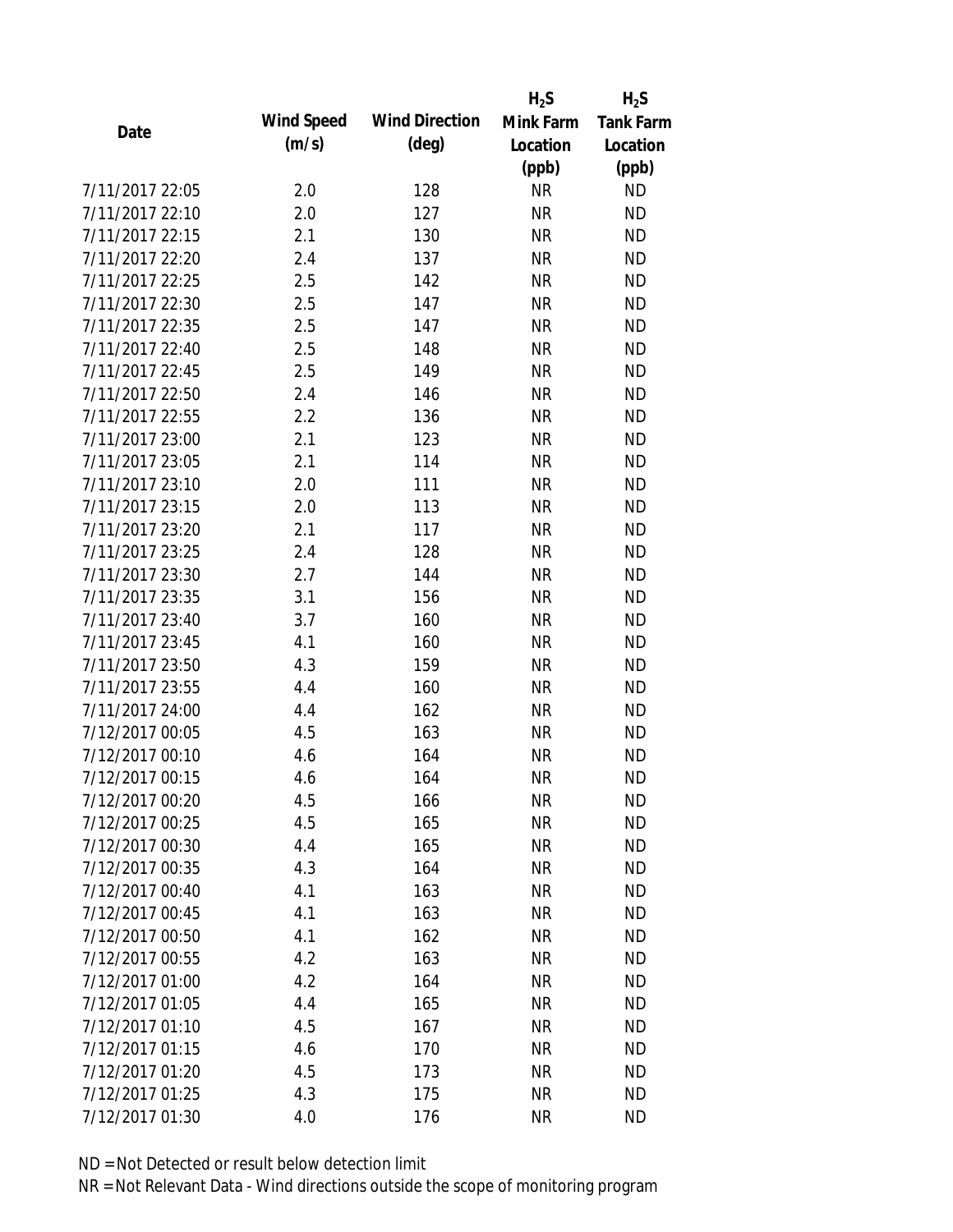| Date | Wind Speed (m/s) | Wind Direction (deg) | $H_2S$ Mink Farm Location (ppb) | $H_2S$ Tank Farm Location (ppb) |
|---|---|---|---|---|
| 7/11/2017 22:05 | 2.0 | 128 | NR | ND |
| 7/11/2017 22:10 | 2.0 | 127 | NR | ND |
| 7/11/2017 22:15 | 2.1 | 130 | NR | ND |
| 7/11/2017 22:20 | 2.4 | 137 | NR | ND |
| 7/11/2017 22:25 | 2.5 | 142 | NR | ND |
| 7/11/2017 22:30 | 2.5 | 147 | NR | ND |
| 7/11/2017 22:35 | 2.5 | 147 | NR | ND |
| 7/11/2017 22:40 | 2.5 | 148 | NR | ND |
| 7/11/2017 22:45 | 2.5 | 149 | NR | ND |
| 7/11/2017 22:50 | 2.4 | 146 | NR | ND |
| 7/11/2017 22:55 | 2.2 | 136 | NR | ND |
| 7/11/2017 23:00 | 2.1 | 123 | NR | ND |
| 7/11/2017 23:05 | 2.1 | 114 | NR | ND |
| 7/11/2017 23:10 | 2.0 | 111 | NR | ND |
| 7/11/2017 23:15 | 2.0 | 113 | NR | ND |
| 7/11/2017 23:20 | 2.1 | 117 | NR | ND |
| 7/11/2017 23:25 | 2.4 | 128 | NR | ND |
| 7/11/2017 23:30 | 2.7 | 144 | NR | ND |
| 7/11/2017 23:35 | 3.1 | 156 | NR | ND |
| 7/11/2017 23:40 | 3.7 | 160 | NR | ND |
| 7/11/2017 23:45 | 4.1 | 160 | NR | ND |
| 7/11/2017 23:50 | 4.3 | 159 | NR | ND |
| 7/11/2017 23:55 | 4.4 | 160 | NR | ND |
| 7/11/2017 24:00 | 4.4 | 162 | NR | ND |
| 7/12/2017 00:05 | 4.5 | 163 | NR | ND |
| 7/12/2017 00:10 | 4.6 | 164 | NR | ND |
| 7/12/2017 00:15 | 4.6 | 164 | NR | ND |
| 7/12/2017 00:20 | 4.5 | 166 | NR | ND |
| 7/12/2017 00:25 | 4.5 | 165 | NR | ND |
| 7/12/2017 00:30 | 4.4 | 165 | NR | ND |
| 7/12/2017 00:35 | 4.3 | 164 | NR | ND |
| 7/12/2017 00:40 | 4.1 | 163 | NR | ND |
| 7/12/2017 00:45 | 4.1 | 163 | NR | ND |
| 7/12/2017 00:50 | 4.1 | 162 | NR | ND |
| 7/12/2017 00:55 | 4.2 | 163 | NR | ND |
| 7/12/2017 01:00 | 4.2 | 164 | NR | ND |
| 7/12/2017 01:05 | 4.4 | 165 | NR | ND |
| 7/12/2017 01:10 | 4.5 | 167 | NR | ND |
| 7/12/2017 01:15 | 4.6 | 170 | NR | ND |
| 7/12/2017 01:20 | 4.5 | 173 | NR | ND |
| 7/12/2017 01:25 | 4.3 | 175 | NR | ND |
| 7/12/2017 01:30 | 4.0 | 176 | NR | ND |

ND = Not Detected or result below detection limit

NR = Not Relevant Data - Wind directions outside the scope of monitoring program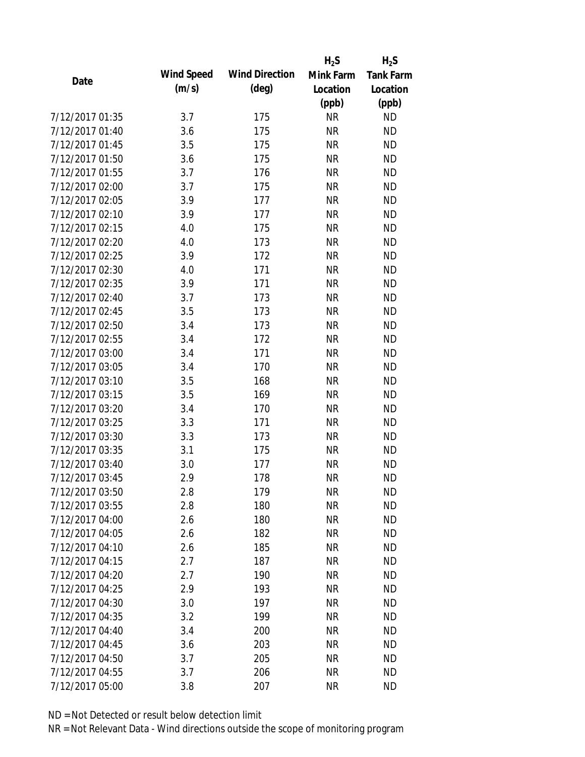| Date | Wind Speed (m/s) | Wind Direction (deg) | $H_2S$ Mink Farm Location (ppb) | $H_2S$ Tank Farm Location (ppb) |
|---|---|---|---|---|
| 7/12/2017 01:35 | 3.7 | 175 | NR | ND |
| 7/12/2017 01:40 | 3.6 | 175 | NR | ND |
| 7/12/2017 01:45 | 3.5 | 175 | NR | ND |
| 7/12/2017 01:50 | 3.6 | 175 | NR | ND |
| 7/12/2017 01:55 | 3.7 | 176 | NR | ND |
| 7/12/2017 02:00 | 3.7 | 175 | NR | ND |
| 7/12/2017 02:05 | 3.9 | 177 | NR | ND |
| 7/12/2017 02:10 | 3.9 | 177 | NR | ND |
| 7/12/2017 02:15 | 4.0 | 175 | NR | ND |
| 7/12/2017 02:20 | 4.0 | 173 | NR | ND |
| 7/12/2017 02:25 | 3.9 | 172 | NR | ND |
| 7/12/2017 02:30 | 4.0 | 171 | NR | ND |
| 7/12/2017 02:35 | 3.9 | 171 | NR | ND |
| 7/12/2017 02:40 | 3.7 | 173 | NR | ND |
| 7/12/2017 02:45 | 3.5 | 173 | NR | ND |
| 7/12/2017 02:50 | 3.4 | 173 | NR | ND |
| 7/12/2017 02:55 | 3.4 | 172 | NR | ND |
| 7/12/2017 03:00 | 3.4 | 171 | NR | ND |
| 7/12/2017 03:05 | 3.4 | 170 | NR | ND |
| 7/12/2017 03:10 | 3.5 | 168 | NR | ND |
| 7/12/2017 03:15 | 3.5 | 169 | NR | ND |
| 7/12/2017 03:20 | 3.4 | 170 | NR | ND |
| 7/12/2017 03:25 | 3.3 | 171 | NR | ND |
| 7/12/2017 03:30 | 3.3 | 173 | NR | ND |
| 7/12/2017 03:35 | 3.1 | 175 | NR | ND |
| 7/12/2017 03:40 | 3.0 | 177 | NR | ND |
| 7/12/2017 03:45 | 2.9 | 178 | NR | ND |
| 7/12/2017 03:50 | 2.8 | 179 | NR | ND |
| 7/12/2017 03:55 | 2.8 | 180 | NR | ND |
| 7/12/2017 04:00 | 2.6 | 180 | NR | ND |
| 7/12/2017 04:05 | 2.6 | 182 | NR | ND |
| 7/12/2017 04:10 | 2.6 | 185 | NR | ND |
| 7/12/2017 04:15 | 2.7 | 187 | NR | ND |
| 7/12/2017 04:20 | 2.7 | 190 | NR | ND |
| 7/12/2017 04:25 | 2.9 | 193 | NR | ND |
| 7/12/2017 04:30 | 3.0 | 197 | NR | ND |
| 7/12/2017 04:35 | 3.2 | 199 | NR | ND |
| 7/12/2017 04:40 | 3.4 | 200 | NR | ND |
| 7/12/2017 04:45 | 3.6 | 203 | NR | ND |
| 7/12/2017 04:50 | 3.7 | 205 | NR | ND |
| 7/12/2017 04:55 | 3.7 | 206 | NR | ND |
| 7/12/2017 05:00 | 3.8 | 207 | NR | ND |

ND = Not Detected or result below detection limit

NR = Not Relevant Data - Wind directions outside the scope of monitoring program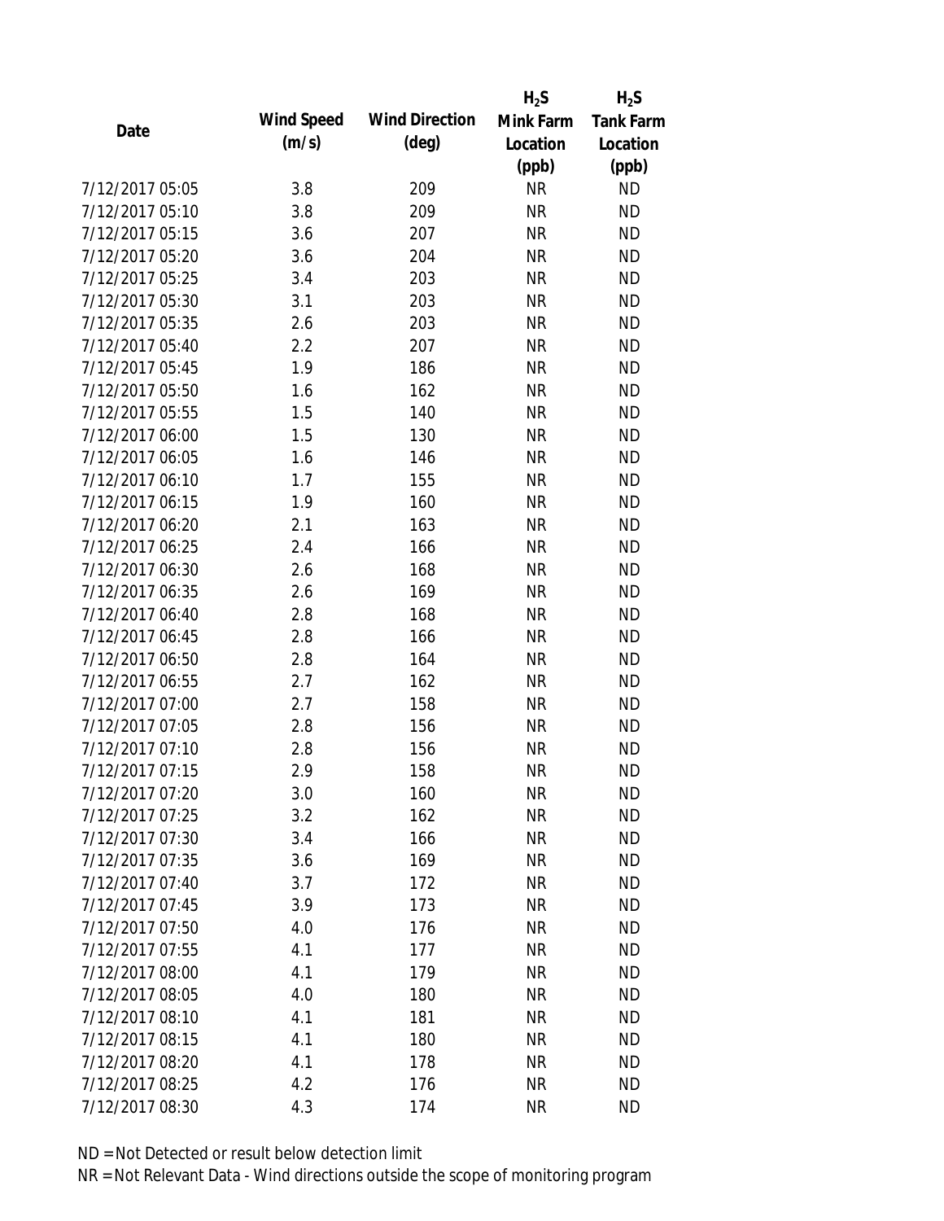| Date | Wind Speed (m/s) | Wind Direction (deg) | $H_2S$ Mink Farm Location (ppb) | $H_2S$ Tank Farm Location (ppb) |
|---|---|---|---|---|
| 7/12/2017 05:05 | 3.8 | 209 | NR | ND |
| 7/12/2017 05:10 | 3.8 | 209 | NR | ND |
| 7/12/2017 05:15 | 3.6 | 207 | NR | ND |
| 7/12/2017 05:20 | 3.6 | 204 | NR | ND |
| 7/12/2017 05:25 | 3.4 | 203 | NR | ND |
| 7/12/2017 05:30 | 3.1 | 203 | NR | ND |
| 7/12/2017 05:35 | 2.6 | 203 | NR | ND |
| 7/12/2017 05:40 | 2.2 | 207 | NR | ND |
| 7/12/2017 05:45 | 1.9 | 186 | NR | ND |
| 7/12/2017 05:50 | 1.6 | 162 | NR | ND |
| 7/12/2017 05:55 | 1.5 | 140 | NR | ND |
| 7/12/2017 06:00 | 1.5 | 130 | NR | ND |
| 7/12/2017 06:05 | 1.6 | 146 | NR | ND |
| 7/12/2017 06:10 | 1.7 | 155 | NR | ND |
| 7/12/2017 06:15 | 1.9 | 160 | NR | ND |
| 7/12/2017 06:20 | 2.1 | 163 | NR | ND |
| 7/12/2017 06:25 | 2.4 | 166 | NR | ND |
| 7/12/2017 06:30 | 2.6 | 168 | NR | ND |
| 7/12/2017 06:35 | 2.6 | 169 | NR | ND |
| 7/12/2017 06:40 | 2.8 | 168 | NR | ND |
| 7/12/2017 06:45 | 2.8 | 166 | NR | ND |
| 7/12/2017 06:50 | 2.8 | 164 | NR | ND |
| 7/12/2017 06:55 | 2.7 | 162 | NR | ND |
| 7/12/2017 07:00 | 2.7 | 158 | NR | ND |
| 7/12/2017 07:05 | 2.8 | 156 | NR | ND |
| 7/12/2017 07:10 | 2.8 | 156 | NR | ND |
| 7/12/2017 07:15 | 2.9 | 158 | NR | ND |
| 7/12/2017 07:20 | 3.0 | 160 | NR | ND |
| 7/12/2017 07:25 | 3.2 | 162 | NR | ND |
| 7/12/2017 07:30 | 3.4 | 166 | NR | ND |
| 7/12/2017 07:35 | 3.6 | 169 | NR | ND |
| 7/12/2017 07:40 | 3.7 | 172 | NR | ND |
| 7/12/2017 07:45 | 3.9 | 173 | NR | ND |
| 7/12/2017 07:50 | 4.0 | 176 | NR | ND |
| 7/12/2017 07:55 | 4.1 | 177 | NR | ND |
| 7/12/2017 08:00 | 4.1 | 179 | NR | ND |
| 7/12/2017 08:05 | 4.0 | 180 | NR | ND |
| 7/12/2017 08:10 | 4.1 | 181 | NR | ND |
| 7/12/2017 08:15 | 4.1 | 180 | NR | ND |
| 7/12/2017 08:20 | 4.1 | 178 | NR | ND |
| 7/12/2017 08:25 | 4.2 | 176 | NR | ND |
| 7/12/2017 08:30 | 4.3 | 174 | NR | ND |

ND = Not Detected or result below detection limit

NR = Not Relevant Data - Wind directions outside the scope of monitoring program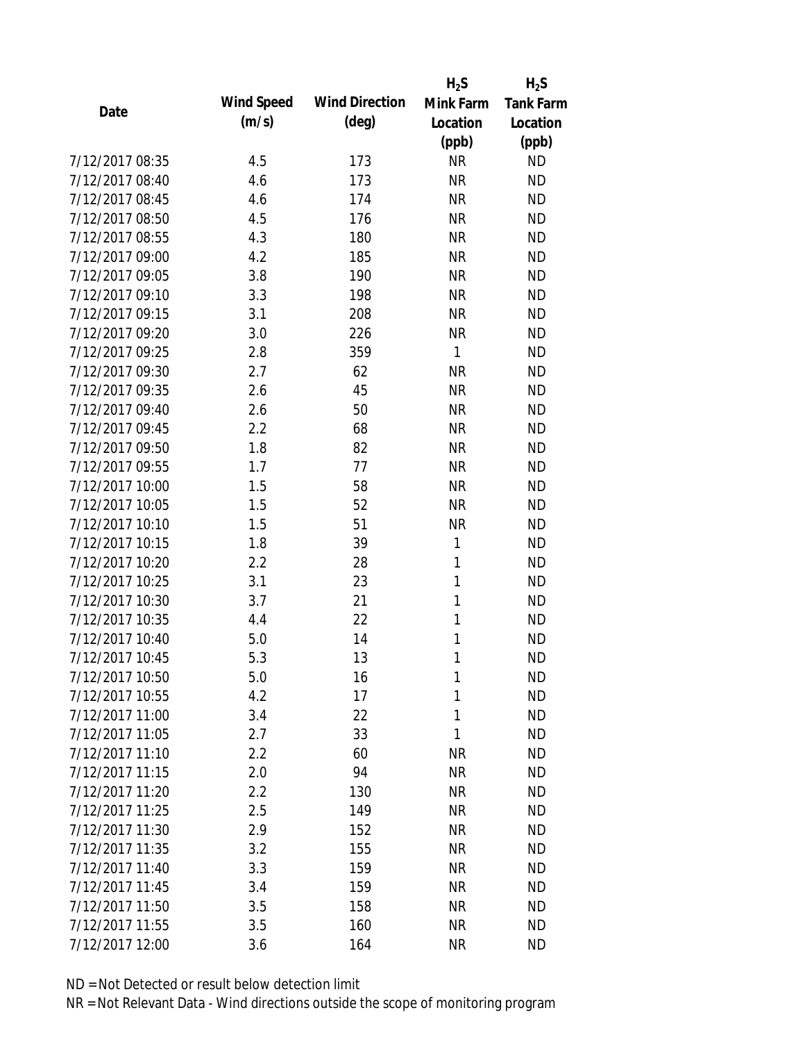| Date | Wind Speed (m/s) | Wind Direction (deg) | $H_2S$ Mink Farm Location (ppb) | $H_2S$ Tank Farm Location (ppb) |
|---|---|---|---|---|
| 7/12/2017 08:35 | 4.5 | 173 | NR | ND |
| 7/12/2017 08:40 | 4.6 | 173 | NR | ND |
| 7/12/2017 08:45 | 4.6 | 174 | NR | ND |
| 7/12/2017 08:50 | 4.5 | 176 | NR | ND |
| 7/12/2017 08:55 | 4.3 | 180 | NR | ND |
| 7/12/2017 09:00 | 4.2 | 185 | NR | ND |
| 7/12/2017 09:05 | 3.8 | 190 | NR | ND |
| 7/12/2017 09:10 | 3.3 | 198 | NR | ND |
| 7/12/2017 09:15 | 3.1 | 208 | NR | ND |
| 7/12/2017 09:20 | 3.0 | 226 | NR | ND |
| 7/12/2017 09:25 | 2.8 | 359 | 1 | ND |
| 7/12/2017 09:30 | 2.7 | 62 | NR | ND |
| 7/12/2017 09:35 | 2.6 | 45 | NR | ND |
| 7/12/2017 09:40 | 2.6 | 50 | NR | ND |
| 7/12/2017 09:45 | 2.2 | 68 | NR | ND |
| 7/12/2017 09:50 | 1.8 | 82 | NR | ND |
| 7/12/2017 09:55 | 1.7 | 77 | NR | ND |
| 7/12/2017 10:00 | 1.5 | 58 | NR | ND |
| 7/12/2017 10:05 | 1.5 | 52 | NR | ND |
| 7/12/2017 10:10 | 1.5 | 51 | NR | ND |
| 7/12/2017 10:15 | 1.8 | 39 | 1 | ND |
| 7/12/2017 10:20 | 2.2 | 28 | 1 | ND |
| 7/12/2017 10:25 | 3.1 | 23 | 1 | ND |
| 7/12/2017 10:30 | 3.7 | 21 | 1 | ND |
| 7/12/2017 10:35 | 4.4 | 22 | 1 | ND |
| 7/12/2017 10:40 | 5.0 | 14 | 1 | ND |
| 7/12/2017 10:45 | 5.3 | 13 | 1 | ND |
| 7/12/2017 10:50 | 5.0 | 16 | 1 | ND |
| 7/12/2017 10:55 | 4.2 | 17 | 1 | ND |
| 7/12/2017 11:00 | 3.4 | 22 | 1 | ND |
| 7/12/2017 11:05 | 2.7 | 33 | 1 | ND |
| 7/12/2017 11:10 | 2.2 | 60 | NR | ND |
| 7/12/2017 11:15 | 2.0 | 94 | NR | ND |
| 7/12/2017 11:20 | 2.2 | 130 | NR | ND |
| 7/12/2017 11:25 | 2.5 | 149 | NR | ND |
| 7/12/2017 11:30 | 2.9 | 152 | NR | ND |
| 7/12/2017 11:35 | 3.2 | 155 | NR | ND |
| 7/12/2017 11:40 | 3.3 | 159 | NR | ND |
| 7/12/2017 11:45 | 3.4 | 159 | NR | ND |
| 7/12/2017 11:50 | 3.5 | 158 | NR | ND |
| 7/12/2017 11:55 | 3.5 | 160 | NR | ND |
| 7/12/2017 12:00 | 3.6 | 164 | NR | ND |

ND = Not Detected or result below detection limit

NR = Not Relevant Data - Wind directions outside the scope of monitoring program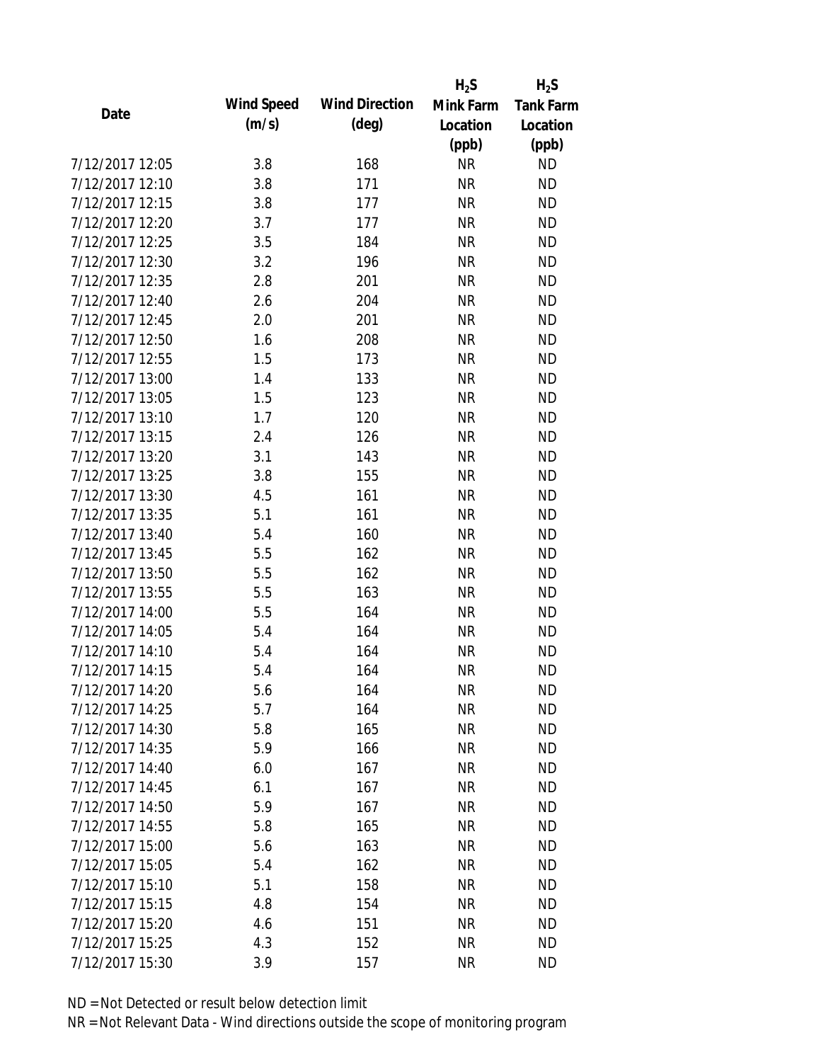| Date | Wind Speed (m/s) | Wind Direction (deg) | $H_2S$ Mink Farm Location (ppb) | $H_2S$ Tank Farm Location (ppb) |
|---|---|---|---|---|
| 7/12/2017 12:05 | 3.8 | 168 | NR | ND |
| 7/12/2017 12:10 | 3.8 | 171 | NR | ND |
| 7/12/2017 12:15 | 3.8 | 177 | NR | ND |
| 7/12/2017 12:20 | 3.7 | 177 | NR | ND |
| 7/12/2017 12:25 | 3.5 | 184 | NR | ND |
| 7/12/2017 12:30 | 3.2 | 196 | NR | ND |
| 7/12/2017 12:35 | 2.8 | 201 | NR | ND |
| 7/12/2017 12:40 | 2.6 | 204 | NR | ND |
| 7/12/2017 12:45 | 2.0 | 201 | NR | ND |
| 7/12/2017 12:50 | 1.6 | 208 | NR | ND |
| 7/12/2017 12:55 | 1.5 | 173 | NR | ND |
| 7/12/2017 13:00 | 1.4 | 133 | NR | ND |
| 7/12/2017 13:05 | 1.5 | 123 | NR | ND |
| 7/12/2017 13:10 | 1.7 | 120 | NR | ND |
| 7/12/2017 13:15 | 2.4 | 126 | NR | ND |
| 7/12/2017 13:20 | 3.1 | 143 | NR | ND |
| 7/12/2017 13:25 | 3.8 | 155 | NR | ND |
| 7/12/2017 13:30 | 4.5 | 161 | NR | ND |
| 7/12/2017 13:35 | 5.1 | 161 | NR | ND |
| 7/12/2017 13:40 | 5.4 | 160 | NR | ND |
| 7/12/2017 13:45 | 5.5 | 162 | NR | ND |
| 7/12/2017 13:50 | 5.5 | 162 | NR | ND |
| 7/12/2017 13:55 | 5.5 | 163 | NR | ND |
| 7/12/2017 14:00 | 5.5 | 164 | NR | ND |
| 7/12/2017 14:05 | 5.4 | 164 | NR | ND |
| 7/12/2017 14:10 | 5.4 | 164 | NR | ND |
| 7/12/2017 14:15 | 5.4 | 164 | NR | ND |
| 7/12/2017 14:20 | 5.6 | 164 | NR | ND |
| 7/12/2017 14:25 | 5.7 | 164 | NR | ND |
| 7/12/2017 14:30 | 5.8 | 165 | NR | ND |
| 7/12/2017 14:35 | 5.9 | 166 | NR | ND |
| 7/12/2017 14:40 | 6.0 | 167 | NR | ND |
| 7/12/2017 14:45 | 6.1 | 167 | NR | ND |
| 7/12/2017 14:50 | 5.9 | 167 | NR | ND |
| 7/12/2017 14:55 | 5.8 | 165 | NR | ND |
| 7/12/2017 15:00 | 5.6 | 163 | NR | ND |
| 7/12/2017 15:05 | 5.4 | 162 | NR | ND |
| 7/12/2017 15:10 | 5.1 | 158 | NR | ND |
| 7/12/2017 15:15 | 4.8 | 154 | NR | ND |
| 7/12/2017 15:20 | 4.6 | 151 | NR | ND |
| 7/12/2017 15:25 | 4.3 | 152 | NR | ND |
| 7/12/2017 15:30 | 3.9 | 157 | NR | ND |

ND = Not Detected or result below detection limit

NR = Not Relevant Data - Wind directions outside the scope of monitoring program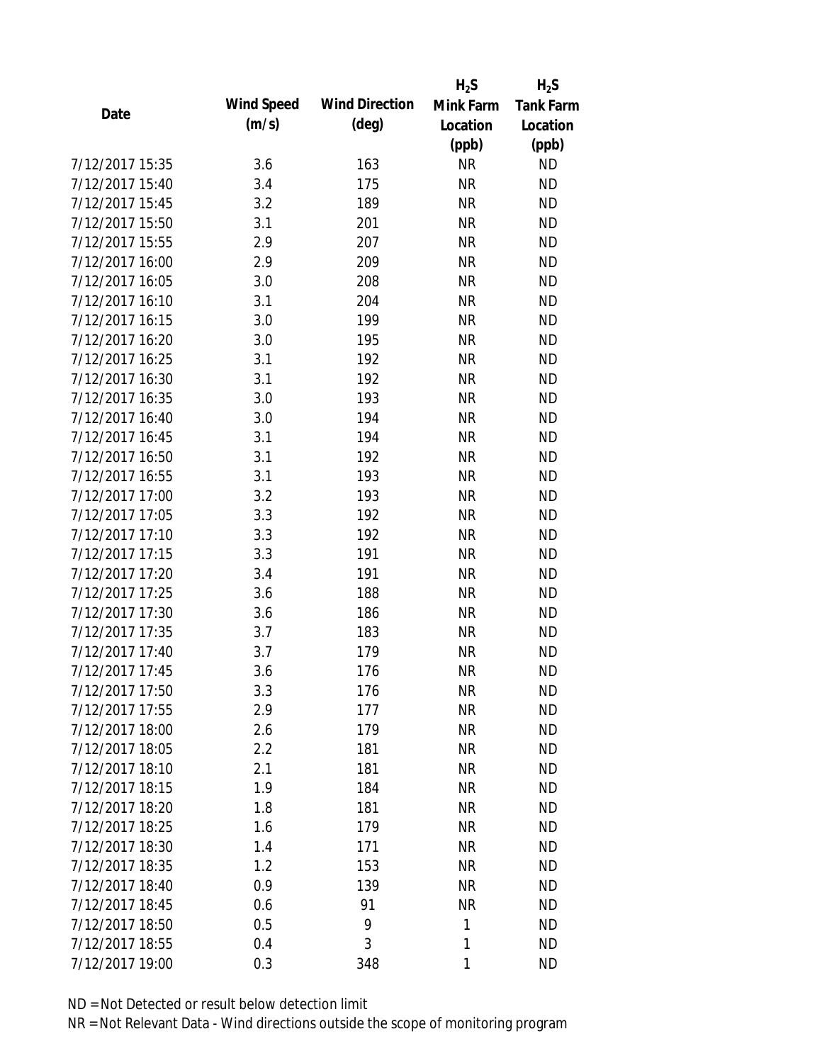| Date | Wind Speed (m/s) | Wind Direction (deg) | $H_2S$ Mink Farm Location (ppb) | $H_2S$ Tank Farm Location (ppb) |
|---|---|---|---|---|
| 7/12/2017 15:35 | 3.6 | 163 | NR | ND |
| 7/12/2017 15:40 | 3.4 | 175 | NR | ND |
| 7/12/2017 15:45 | 3.2 | 189 | NR | ND |
| 7/12/2017 15:50 | 3.1 | 201 | NR | ND |
| 7/12/2017 15:55 | 2.9 | 207 | NR | ND |
| 7/12/2017 16:00 | 2.9 | 209 | NR | ND |
| 7/12/2017 16:05 | 3.0 | 208 | NR | ND |
| 7/12/2017 16:10 | 3.1 | 204 | NR | ND |
| 7/12/2017 16:15 | 3.0 | 199 | NR | ND |
| 7/12/2017 16:20 | 3.0 | 195 | NR | ND |
| 7/12/2017 16:25 | 3.1 | 192 | NR | ND |
| 7/12/2017 16:30 | 3.1 | 192 | NR | ND |
| 7/12/2017 16:35 | 3.0 | 193 | NR | ND |
| 7/12/2017 16:40 | 3.0 | 194 | NR | ND |
| 7/12/2017 16:45 | 3.1 | 194 | NR | ND |
| 7/12/2017 16:50 | 3.1 | 192 | NR | ND |
| 7/12/2017 16:55 | 3.1 | 193 | NR | ND |
| 7/12/2017 17:00 | 3.2 | 193 | NR | ND |
| 7/12/2017 17:05 | 3.3 | 192 | NR | ND |
| 7/12/2017 17:10 | 3.3 | 192 | NR | ND |
| 7/12/2017 17:15 | 3.3 | 191 | NR | ND |
| 7/12/2017 17:20 | 3.4 | 191 | NR | ND |
| 7/12/2017 17:25 | 3.6 | 188 | NR | ND |
| 7/12/2017 17:30 | 3.6 | 186 | NR | ND |
| 7/12/2017 17:35 | 3.7 | 183 | NR | ND |
| 7/12/2017 17:40 | 3.7 | 179 | NR | ND |
| 7/12/2017 17:45 | 3.6 | 176 | NR | ND |
| 7/12/2017 17:50 | 3.3 | 176 | NR | ND |
| 7/12/2017 17:55 | 2.9 | 177 | NR | ND |
| 7/12/2017 18:00 | 2.6 | 179 | NR | ND |
| 7/12/2017 18:05 | 2.2 | 181 | NR | ND |
| 7/12/2017 18:10 | 2.1 | 181 | NR | ND |
| 7/12/2017 18:15 | 1.9 | 184 | NR | ND |
| 7/12/2017 18:20 | 1.8 | 181 | NR | ND |
| 7/12/2017 18:25 | 1.6 | 179 | NR | ND |
| 7/12/2017 18:30 | 1.4 | 171 | NR | ND |
| 7/12/2017 18:35 | 1.2 | 153 | NR | ND |
| 7/12/2017 18:40 | 0.9 | 139 | NR | ND |
| 7/12/2017 18:45 | 0.6 | 91 | NR | ND |
| 7/12/2017 18:50 | 0.5 | 9 | 1 | ND |
| 7/12/2017 18:55 | 0.4 | 3 | 1 | ND |
| 7/12/2017 19:00 | 0.3 | 348 | 1 | ND |

ND = Not Detected or result below detection limit

NR = Not Relevant Data - Wind directions outside the scope of monitoring program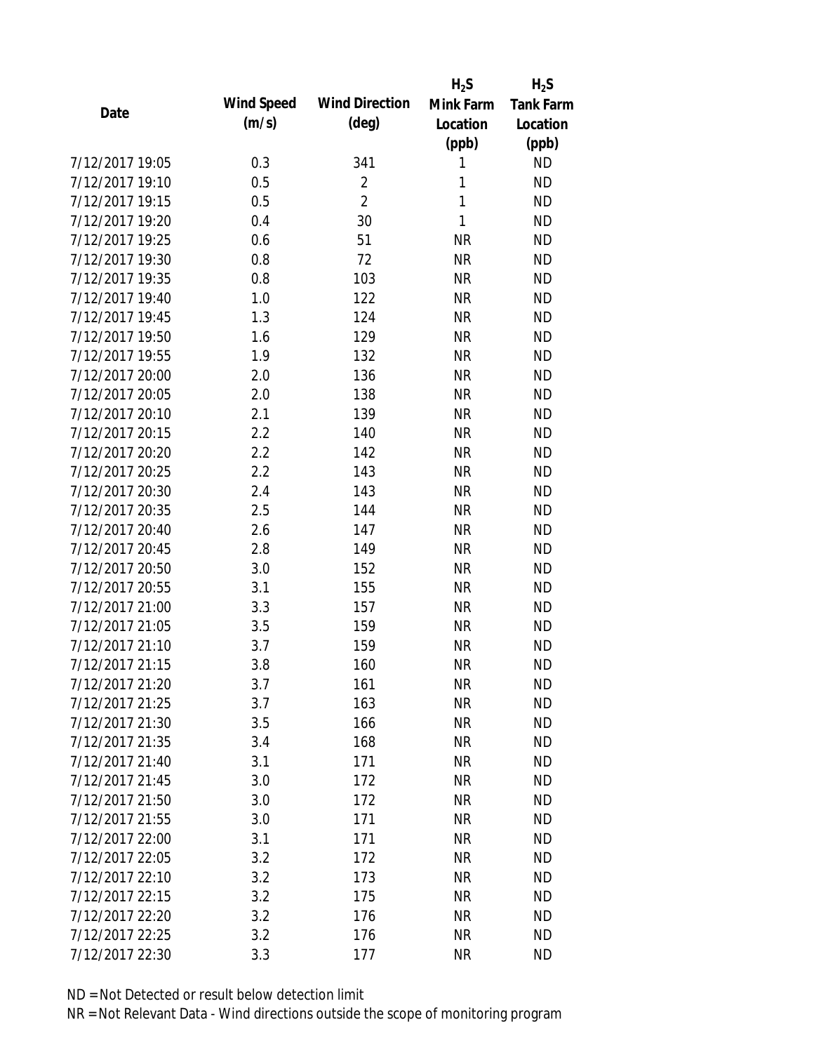| Date | Wind Speed (m/s) | Wind Direction (deg) | $H_2S$ Mink Farm Location (ppb) | $H_2S$ Tank Farm Location (ppb) |
|---|---|---|---|---|
| 7/12/2017 19:05 | 0.3 | 341 | 1 | ND |
| 7/12/2017 19:10 | 0.5 | 2 | 1 | ND |
| 7/12/2017 19:15 | 0.5 | 2 | 1 | ND |
| 7/12/2017 19:20 | 0.4 | 30 | 1 | ND |
| 7/12/2017 19:25 | 0.6 | 51 | NR | ND |
| 7/12/2017 19:30 | 0.8 | 72 | NR | ND |
| 7/12/2017 19:35 | 0.8 | 103 | NR | ND |
| 7/12/2017 19:40 | 1.0 | 122 | NR | ND |
| 7/12/2017 19:45 | 1.3 | 124 | NR | ND |
| 7/12/2017 19:50 | 1.6 | 129 | NR | ND |
| 7/12/2017 19:55 | 1.9 | 132 | NR | ND |
| 7/12/2017 20:00 | 2.0 | 136 | NR | ND |
| 7/12/2017 20:05 | 2.0 | 138 | NR | ND |
| 7/12/2017 20:10 | 2.1 | 139 | NR | ND |
| 7/12/2017 20:15 | 2.2 | 140 | NR | ND |
| 7/12/2017 20:20 | 2.2 | 142 | NR | ND |
| 7/12/2017 20:25 | 2.2 | 143 | NR | ND |
| 7/12/2017 20:30 | 2.4 | 143 | NR | ND |
| 7/12/2017 20:35 | 2.5 | 144 | NR | ND |
| 7/12/2017 20:40 | 2.6 | 147 | NR | ND |
| 7/12/2017 20:45 | 2.8 | 149 | NR | ND |
| 7/12/2017 20:50 | 3.0 | 152 | NR | ND |
| 7/12/2017 20:55 | 3.1 | 155 | NR | ND |
| 7/12/2017 21:00 | 3.3 | 157 | NR | ND |
| 7/12/2017 21:05 | 3.5 | 159 | NR | ND |
| 7/12/2017 21:10 | 3.7 | 159 | NR | ND |
| 7/12/2017 21:15 | 3.8 | 160 | NR | ND |
| 7/12/2017 21:20 | 3.7 | 161 | NR | ND |
| 7/12/2017 21:25 | 3.7 | 163 | NR | ND |
| 7/12/2017 21:30 | 3.5 | 166 | NR | ND |
| 7/12/2017 21:35 | 3.4 | 168 | NR | ND |
| 7/12/2017 21:40 | 3.1 | 171 | NR | ND |
| 7/12/2017 21:45 | 3.0 | 172 | NR | ND |
| 7/12/2017 21:50 | 3.0 | 172 | NR | ND |
| 7/12/2017 21:55 | 3.0 | 171 | NR | ND |
| 7/12/2017 22:00 | 3.1 | 171 | NR | ND |
| 7/12/2017 22:05 | 3.2 | 172 | NR | ND |
| 7/12/2017 22:10 | 3.2 | 173 | NR | ND |
| 7/12/2017 22:15 | 3.2 | 175 | NR | ND |
| 7/12/2017 22:20 | 3.2 | 176 | NR | ND |
| 7/12/2017 22:25 | 3.2 | 176 | NR | ND |
| 7/12/2017 22:30 | 3.3 | 177 | NR | ND |

ND = Not Detected or result below detection limit

NR = Not Relevant Data - Wind directions outside the scope of monitoring program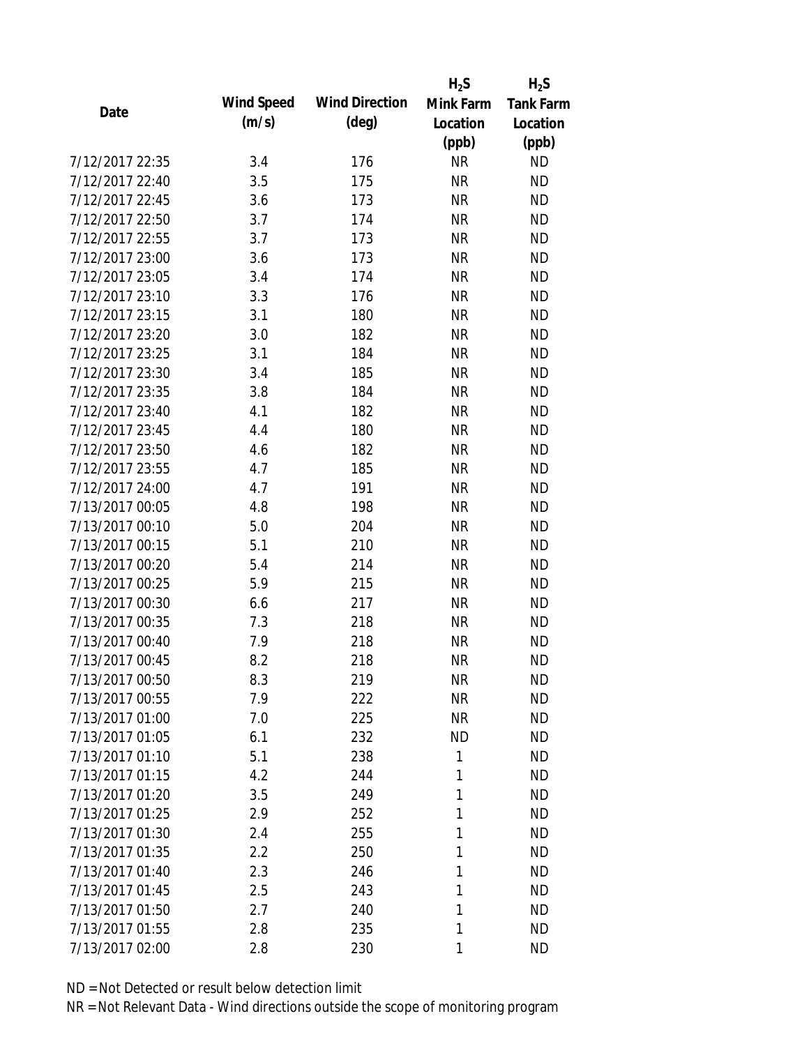| Date | Wind Speed (m/s) | Wind Direction (deg) | $H_2S$ Mink Farm Location (ppb) | $H_2S$ Tank Farm Location (ppb) |
|---|---|---|---|---|
| 7/12/2017 22:35 | 3.4 | 176 | NR | ND |
| 7/12/2017 22:40 | 3.5 | 175 | NR | ND |
| 7/12/2017 22:45 | 3.6 | 173 | NR | ND |
| 7/12/2017 22:50 | 3.7 | 174 | NR | ND |
| 7/12/2017 22:55 | 3.7 | 173 | NR | ND |
| 7/12/2017 23:00 | 3.6 | 173 | NR | ND |
| 7/12/2017 23:05 | 3.4 | 174 | NR | ND |
| 7/12/2017 23:10 | 3.3 | 176 | NR | ND |
| 7/12/2017 23:15 | 3.1 | 180 | NR | ND |
| 7/12/2017 23:20 | 3.0 | 182 | NR | ND |
| 7/12/2017 23:25 | 3.1 | 184 | NR | ND |
| 7/12/2017 23:30 | 3.4 | 185 | NR | ND |
| 7/12/2017 23:35 | 3.8 | 184 | NR | ND |
| 7/12/2017 23:40 | 4.1 | 182 | NR | ND |
| 7/12/2017 23:45 | 4.4 | 180 | NR | ND |
| 7/12/2017 23:50 | 4.6 | 182 | NR | ND |
| 7/12/2017 23:55 | 4.7 | 185 | NR | ND |
| 7/12/2017 24:00 | 4.7 | 191 | NR | ND |
| 7/13/2017 00:05 | 4.8 | 198 | NR | ND |
| 7/13/2017 00:10 | 5.0 | 204 | NR | ND |
| 7/13/2017 00:15 | 5.1 | 210 | NR | ND |
| 7/13/2017 00:20 | 5.4 | 214 | NR | ND |
| 7/13/2017 00:25 | 5.9 | 215 | NR | ND |
| 7/13/2017 00:30 | 6.6 | 217 | NR | ND |
| 7/13/2017 00:35 | 7.3 | 218 | NR | ND |
| 7/13/2017 00:40 | 7.9 | 218 | NR | ND |
| 7/13/2017 00:45 | 8.2 | 218 | NR | ND |
| 7/13/2017 00:50 | 8.3 | 219 | NR | ND |
| 7/13/2017 00:55 | 7.9 | 222 | NR | ND |
| 7/13/2017 01:00 | 7.0 | 225 | NR | ND |
| 7/13/2017 01:05 | 6.1 | 232 | ND | ND |
| 7/13/2017 01:10 | 5.1 | 238 | 1 | ND |
| 7/13/2017 01:15 | 4.2 | 244 | 1 | ND |
| 7/13/2017 01:20 | 3.5 | 249 | 1 | ND |
| 7/13/2017 01:25 | 2.9 | 252 | 1 | ND |
| 7/13/2017 01:30 | 2.4 | 255 | 1 | ND |
| 7/13/2017 01:35 | 2.2 | 250 | 1 | ND |
| 7/13/2017 01:40 | 2.3 | 246 | 1 | ND |
| 7/13/2017 01:45 | 2.5 | 243 | 1 | ND |
| 7/13/2017 01:50 | 2.7 | 240 | 1 | ND |
| 7/13/2017 01:55 | 2.8 | 235 | 1 | ND |
| 7/13/2017 02:00 | 2.8 | 230 | 1 | ND |

ND = Not Detected or result below detection limit

NR = Not Relevant Data - Wind directions outside the scope of monitoring program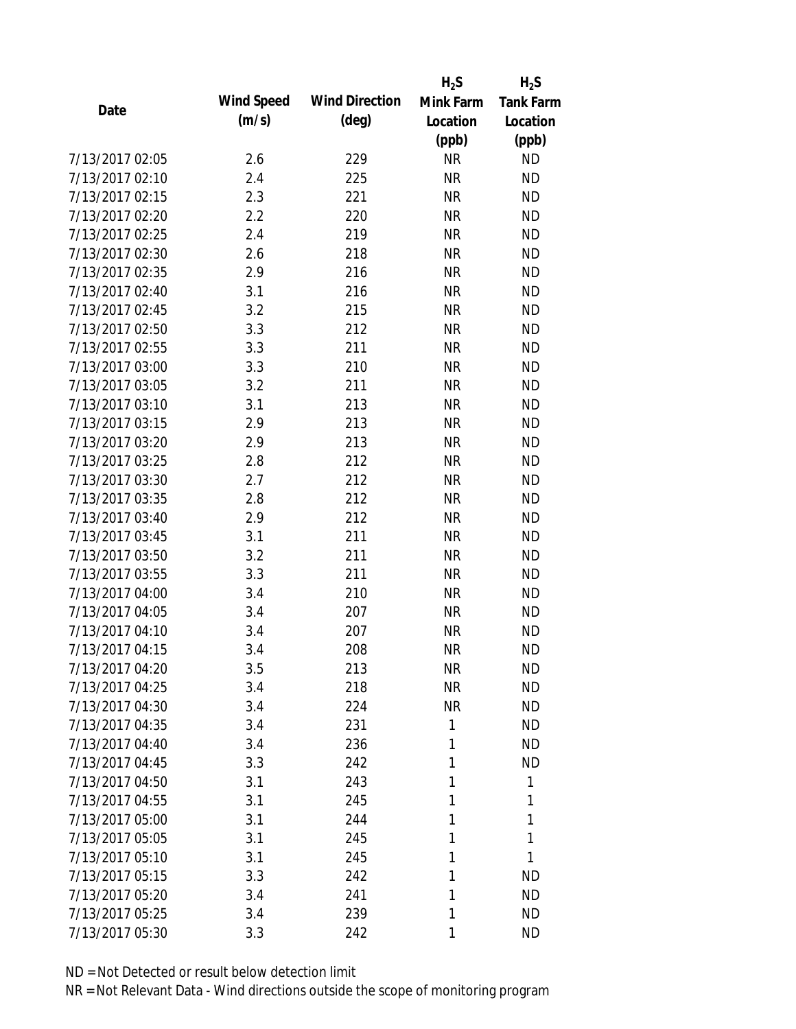| Date | Wind Speed (m/s) | Wind Direction (deg) | $H_2S$ Mink Farm Location (ppb) | $H_2S$ Tank Farm Location (ppb) |
|---|---|---|---|---|
| 7/13/2017 02:05 | 2.6 | 229 | NR | ND |
| 7/13/2017 02:10 | 2.4 | 225 | NR | ND |
| 7/13/2017 02:15 | 2.3 | 221 | NR | ND |
| 7/13/2017 02:20 | 2.2 | 220 | NR | ND |
| 7/13/2017 02:25 | 2.4 | 219 | NR | ND |
| 7/13/2017 02:30 | 2.6 | 218 | NR | ND |
| 7/13/2017 02:35 | 2.9 | 216 | NR | ND |
| 7/13/2017 02:40 | 3.1 | 216 | NR | ND |
| 7/13/2017 02:45 | 3.2 | 215 | NR | ND |
| 7/13/2017 02:50 | 3.3 | 212 | NR | ND |
| 7/13/2017 02:55 | 3.3 | 211 | NR | ND |
| 7/13/2017 03:00 | 3.3 | 210 | NR | ND |
| 7/13/2017 03:05 | 3.2 | 211 | NR | ND |
| 7/13/2017 03:10 | 3.1 | 213 | NR | ND |
| 7/13/2017 03:15 | 2.9 | 213 | NR | ND |
| 7/13/2017 03:20 | 2.9 | 213 | NR | ND |
| 7/13/2017 03:25 | 2.8 | 212 | NR | ND |
| 7/13/2017 03:30 | 2.7 | 212 | NR | ND |
| 7/13/2017 03:35 | 2.8 | 212 | NR | ND |
| 7/13/2017 03:40 | 2.9 | 212 | NR | ND |
| 7/13/2017 03:45 | 3.1 | 211 | NR | ND |
| 7/13/2017 03:50 | 3.2 | 211 | NR | ND |
| 7/13/2017 03:55 | 3.3 | 211 | NR | ND |
| 7/13/2017 04:00 | 3.4 | 210 | NR | ND |
| 7/13/2017 04:05 | 3.4 | 207 | NR | ND |
| 7/13/2017 04:10 | 3.4 | 207 | NR | ND |
| 7/13/2017 04:15 | 3.4 | 208 | NR | ND |
| 7/13/2017 04:20 | 3.5 | 213 | NR | ND |
| 7/13/2017 04:25 | 3.4 | 218 | NR | ND |
| 7/13/2017 04:30 | 3.4 | 224 | NR | ND |
| 7/13/2017 04:35 | 3.4 | 231 | 1 | ND |
| 7/13/2017 04:40 | 3.4 | 236 | 1 | ND |
| 7/13/2017 04:45 | 3.3 | 242 | 1 | ND |
| 7/13/2017 04:50 | 3.1 | 243 | 1 | 1 |
| 7/13/2017 04:55 | 3.1 | 245 | 1 | 1 |
| 7/13/2017 05:00 | 3.1 | 244 | 1 | 1 |
| 7/13/2017 05:05 | 3.1 | 245 | 1 | 1 |
| 7/13/2017 05:10 | 3.1 | 245 | 1 | 1 |
| 7/13/2017 05:15 | 3.3 | 242 | 1 | ND |
| 7/13/2017 05:20 | 3.4 | 241 | 1 | ND |
| 7/13/2017 05:25 | 3.4 | 239 | 1 | ND |
| 7/13/2017 05:30 | 3.3 | 242 | 1 | ND |

ND = Not Detected or result below detection limit

NR = Not Relevant Data - Wind directions outside the scope of monitoring program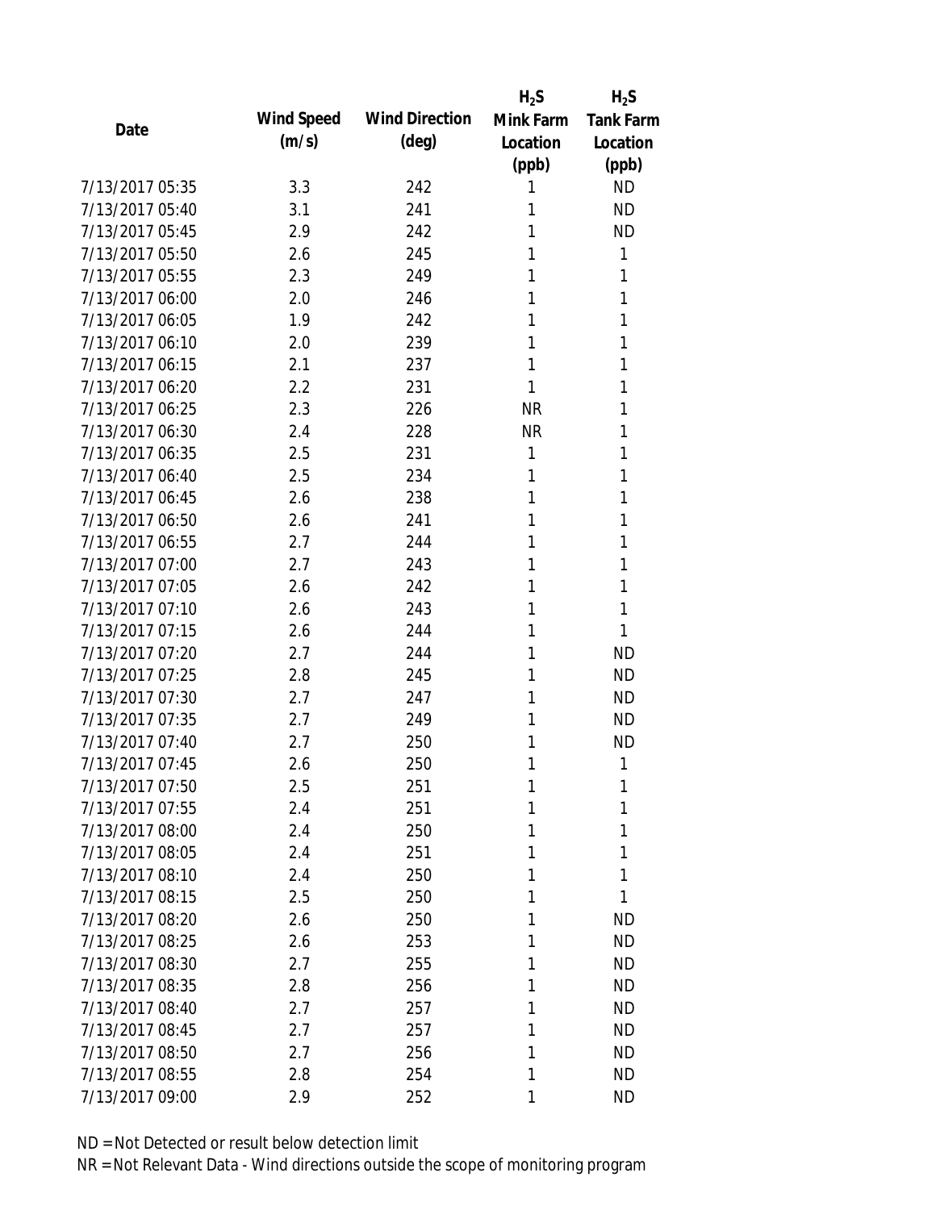| Date | Wind Speed (m/s) | Wind Direction (deg) | $H_2S$ Mink Farm Location (ppb) | $H_2S$ Tank Farm Location (ppb) |
|---|---|---|---|---|
| 7/13/2017 05:35 | 3.3 | 242 | 1 | ND |
| 7/13/2017 05:40 | 3.1 | 241 | 1 | ND |
| 7/13/2017 05:45 | 2.9 | 242 | 1 | ND |
| 7/13/2017 05:50 | 2.6 | 245 | 1 | 1 |
| 7/13/2017 05:55 | 2.3 | 249 | 1 | 1 |
| 7/13/2017 06:00 | 2.0 | 246 | 1 | 1 |
| 7/13/2017 06:05 | 1.9 | 242 | 1 | 1 |
| 7/13/2017 06:10 | 2.0 | 239 | 1 | 1 |
| 7/13/2017 06:15 | 2.1 | 237 | 1 | 1 |
| 7/13/2017 06:20 | 2.2 | 231 | 1 | 1 |
| 7/13/2017 06:25 | 2.3 | 226 | NR | 1 |
| 7/13/2017 06:30 | 2.4 | 228 | NR | 1 |
| 7/13/2017 06:35 | 2.5 | 231 | 1 | 1 |
| 7/13/2017 06:40 | 2.5 | 234 | 1 | 1 |
| 7/13/2017 06:45 | 2.6 | 238 | 1 | 1 |
| 7/13/2017 06:50 | 2.6 | 241 | 1 | 1 |
| 7/13/2017 06:55 | 2.7 | 244 | 1 | 1 |
| 7/13/2017 07:00 | 2.7 | 243 | 1 | 1 |
| 7/13/2017 07:05 | 2.6 | 242 | 1 | 1 |
| 7/13/2017 07:10 | 2.6 | 243 | 1 | 1 |
| 7/13/2017 07:15 | 2.6 | 244 | 1 | 1 |
| 7/13/2017 07:20 | 2.7 | 244 | 1 | ND |
| 7/13/2017 07:25 | 2.8 | 245 | 1 | ND |
| 7/13/2017 07:30 | 2.7 | 247 | 1 | ND |
| 7/13/2017 07:35 | 2.7 | 249 | 1 | ND |
| 7/13/2017 07:40 | 2.7 | 250 | 1 | ND |
| 7/13/2017 07:45 | 2.6 | 250 | 1 | 1 |
| 7/13/2017 07:50 | 2.5 | 251 | 1 | 1 |
| 7/13/2017 07:55 | 2.4 | 251 | 1 | 1 |
| 7/13/2017 08:00 | 2.4 | 250 | 1 | 1 |
| 7/13/2017 08:05 | 2.4 | 251 | 1 | 1 |
| 7/13/2017 08:10 | 2.4 | 250 | 1 | 1 |
| 7/13/2017 08:15 | 2.5 | 250 | 1 | 1 |
| 7/13/2017 08:20 | 2.6 | 250 | 1 | ND |
| 7/13/2017 08:25 | 2.6 | 253 | 1 | ND |
| 7/13/2017 08:30 | 2.7 | 255 | 1 | ND |
| 7/13/2017 08:35 | 2.8 | 256 | 1 | ND |
| 7/13/2017 08:40 | 2.7 | 257 | 1 | ND |
| 7/13/2017 08:45 | 2.7 | 257 | 1 | ND |
| 7/13/2017 08:50 | 2.7 | 256 | 1 | ND |
| 7/13/2017 08:55 | 2.8 | 254 | 1 | ND |
| 7/13/2017 09:00 | 2.9 | 252 | 1 | ND |

ND = Not Detected or result below detection limit

NR = Not Relevant Data - Wind directions outside the scope of monitoring program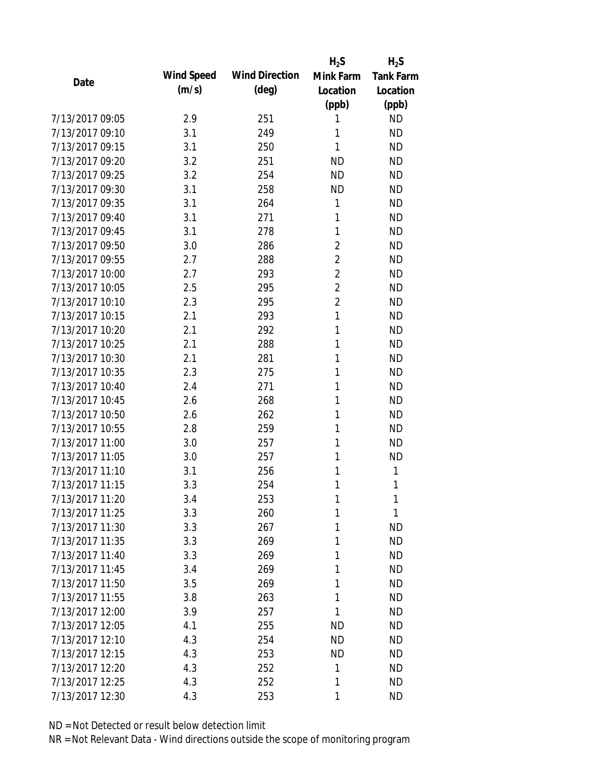| Date | Wind Speed (m/s) | Wind Direction (deg) | $H_2S$ Mink Farm Location (ppb) | $H_2S$ Tank Farm Location (ppb) |
|---|---|---|---|---|
| 7/13/2017 09:05 | 2.9 | 251 | 1 | ND |
| 7/13/2017 09:10 | 3.1 | 249 | 1 | ND |
| 7/13/2017 09:15 | 3.1 | 250 | 1 | ND |
| 7/13/2017 09:20 | 3.2 | 251 | ND | ND |
| 7/13/2017 09:25 | 3.2 | 254 | ND | ND |
| 7/13/2017 09:30 | 3.1 | 258 | ND | ND |
| 7/13/2017 09:35 | 3.1 | 264 | 1 | ND |
| 7/13/2017 09:40 | 3.1 | 271 | 1 | ND |
| 7/13/2017 09:45 | 3.1 | 278 | 1 | ND |
| 7/13/2017 09:50 | 3.0 | 286 | 2 | ND |
| 7/13/2017 09:55 | 2.7 | 288 | 2 | ND |
| 7/13/2017 10:00 | 2.7 | 293 | 2 | ND |
| 7/13/2017 10:05 | 2.5 | 295 | 2 | ND |
| 7/13/2017 10:10 | 2.3 | 295 | 2 | ND |
| 7/13/2017 10:15 | 2.1 | 293 | 1 | ND |
| 7/13/2017 10:20 | 2.1 | 292 | 1 | ND |
| 7/13/2017 10:25 | 2.1 | 288 | 1 | ND |
| 7/13/2017 10:30 | 2.1 | 281 | 1 | ND |
| 7/13/2017 10:35 | 2.3 | 275 | 1 | ND |
| 7/13/2017 10:40 | 2.4 | 271 | 1 | ND |
| 7/13/2017 10:45 | 2.6 | 268 | 1 | ND |
| 7/13/2017 10:50 | 2.6 | 262 | 1 | ND |
| 7/13/2017 10:55 | 2.8 | 259 | 1 | ND |
| 7/13/2017 11:00 | 3.0 | 257 | 1 | ND |
| 7/13/2017 11:05 | 3.0 | 257 | 1 | ND |
| 7/13/2017 11:10 | 3.1 | 256 | 1 | 1 |
| 7/13/2017 11:15 | 3.3 | 254 | 1 | 1 |
| 7/13/2017 11:20 | 3.4 | 253 | 1 | 1 |
| 7/13/2017 11:25 | 3.3 | 260 | 1 | 1 |
| 7/13/2017 11:30 | 3.3 | 267 | 1 | ND |
| 7/13/2017 11:35 | 3.3 | 269 | 1 | ND |
| 7/13/2017 11:40 | 3.3 | 269 | 1 | ND |
| 7/13/2017 11:45 | 3.4 | 269 | 1 | ND |
| 7/13/2017 11:50 | 3.5 | 269 | 1 | ND |
| 7/13/2017 11:55 | 3.8 | 263 | 1 | ND |
| 7/13/2017 12:00 | 3.9 | 257 | 1 | ND |
| 7/13/2017 12:05 | 4.1 | 255 | ND | ND |
| 7/13/2017 12:10 | 4.3 | 254 | ND | ND |
| 7/13/2017 12:15 | 4.3 | 253 | ND | ND |
| 7/13/2017 12:20 | 4.3 | 252 | 1 | ND |
| 7/13/2017 12:25 | 4.3 | 252 | 1 | ND |
| 7/13/2017 12:30 | 4.3 | 253 | 1 | ND |

ND = Not Detected or result below detection limit

NR = Not Relevant Data - Wind directions outside the scope of monitoring program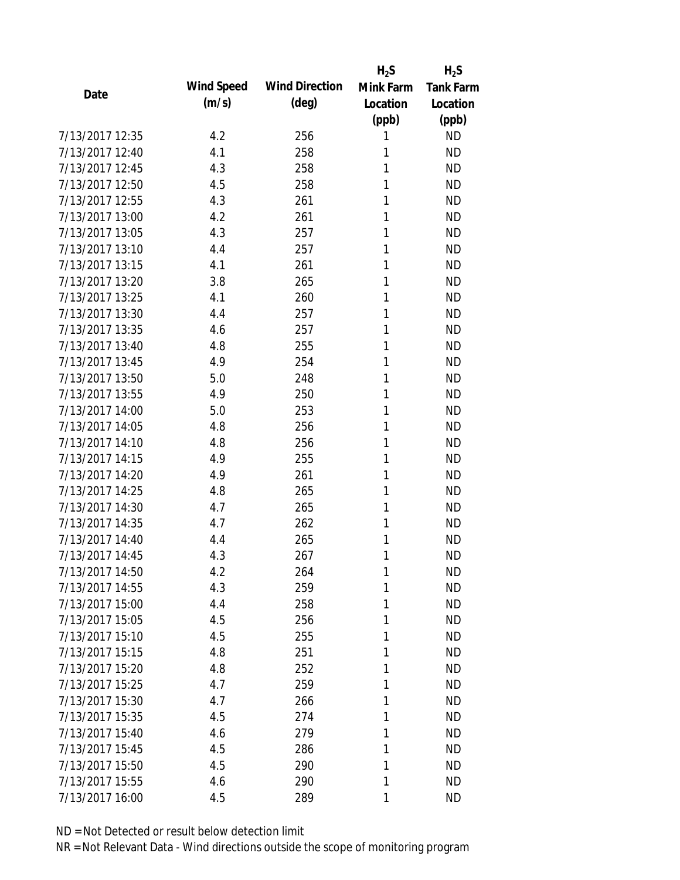| Date | Wind Speed (m/s) | Wind Direction (deg) | $H_2S$ Mink Farm Location (ppb) | $H_2S$ Tank Farm Location (ppb) |
|---|---|---|---|---|
| 7/13/2017 12:35 | 4.2 | 256 | 1 | ND |
| 7/13/2017 12:40 | 4.1 | 258 | 1 | ND |
| 7/13/2017 12:45 | 4.3 | 258 | 1 | ND |
| 7/13/2017 12:50 | 4.5 | 258 | 1 | ND |
| 7/13/2017 12:55 | 4.3 | 261 | 1 | ND |
| 7/13/2017 13:00 | 4.2 | 261 | 1 | ND |
| 7/13/2017 13:05 | 4.3 | 257 | 1 | ND |
| 7/13/2017 13:10 | 4.4 | 257 | 1 | ND |
| 7/13/2017 13:15 | 4.1 | 261 | 1 | ND |
| 7/13/2017 13:20 | 3.8 | 265 | 1 | ND |
| 7/13/2017 13:25 | 4.1 | 260 | 1 | ND |
| 7/13/2017 13:30 | 4.4 | 257 | 1 | ND |
| 7/13/2017 13:35 | 4.6 | 257 | 1 | ND |
| 7/13/2017 13:40 | 4.8 | 255 | 1 | ND |
| 7/13/2017 13:45 | 4.9 | 254 | 1 | ND |
| 7/13/2017 13:50 | 5.0 | 248 | 1 | ND |
| 7/13/2017 13:55 | 4.9 | 250 | 1 | ND |
| 7/13/2017 14:00 | 5.0 | 253 | 1 | ND |
| 7/13/2017 14:05 | 4.8 | 256 | 1 | ND |
| 7/13/2017 14:10 | 4.8 | 256 | 1 | ND |
| 7/13/2017 14:15 | 4.9 | 255 | 1 | ND |
| 7/13/2017 14:20 | 4.9 | 261 | 1 | ND |
| 7/13/2017 14:25 | 4.8 | 265 | 1 | ND |
| 7/13/2017 14:30 | 4.7 | 265 | 1 | ND |
| 7/13/2017 14:35 | 4.7 | 262 | 1 | ND |
| 7/13/2017 14:40 | 4.4 | 265 | 1 | ND |
| 7/13/2017 14:45 | 4.3 | 267 | 1 | ND |
| 7/13/2017 14:50 | 4.2 | 264 | 1 | ND |
| 7/13/2017 14:55 | 4.3 | 259 | 1 | ND |
| 7/13/2017 15:00 | 4.4 | 258 | 1 | ND |
| 7/13/2017 15:05 | 4.5 | 256 | 1 | ND |
| 7/13/2017 15:10 | 4.5 | 255 | 1 | ND |
| 7/13/2017 15:15 | 4.8 | 251 | 1 | ND |
| 7/13/2017 15:20 | 4.8 | 252 | 1 | ND |
| 7/13/2017 15:25 | 4.7 | 259 | 1 | ND |
| 7/13/2017 15:30 | 4.7 | 266 | 1 | ND |
| 7/13/2017 15:35 | 4.5 | 274 | 1 | ND |
| 7/13/2017 15:40 | 4.6 | 279 | 1 | ND |
| 7/13/2017 15:45 | 4.5 | 286 | 1 | ND |
| 7/13/2017 15:50 | 4.5 | 290 | 1 | ND |
| 7/13/2017 15:55 | 4.6 | 290 | 1 | ND |
| 7/13/2017 16:00 | 4.5 | 289 | 1 | ND |

ND = Not Detected or result below detection limit

NR = Not Relevant Data - Wind directions outside the scope of monitoring program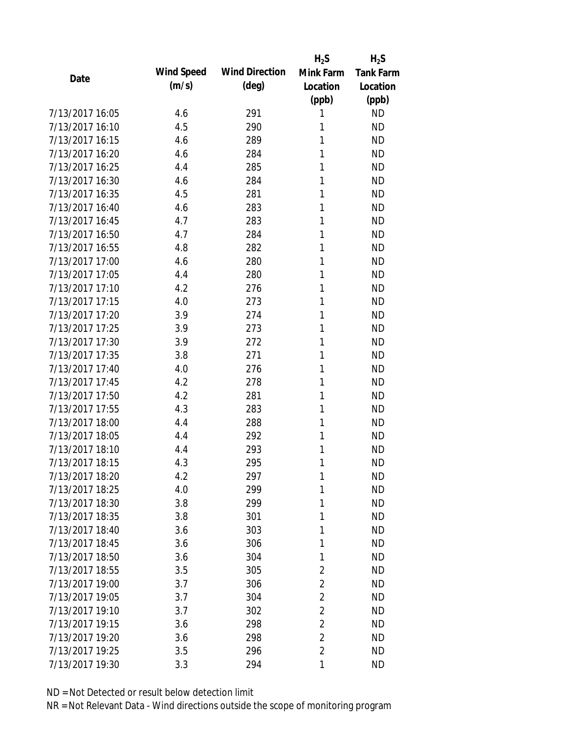| Date | Wind Speed (m/s) | Wind Direction (deg) | $H_2S$ Mink Farm Location (ppb) | $H_2S$ Tank Farm Location (ppb) |
|---|---|---|---|---|
| 7/13/2017 16:05 | 4.6 | 291 | 1 | ND |
| 7/13/2017 16:10 | 4.5 | 290 | 1 | ND |
| 7/13/2017 16:15 | 4.6 | 289 | 1 | ND |
| 7/13/2017 16:20 | 4.6 | 284 | 1 | ND |
| 7/13/2017 16:25 | 4.4 | 285 | 1 | ND |
| 7/13/2017 16:30 | 4.6 | 284 | 1 | ND |
| 7/13/2017 16:35 | 4.5 | 281 | 1 | ND |
| 7/13/2017 16:40 | 4.6 | 283 | 1 | ND |
| 7/13/2017 16:45 | 4.7 | 283 | 1 | ND |
| 7/13/2017 16:50 | 4.7 | 284 | 1 | ND |
| 7/13/2017 16:55 | 4.8 | 282 | 1 | ND |
| 7/13/2017 17:00 | 4.6 | 280 | 1 | ND |
| 7/13/2017 17:05 | 4.4 | 280 | 1 | ND |
| 7/13/2017 17:10 | 4.2 | 276 | 1 | ND |
| 7/13/2017 17:15 | 4.0 | 273 | 1 | ND |
| 7/13/2017 17:20 | 3.9 | 274 | 1 | ND |
| 7/13/2017 17:25 | 3.9 | 273 | 1 | ND |
| 7/13/2017 17:30 | 3.9 | 272 | 1 | ND |
| 7/13/2017 17:35 | 3.8 | 271 | 1 | ND |
| 7/13/2017 17:40 | 4.0 | 276 | 1 | ND |
| 7/13/2017 17:45 | 4.2 | 278 | 1 | ND |
| 7/13/2017 17:50 | 4.2 | 281 | 1 | ND |
| 7/13/2017 17:55 | 4.3 | 283 | 1 | ND |
| 7/13/2017 18:00 | 4.4 | 288 | 1 | ND |
| 7/13/2017 18:05 | 4.4 | 292 | 1 | ND |
| 7/13/2017 18:10 | 4.4 | 293 | 1 | ND |
| 7/13/2017 18:15 | 4.3 | 295 | 1 | ND |
| 7/13/2017 18:20 | 4.2 | 297 | 1 | ND |
| 7/13/2017 18:25 | 4.0 | 299 | 1 | ND |
| 7/13/2017 18:30 | 3.8 | 299 | 1 | ND |
| 7/13/2017 18:35 | 3.8 | 301 | 1 | ND |
| 7/13/2017 18:40 | 3.6 | 303 | 1 | ND |
| 7/13/2017 18:45 | 3.6 | 306 | 1 | ND |
| 7/13/2017 18:50 | 3.6 | 304 | 1 | ND |
| 7/13/2017 18:55 | 3.5 | 305 | 2 | ND |
| 7/13/2017 19:00 | 3.7 | 306 | 2 | ND |
| 7/13/2017 19:05 | 3.7 | 304 | 2 | ND |
| 7/13/2017 19:10 | 3.7 | 302 | 2 | ND |
| 7/13/2017 19:15 | 3.6 | 298 | 2 | ND |
| 7/13/2017 19:20 | 3.6 | 298 | 2 | ND |
| 7/13/2017 19:25 | 3.5 | 296 | 2 | ND |
| 7/13/2017 19:30 | 3.3 | 294 | 1 | ND |

ND = Not Detected or result below detection limit

NR = Not Relevant Data - Wind directions outside the scope of monitoring program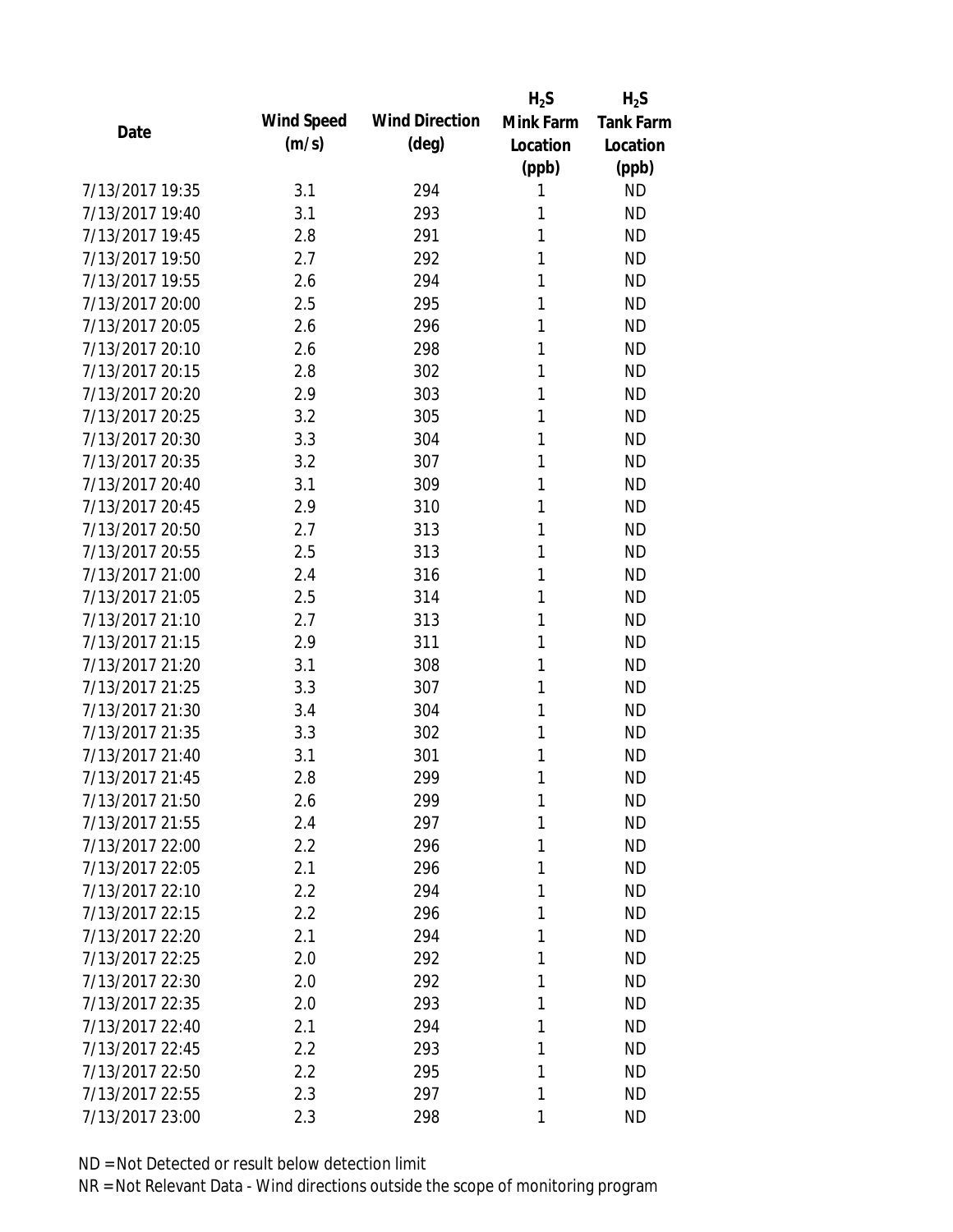| Date | Wind Speed (m/s) | Wind Direction (deg) | $H_2S$ Mink Farm Location (ppb) | $H_2S$ Tank Farm Location (ppb) |
|---|---|---|---|---|
| 7/13/2017 19:35 | 3.1 | 294 | 1 | ND |
| 7/13/2017 19:40 | 3.1 | 293 | 1 | ND |
| 7/13/2017 19:45 | 2.8 | 291 | 1 | ND |
| 7/13/2017 19:50 | 2.7 | 292 | 1 | ND |
| 7/13/2017 19:55 | 2.6 | 294 | 1 | ND |
| 7/13/2017 20:00 | 2.5 | 295 | 1 | ND |
| 7/13/2017 20:05 | 2.6 | 296 | 1 | ND |
| 7/13/2017 20:10 | 2.6 | 298 | 1 | ND |
| 7/13/2017 20:15 | 2.8 | 302 | 1 | ND |
| 7/13/2017 20:20 | 2.9 | 303 | 1 | ND |
| 7/13/2017 20:25 | 3.2 | 305 | 1 | ND |
| 7/13/2017 20:30 | 3.3 | 304 | 1 | ND |
| 7/13/2017 20:35 | 3.2 | 307 | 1 | ND |
| 7/13/2017 20:40 | 3.1 | 309 | 1 | ND |
| 7/13/2017 20:45 | 2.9 | 310 | 1 | ND |
| 7/13/2017 20:50 | 2.7 | 313 | 1 | ND |
| 7/13/2017 20:55 | 2.5 | 313 | 1 | ND |
| 7/13/2017 21:00 | 2.4 | 316 | 1 | ND |
| 7/13/2017 21:05 | 2.5 | 314 | 1 | ND |
| 7/13/2017 21:10 | 2.7 | 313 | 1 | ND |
| 7/13/2017 21:15 | 2.9 | 311 | 1 | ND |
| 7/13/2017 21:20 | 3.1 | 308 | 1 | ND |
| 7/13/2017 21:25 | 3.3 | 307 | 1 | ND |
| 7/13/2017 21:30 | 3.4 | 304 | 1 | ND |
| 7/13/2017 21:35 | 3.3 | 302 | 1 | ND |
| 7/13/2017 21:40 | 3.1 | 301 | 1 | ND |
| 7/13/2017 21:45 | 2.8 | 299 | 1 | ND |
| 7/13/2017 21:50 | 2.6 | 299 | 1 | ND |
| 7/13/2017 21:55 | 2.4 | 297 | 1 | ND |
| 7/13/2017 22:00 | 2.2 | 296 | 1 | ND |
| 7/13/2017 22:05 | 2.1 | 296 | 1 | ND |
| 7/13/2017 22:10 | 2.2 | 294 | 1 | ND |
| 7/13/2017 22:15 | 2.2 | 296 | 1 | ND |
| 7/13/2017 22:20 | 2.1 | 294 | 1 | ND |
| 7/13/2017 22:25 | 2.0 | 292 | 1 | ND |
| 7/13/2017 22:30 | 2.0 | 292 | 1 | ND |
| 7/13/2017 22:35 | 2.0 | 293 | 1 | ND |
| 7/13/2017 22:40 | 2.1 | 294 | 1 | ND |
| 7/13/2017 22:45 | 2.2 | 293 | 1 | ND |
| 7/13/2017 22:50 | 2.2 | 295 | 1 | ND |
| 7/13/2017 22:55 | 2.3 | 297 | 1 | ND |
| 7/13/2017 23:00 | 2.3 | 298 | 1 | ND |

ND = Not Detected or result below detection limit

NR = Not Relevant Data - Wind directions outside the scope of monitoring program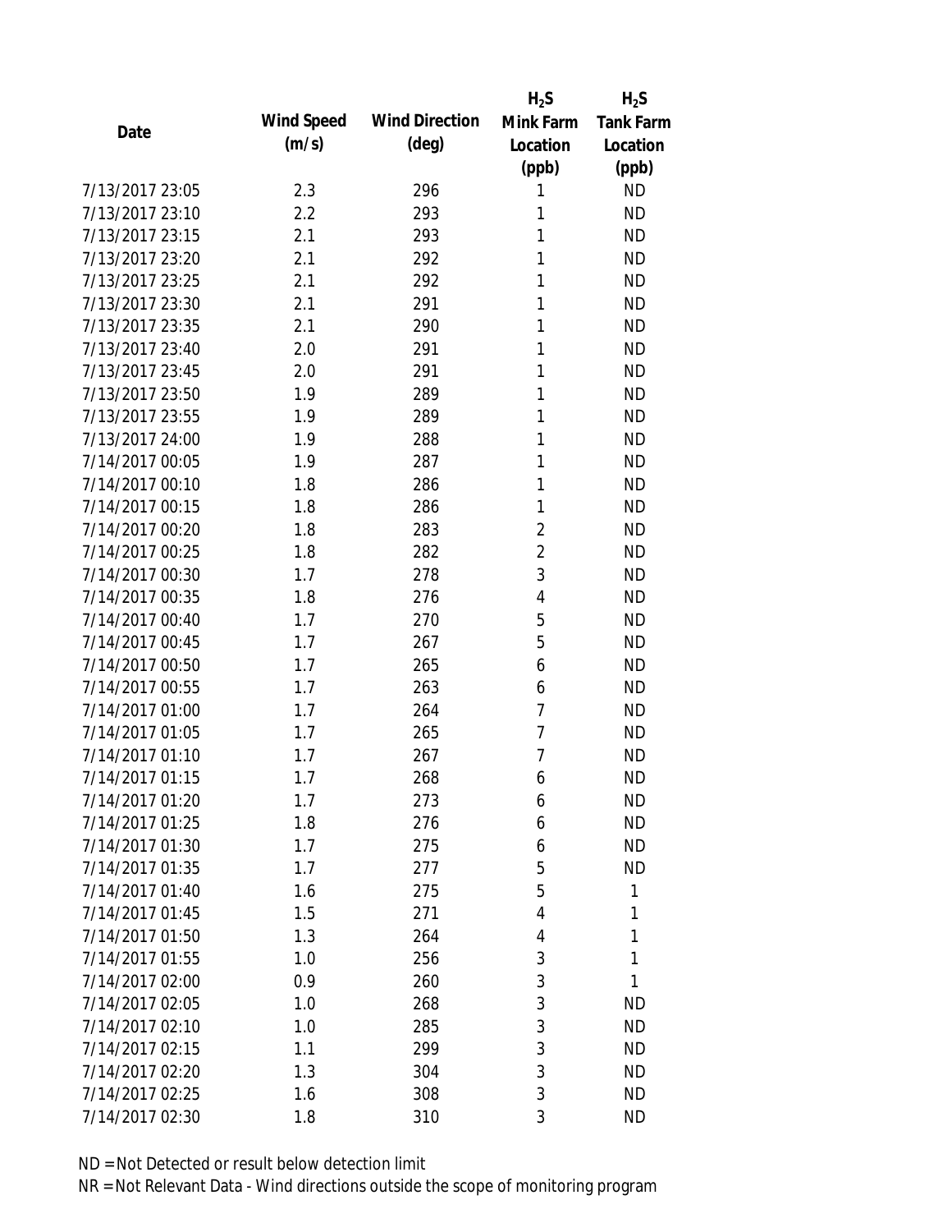| Date | Wind Speed (m/s) | Wind Direction (deg) | $H_2S$ Mink Farm Location (ppb) | $H_2S$ Tank Farm Location (ppb) |
|---|---|---|---|---|
| 7/13/2017 23:05 | 2.3 | 296 | 1 | ND |
| 7/13/2017 23:10 | 2.2 | 293 | 1 | ND |
| 7/13/2017 23:15 | 2.1 | 293 | 1 | ND |
| 7/13/2017 23:20 | 2.1 | 292 | 1 | ND |
| 7/13/2017 23:25 | 2.1 | 292 | 1 | ND |
| 7/13/2017 23:30 | 2.1 | 291 | 1 | ND |
| 7/13/2017 23:35 | 2.1 | 290 | 1 | ND |
| 7/13/2017 23:40 | 2.0 | 291 | 1 | ND |
| 7/13/2017 23:45 | 2.0 | 291 | 1 | ND |
| 7/13/2017 23:50 | 1.9 | 289 | 1 | ND |
| 7/13/2017 23:55 | 1.9 | 289 | 1 | ND |
| 7/13/2017 24:00 | 1.9 | 288 | 1 | ND |
| 7/14/2017 00:05 | 1.9 | 287 | 1 | ND |
| 7/14/2017 00:10 | 1.8 | 286 | 1 | ND |
| 7/14/2017 00:15 | 1.8 | 286 | 1 | ND |
| 7/14/2017 00:20 | 1.8 | 283 | 2 | ND |
| 7/14/2017 00:25 | 1.8 | 282 | 2 | ND |
| 7/14/2017 00:30 | 1.7 | 278 | 3 | ND |
| 7/14/2017 00:35 | 1.8 | 276 | 4 | ND |
| 7/14/2017 00:40 | 1.7 | 270 | 5 | ND |
| 7/14/2017 00:45 | 1.7 | 267 | 5 | ND |
| 7/14/2017 00:50 | 1.7 | 265 | 6 | ND |
| 7/14/2017 00:55 | 1.7 | 263 | 6 | ND |
| 7/14/2017 01:00 | 1.7 | 264 | 7 | ND |
| 7/14/2017 01:05 | 1.7 | 265 | 7 | ND |
| 7/14/2017 01:10 | 1.7 | 267 | 7 | ND |
| 7/14/2017 01:15 | 1.7 | 268 | 6 | ND |
| 7/14/2017 01:20 | 1.7 | 273 | 6 | ND |
| 7/14/2017 01:25 | 1.8 | 276 | 6 | ND |
| 7/14/2017 01:30 | 1.7 | 275 | 6 | ND |
| 7/14/2017 01:35 | 1.7 | 277 | 5 | ND |
| 7/14/2017 01:40 | 1.6 | 275 | 5 | 1 |
| 7/14/2017 01:45 | 1.5 | 271 | 4 | 1 |
| 7/14/2017 01:50 | 1.3 | 264 | 4 | 1 |
| 7/14/2017 01:55 | 1.0 | 256 | 3 | 1 |
| 7/14/2017 02:00 | 0.9 | 260 | 3 | 1 |
| 7/14/2017 02:05 | 1.0 | 268 | 3 | ND |
| 7/14/2017 02:10 | 1.0 | 285 | 3 | ND |
| 7/14/2017 02:15 | 1.1 | 299 | 3 | ND |
| 7/14/2017 02:20 | 1.3 | 304 | 3 | ND |
| 7/14/2017 02:25 | 1.6 | 308 | 3 | ND |
| 7/14/2017 02:30 | 1.8 | 310 | 3 | ND |

ND = Not Detected or result below detection limit

NR = Not Relevant Data - Wind directions outside the scope of monitoring program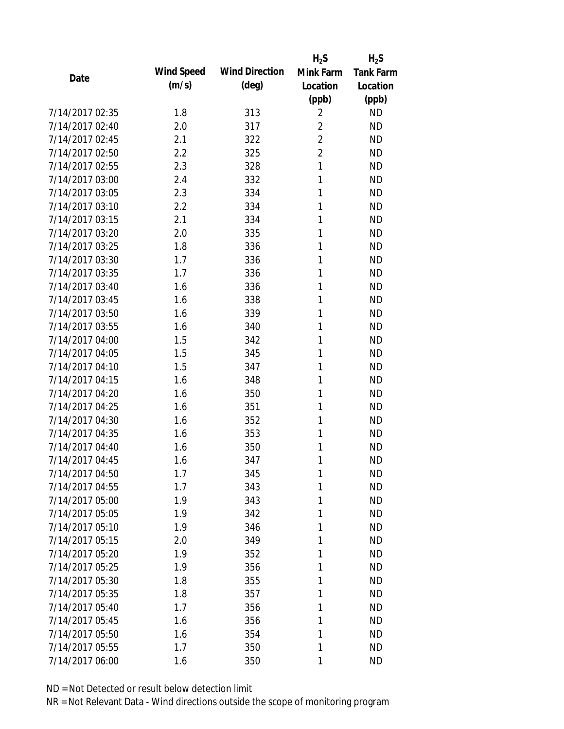| Date | Wind Speed (m/s) | Wind Direction (deg) | $H_2S$ Mink Farm Location (ppb) | $H_2S$ Tank Farm Location (ppb) |
|---|---|---|---|---|
| 7/14/2017 02:35 | 1.8 | 313 | 2 | ND |
| 7/14/2017 02:40 | 2.0 | 317 | 2 | ND |
| 7/14/2017 02:45 | 2.1 | 322 | 2 | ND |
| 7/14/2017 02:50 | 2.2 | 325 | 2 | ND |
| 7/14/2017 02:55 | 2.3 | 328 | 1 | ND |
| 7/14/2017 03:00 | 2.4 | 332 | 1 | ND |
| 7/14/2017 03:05 | 2.3 | 334 | 1 | ND |
| 7/14/2017 03:10 | 2.2 | 334 | 1 | ND |
| 7/14/2017 03:15 | 2.1 | 334 | 1 | ND |
| 7/14/2017 03:20 | 2.0 | 335 | 1 | ND |
| 7/14/2017 03:25 | 1.8 | 336 | 1 | ND |
| 7/14/2017 03:30 | 1.7 | 336 | 1 | ND |
| 7/14/2017 03:35 | 1.7 | 336 | 1 | ND |
| 7/14/2017 03:40 | 1.6 | 336 | 1 | ND |
| 7/14/2017 03:45 | 1.6 | 338 | 1 | ND |
| 7/14/2017 03:50 | 1.6 | 339 | 1 | ND |
| 7/14/2017 03:55 | 1.6 | 340 | 1 | ND |
| 7/14/2017 04:00 | 1.5 | 342 | 1 | ND |
| 7/14/2017 04:05 | 1.5 | 345 | 1 | ND |
| 7/14/2017 04:10 | 1.5 | 347 | 1 | ND |
| 7/14/2017 04:15 | 1.6 | 348 | 1 | ND |
| 7/14/2017 04:20 | 1.6 | 350 | 1 | ND |
| 7/14/2017 04:25 | 1.6 | 351 | 1 | ND |
| 7/14/2017 04:30 | 1.6 | 352 | 1 | ND |
| 7/14/2017 04:35 | 1.6 | 353 | 1 | ND |
| 7/14/2017 04:40 | 1.6 | 350 | 1 | ND |
| 7/14/2017 04:45 | 1.6 | 347 | 1 | ND |
| 7/14/2017 04:50 | 1.7 | 345 | 1 | ND |
| 7/14/2017 04:55 | 1.7 | 343 | 1 | ND |
| 7/14/2017 05:00 | 1.9 | 343 | 1 | ND |
| 7/14/2017 05:05 | 1.9 | 342 | 1 | ND |
| 7/14/2017 05:10 | 1.9 | 346 | 1 | ND |
| 7/14/2017 05:15 | 2.0 | 349 | 1 | ND |
| 7/14/2017 05:20 | 1.9 | 352 | 1 | ND |
| 7/14/2017 05:25 | 1.9 | 356 | 1 | ND |
| 7/14/2017 05:30 | 1.8 | 355 | 1 | ND |
| 7/14/2017 05:35 | 1.8 | 357 | 1 | ND |
| 7/14/2017 05:40 | 1.7 | 356 | 1 | ND |
| 7/14/2017 05:45 | 1.6 | 356 | 1 | ND |
| 7/14/2017 05:50 | 1.6 | 354 | 1 | ND |
| 7/14/2017 05:55 | 1.7 | 350 | 1 | ND |
| 7/14/2017 06:00 | 1.6 | 350 | 1 | ND |

ND = Not Detected or result below detection limit

NR = Not Relevant Data - Wind directions outside the scope of monitoring program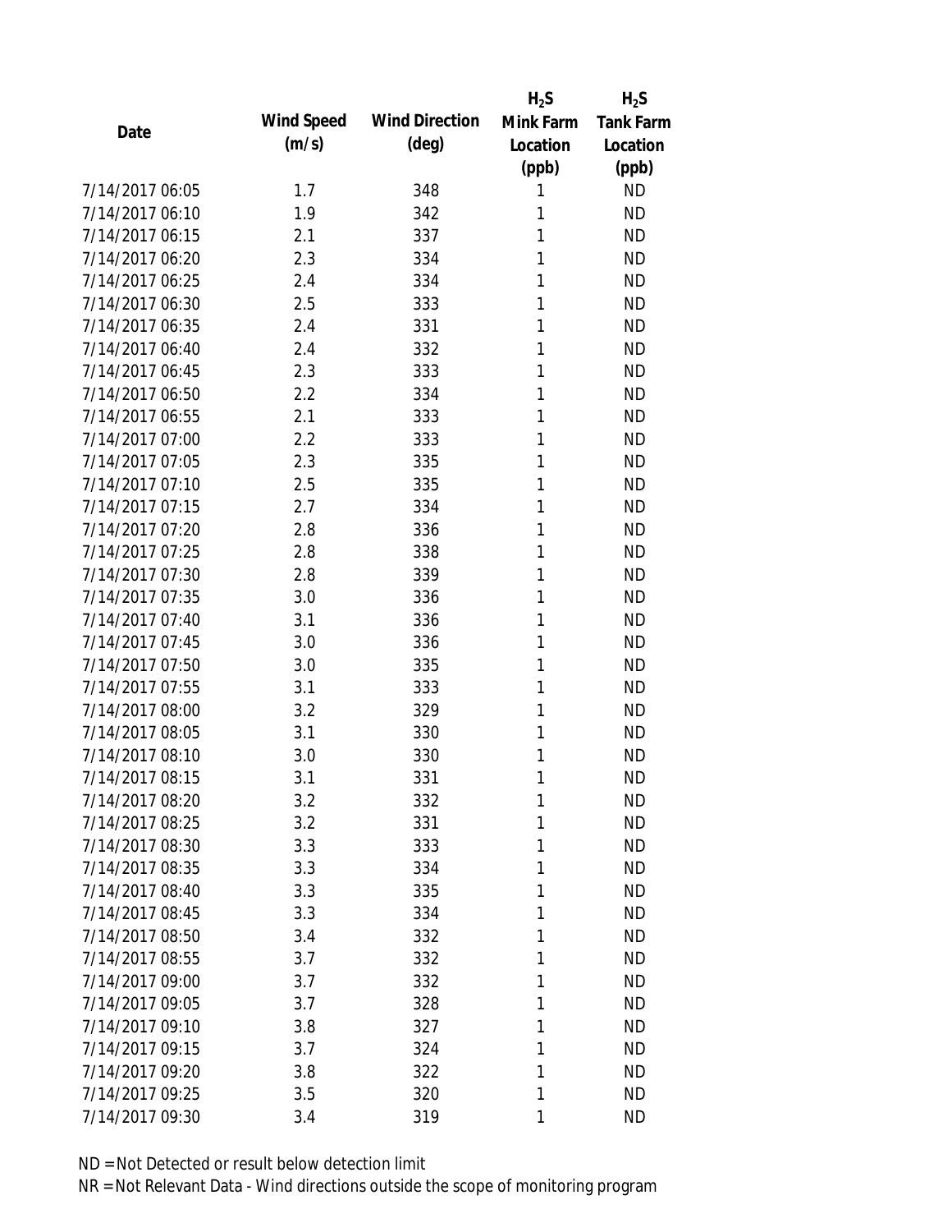| Date | Wind Speed (m/s) | Wind Direction (deg) | $H_2S$ Mink Farm Location (ppb) | $H_2S$ Tank Farm Location (ppb) |
|---|---|---|---|---|
| 7/14/2017 06:05 | 1.7 | 348 | 1 | ND |
| 7/14/2017 06:10 | 1.9 | 342 | 1 | ND |
| 7/14/2017 06:15 | 2.1 | 337 | 1 | ND |
| 7/14/2017 06:20 | 2.3 | 334 | 1 | ND |
| 7/14/2017 06:25 | 2.4 | 334 | 1 | ND |
| 7/14/2017 06:30 | 2.5 | 333 | 1 | ND |
| 7/14/2017 06:35 | 2.4 | 331 | 1 | ND |
| 7/14/2017 06:40 | 2.4 | 332 | 1 | ND |
| 7/14/2017 06:45 | 2.3 | 333 | 1 | ND |
| 7/14/2017 06:50 | 2.2 | 334 | 1 | ND |
| 7/14/2017 06:55 | 2.1 | 333 | 1 | ND |
| 7/14/2017 07:00 | 2.2 | 333 | 1 | ND |
| 7/14/2017 07:05 | 2.3 | 335 | 1 | ND |
| 7/14/2017 07:10 | 2.5 | 335 | 1 | ND |
| 7/14/2017 07:15 | 2.7 | 334 | 1 | ND |
| 7/14/2017 07:20 | 2.8 | 336 | 1 | ND |
| 7/14/2017 07:25 | 2.8 | 338 | 1 | ND |
| 7/14/2017 07:30 | 2.8 | 339 | 1 | ND |
| 7/14/2017 07:35 | 3.0 | 336 | 1 | ND |
| 7/14/2017 07:40 | 3.1 | 336 | 1 | ND |
| 7/14/2017 07:45 | 3.0 | 336 | 1 | ND |
| 7/14/2017 07:50 | 3.0 | 335 | 1 | ND |
| 7/14/2017 07:55 | 3.1 | 333 | 1 | ND |
| 7/14/2017 08:00 | 3.2 | 329 | 1 | ND |
| 7/14/2017 08:05 | 3.1 | 330 | 1 | ND |
| 7/14/2017 08:10 | 3.0 | 330 | 1 | ND |
| 7/14/2017 08:15 | 3.1 | 331 | 1 | ND |
| 7/14/2017 08:20 | 3.2 | 332 | 1 | ND |
| 7/14/2017 08:25 | 3.2 | 331 | 1 | ND |
| 7/14/2017 08:30 | 3.3 | 333 | 1 | ND |
| 7/14/2017 08:35 | 3.3 | 334 | 1 | ND |
| 7/14/2017 08:40 | 3.3 | 335 | 1 | ND |
| 7/14/2017 08:45 | 3.3 | 334 | 1 | ND |
| 7/14/2017 08:50 | 3.4 | 332 | 1 | ND |
| 7/14/2017 08:55 | 3.7 | 332 | 1 | ND |
| 7/14/2017 09:00 | 3.7 | 332 | 1 | ND |
| 7/14/2017 09:05 | 3.7 | 328 | 1 | ND |
| 7/14/2017 09:10 | 3.8 | 327 | 1 | ND |
| 7/14/2017 09:15 | 3.7 | 324 | 1 | ND |
| 7/14/2017 09:20 | 3.8 | 322 | 1 | ND |
| 7/14/2017 09:25 | 3.5 | 320 | 1 | ND |
| 7/14/2017 09:30 | 3.4 | 319 | 1 | ND |

ND = Not Detected or result below detection limit

NR = Not Relevant Data - Wind directions outside the scope of monitoring program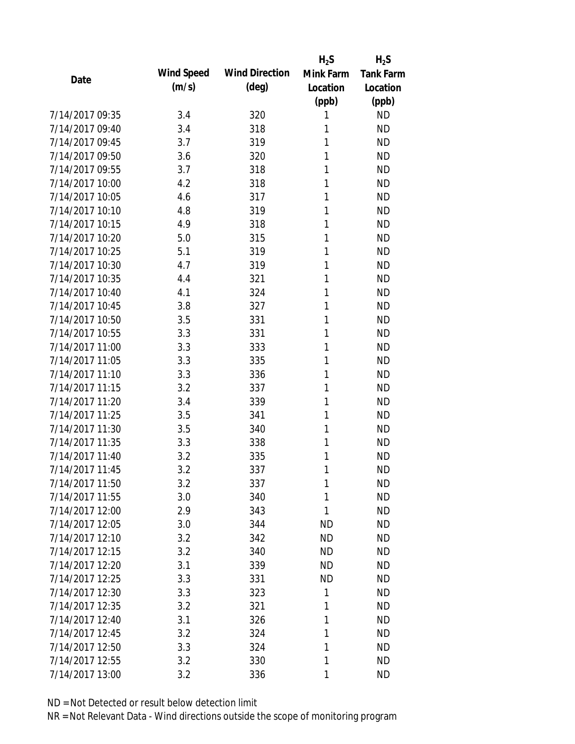| Date | Wind Speed (m/s) | Wind Direction (deg) | $H_2S$ Mink Farm Location (ppb) | $H_2S$ Tank Farm Location (ppb) |
|---|---|---|---|---|
| 7/14/2017 09:35 | 3.4 | 320 | 1 | ND |
| 7/14/2017 09:40 | 3.4 | 318 | 1 | ND |
| 7/14/2017 09:45 | 3.7 | 319 | 1 | ND |
| 7/14/2017 09:50 | 3.6 | 320 | 1 | ND |
| 7/14/2017 09:55 | 3.7 | 318 | 1 | ND |
| 7/14/2017 10:00 | 4.2 | 318 | 1 | ND |
| 7/14/2017 10:05 | 4.6 | 317 | 1 | ND |
| 7/14/2017 10:10 | 4.8 | 319 | 1 | ND |
| 7/14/2017 10:15 | 4.9 | 318 | 1 | ND |
| 7/14/2017 10:20 | 5.0 | 315 | 1 | ND |
| 7/14/2017 10:25 | 5.1 | 319 | 1 | ND |
| 7/14/2017 10:30 | 4.7 | 319 | 1 | ND |
| 7/14/2017 10:35 | 4.4 | 321 | 1 | ND |
| 7/14/2017 10:40 | 4.1 | 324 | 1 | ND |
| 7/14/2017 10:45 | 3.8 | 327 | 1 | ND |
| 7/14/2017 10:50 | 3.5 | 331 | 1 | ND |
| 7/14/2017 10:55 | 3.3 | 331 | 1 | ND |
| 7/14/2017 11:00 | 3.3 | 333 | 1 | ND |
| 7/14/2017 11:05 | 3.3 | 335 | 1 | ND |
| 7/14/2017 11:10 | 3.3 | 336 | 1 | ND |
| 7/14/2017 11:15 | 3.2 | 337 | 1 | ND |
| 7/14/2017 11:20 | 3.4 | 339 | 1 | ND |
| 7/14/2017 11:25 | 3.5 | 341 | 1 | ND |
| 7/14/2017 11:30 | 3.5 | 340 | 1 | ND |
| 7/14/2017 11:35 | 3.3 | 338 | 1 | ND |
| 7/14/2017 11:40 | 3.2 | 335 | 1 | ND |
| 7/14/2017 11:45 | 3.2 | 337 | 1 | ND |
| 7/14/2017 11:50 | 3.2 | 337 | 1 | ND |
| 7/14/2017 11:55 | 3.0 | 340 | 1 | ND |
| 7/14/2017 12:00 | 2.9 | 343 | 1 | ND |
| 7/14/2017 12:05 | 3.0 | 344 | ND | ND |
| 7/14/2017 12:10 | 3.2 | 342 | ND | ND |
| 7/14/2017 12:15 | 3.2 | 340 | ND | ND |
| 7/14/2017 12:20 | 3.1 | 339 | ND | ND |
| 7/14/2017 12:25 | 3.3 | 331 | ND | ND |
| 7/14/2017 12:30 | 3.3 | 323 | 1 | ND |
| 7/14/2017 12:35 | 3.2 | 321 | 1 | ND |
| 7/14/2017 12:40 | 3.1 | 326 | 1 | ND |
| 7/14/2017 12:45 | 3.2 | 324 | 1 | ND |
| 7/14/2017 12:50 | 3.3 | 324 | 1 | ND |
| 7/14/2017 12:55 | 3.2 | 330 | 1 | ND |
| 7/14/2017 13:00 | 3.2 | 336 | 1 | ND |

ND = Not Detected or result below detection limit

NR = Not Relevant Data - Wind directions outside the scope of monitoring program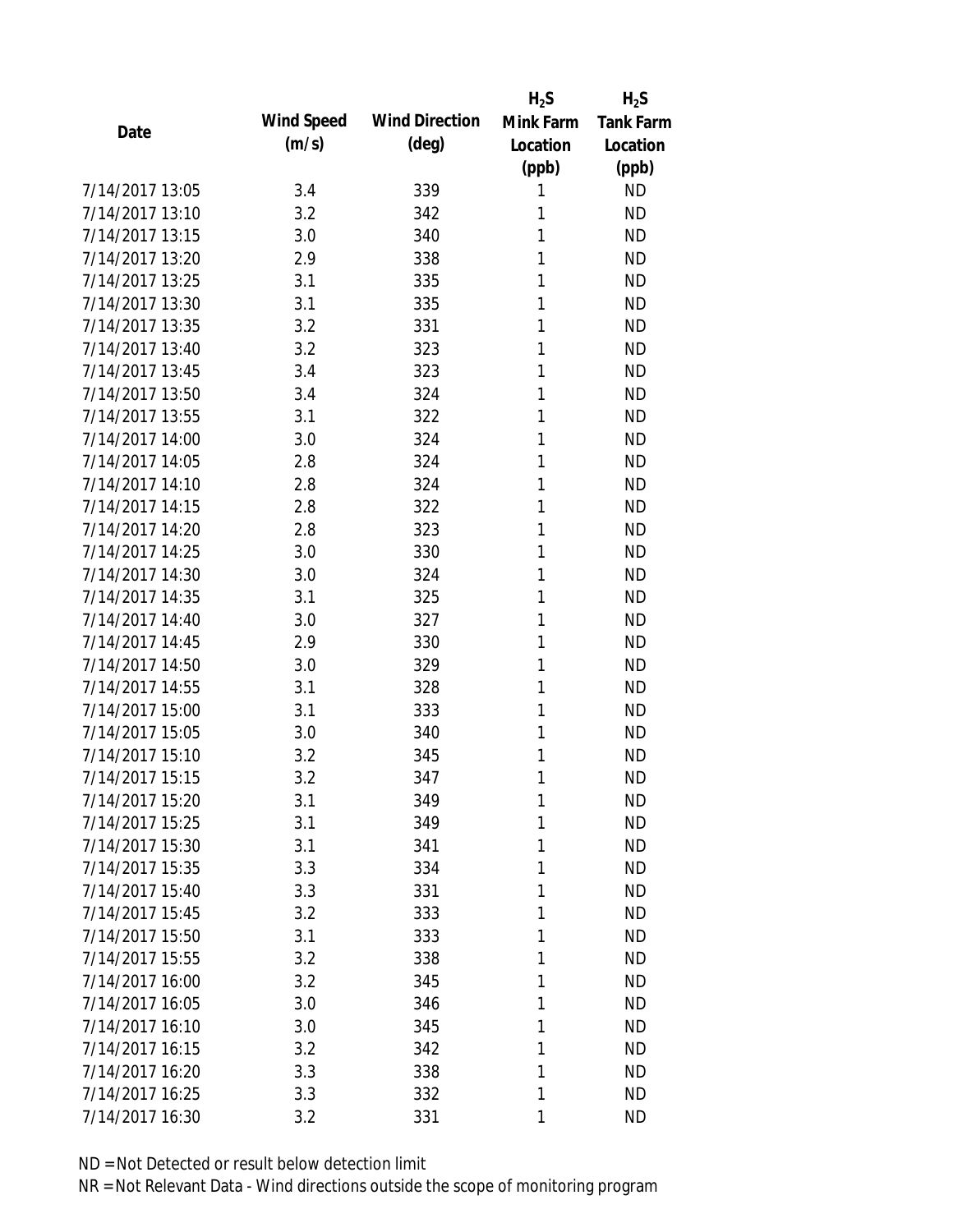| Date | Wind Speed (m/s) | Wind Direction (deg) | $H_2S$ Mink Farm Location (ppb) | $H_2S$ Tank Farm Location (ppb) |
|---|---|---|---|---|
| 7/14/2017 13:05 | 3.4 | 339 | 1 | ND |
| 7/14/2017 13:10 | 3.2 | 342 | 1 | ND |
| 7/14/2017 13:15 | 3.0 | 340 | 1 | ND |
| 7/14/2017 13:20 | 2.9 | 338 | 1 | ND |
| 7/14/2017 13:25 | 3.1 | 335 | 1 | ND |
| 7/14/2017 13:30 | 3.1 | 335 | 1 | ND |
| 7/14/2017 13:35 | 3.2 | 331 | 1 | ND |
| 7/14/2017 13:40 | 3.2 | 323 | 1 | ND |
| 7/14/2017 13:45 | 3.4 | 323 | 1 | ND |
| 7/14/2017 13:50 | 3.4 | 324 | 1 | ND |
| 7/14/2017 13:55 | 3.1 | 322 | 1 | ND |
| 7/14/2017 14:00 | 3.0 | 324 | 1 | ND |
| 7/14/2017 14:05 | 2.8 | 324 | 1 | ND |
| 7/14/2017 14:10 | 2.8 | 324 | 1 | ND |
| 7/14/2017 14:15 | 2.8 | 322 | 1 | ND |
| 7/14/2017 14:20 | 2.8 | 323 | 1 | ND |
| 7/14/2017 14:25 | 3.0 | 330 | 1 | ND |
| 7/14/2017 14:30 | 3.0 | 324 | 1 | ND |
| 7/14/2017 14:35 | 3.1 | 325 | 1 | ND |
| 7/14/2017 14:40 | 3.0 | 327 | 1 | ND |
| 7/14/2017 14:45 | 2.9 | 330 | 1 | ND |
| 7/14/2017 14:50 | 3.0 | 329 | 1 | ND |
| 7/14/2017 14:55 | 3.1 | 328 | 1 | ND |
| 7/14/2017 15:00 | 3.1 | 333 | 1 | ND |
| 7/14/2017 15:05 | 3.0 | 340 | 1 | ND |
| 7/14/2017 15:10 | 3.2 | 345 | 1 | ND |
| 7/14/2017 15:15 | 3.2 | 347 | 1 | ND |
| 7/14/2017 15:20 | 3.1 | 349 | 1 | ND |
| 7/14/2017 15:25 | 3.1 | 349 | 1 | ND |
| 7/14/2017 15:30 | 3.1 | 341 | 1 | ND |
| 7/14/2017 15:35 | 3.3 | 334 | 1 | ND |
| 7/14/2017 15:40 | 3.3 | 331 | 1 | ND |
| 7/14/2017 15:45 | 3.2 | 333 | 1 | ND |
| 7/14/2017 15:50 | 3.1 | 333 | 1 | ND |
| 7/14/2017 15:55 | 3.2 | 338 | 1 | ND |
| 7/14/2017 16:00 | 3.2 | 345 | 1 | ND |
| 7/14/2017 16:05 | 3.0 | 346 | 1 | ND |
| 7/14/2017 16:10 | 3.0 | 345 | 1 | ND |
| 7/14/2017 16:15 | 3.2 | 342 | 1 | ND |
| 7/14/2017 16:20 | 3.3 | 338 | 1 | ND |
| 7/14/2017 16:25 | 3.3 | 332 | 1 | ND |
| 7/14/2017 16:30 | 3.2 | 331 | 1 | ND |

ND = Not Detected or result below detection limit

NR = Not Relevant Data - Wind directions outside the scope of monitoring program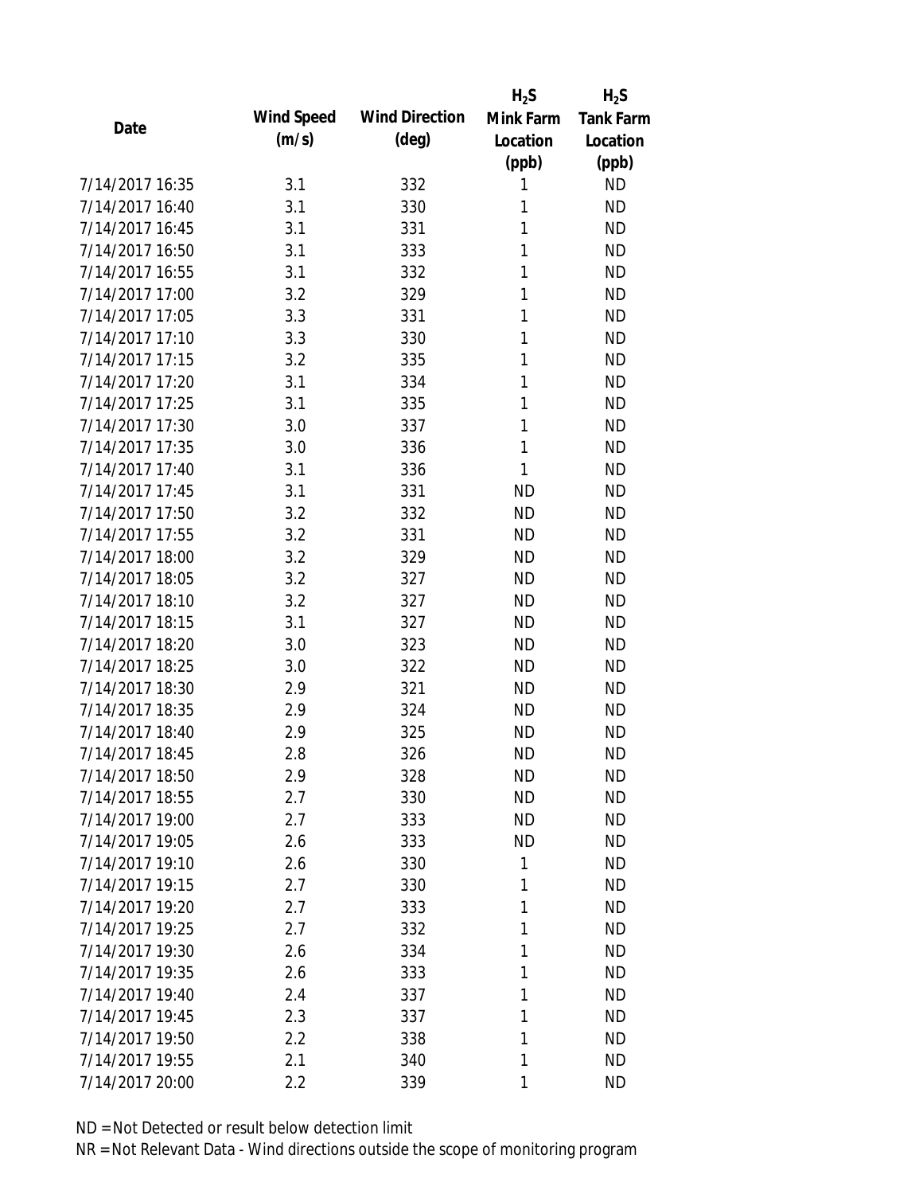| Date | Wind Speed (m/s) | Wind Direction (deg) | $H_2S$ Mink Farm Location (ppb) | $H_2S$ Tank Farm Location (ppb) |
|---|---|---|---|---|
| 7/14/2017 16:35 | 3.1 | 332 | 1 | ND |
| 7/14/2017 16:40 | 3.1 | 330 | 1 | ND |
| 7/14/2017 16:45 | 3.1 | 331 | 1 | ND |
| 7/14/2017 16:50 | 3.1 | 333 | 1 | ND |
| 7/14/2017 16:55 | 3.1 | 332 | 1 | ND |
| 7/14/2017 17:00 | 3.2 | 329 | 1 | ND |
| 7/14/2017 17:05 | 3.3 | 331 | 1 | ND |
| 7/14/2017 17:10 | 3.3 | 330 | 1 | ND |
| 7/14/2017 17:15 | 3.2 | 335 | 1 | ND |
| 7/14/2017 17:20 | 3.1 | 334 | 1 | ND |
| 7/14/2017 17:25 | 3.1 | 335 | 1 | ND |
| 7/14/2017 17:30 | 3.0 | 337 | 1 | ND |
| 7/14/2017 17:35 | 3.0 | 336 | 1 | ND |
| 7/14/2017 17:40 | 3.1 | 336 | 1 | ND |
| 7/14/2017 17:45 | 3.1 | 331 | ND | ND |
| 7/14/2017 17:50 | 3.2 | 332 | ND | ND |
| 7/14/2017 17:55 | 3.2 | 331 | ND | ND |
| 7/14/2017 18:00 | 3.2 | 329 | ND | ND |
| 7/14/2017 18:05 | 3.2 | 327 | ND | ND |
| 7/14/2017 18:10 | 3.2 | 327 | ND | ND |
| 7/14/2017 18:15 | 3.1 | 327 | ND | ND |
| 7/14/2017 18:20 | 3.0 | 323 | ND | ND |
| 7/14/2017 18:25 | 3.0 | 322 | ND | ND |
| 7/14/2017 18:30 | 2.9 | 321 | ND | ND |
| 7/14/2017 18:35 | 2.9 | 324 | ND | ND |
| 7/14/2017 18:40 | 2.9 | 325 | ND | ND |
| 7/14/2017 18:45 | 2.8 | 326 | ND | ND |
| 7/14/2017 18:50 | 2.9 | 328 | ND | ND |
| 7/14/2017 18:55 | 2.7 | 330 | ND | ND |
| 7/14/2017 19:00 | 2.7 | 333 | ND | ND |
| 7/14/2017 19:05 | 2.6 | 333 | ND | ND |
| 7/14/2017 19:10 | 2.6 | 330 | 1 | ND |
| 7/14/2017 19:15 | 2.7 | 330 | 1 | ND |
| 7/14/2017 19:20 | 2.7 | 333 | 1 | ND |
| 7/14/2017 19:25 | 2.7 | 332 | 1 | ND |
| 7/14/2017 19:30 | 2.6 | 334 | 1 | ND |
| 7/14/2017 19:35 | 2.6 | 333 | 1 | ND |
| 7/14/2017 19:40 | 2.4 | 337 | 1 | ND |
| 7/14/2017 19:45 | 2.3 | 337 | 1 | ND |
| 7/14/2017 19:50 | 2.2 | 338 | 1 | ND |
| 7/14/2017 19:55 | 2.1 | 340 | 1 | ND |
| 7/14/2017 20:00 | 2.2 | 339 | 1 | ND |

ND = Not Detected or result below detection limit

NR = Not Relevant Data - Wind directions outside the scope of monitoring program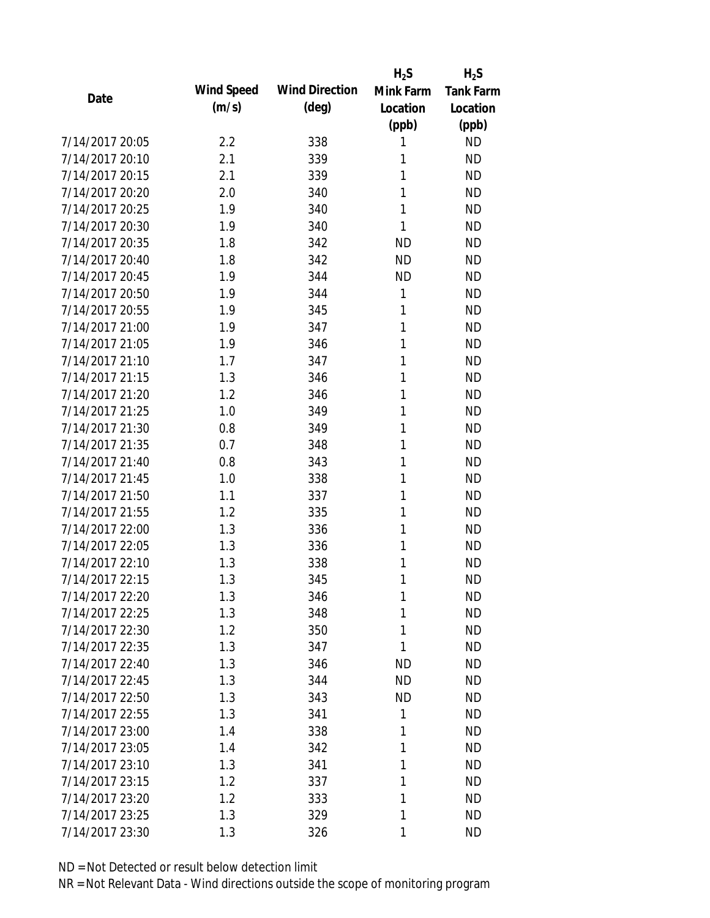| Date | Wind Speed (m/s) | Wind Direction (deg) | $H_2S$ Mink Farm Location (ppb) | $H_2S$ Tank Farm Location (ppb) |
|---|---|---|---|---|
| 7/14/2017 20:05 | 2.2 | 338 | 1 | ND |
| 7/14/2017 20:10 | 2.1 | 339 | 1 | ND |
| 7/14/2017 20:15 | 2.1 | 339 | 1 | ND |
| 7/14/2017 20:20 | 2.0 | 340 | 1 | ND |
| 7/14/2017 20:25 | 1.9 | 340 | 1 | ND |
| 7/14/2017 20:30 | 1.9 | 340 | 1 | ND |
| 7/14/2017 20:35 | 1.8 | 342 | ND | ND |
| 7/14/2017 20:40 | 1.8 | 342 | ND | ND |
| 7/14/2017 20:45 | 1.9 | 344 | ND | ND |
| 7/14/2017 20:50 | 1.9 | 344 | 1 | ND |
| 7/14/2017 20:55 | 1.9 | 345 | 1 | ND |
| 7/14/2017 21:00 | 1.9 | 347 | 1 | ND |
| 7/14/2017 21:05 | 1.9 | 346 | 1 | ND |
| 7/14/2017 21:10 | 1.7 | 347 | 1 | ND |
| 7/14/2017 21:15 | 1.3 | 346 | 1 | ND |
| 7/14/2017 21:20 | 1.2 | 346 | 1 | ND |
| 7/14/2017 21:25 | 1.0 | 349 | 1 | ND |
| 7/14/2017 21:30 | 0.8 | 349 | 1 | ND |
| 7/14/2017 21:35 | 0.7 | 348 | 1 | ND |
| 7/14/2017 21:40 | 0.8 | 343 | 1 | ND |
| 7/14/2017 21:45 | 1.0 | 338 | 1 | ND |
| 7/14/2017 21:50 | 1.1 | 337 | 1 | ND |
| 7/14/2017 21:55 | 1.2 | 335 | 1 | ND |
| 7/14/2017 22:00 | 1.3 | 336 | 1 | ND |
| 7/14/2017 22:05 | 1.3 | 336 | 1 | ND |
| 7/14/2017 22:10 | 1.3 | 338 | 1 | ND |
| 7/14/2017 22:15 | 1.3 | 345 | 1 | ND |
| 7/14/2017 22:20 | 1.3 | 346 | 1 | ND |
| 7/14/2017 22:25 | 1.3 | 348 | 1 | ND |
| 7/14/2017 22:30 | 1.2 | 350 | 1 | ND |
| 7/14/2017 22:35 | 1.3 | 347 | 1 | ND |
| 7/14/2017 22:40 | 1.3 | 346 | ND | ND |
| 7/14/2017 22:45 | 1.3 | 344 | ND | ND |
| 7/14/2017 22:50 | 1.3 | 343 | ND | ND |
| 7/14/2017 22:55 | 1.3 | 341 | 1 | ND |
| 7/14/2017 23:00 | 1.4 | 338 | 1 | ND |
| 7/14/2017 23:05 | 1.4 | 342 | 1 | ND |
| 7/14/2017 23:10 | 1.3 | 341 | 1 | ND |
| 7/14/2017 23:15 | 1.2 | 337 | 1 | ND |
| 7/14/2017 23:20 | 1.2 | 333 | 1 | ND |
| 7/14/2017 23:25 | 1.3 | 329 | 1 | ND |
| 7/14/2017 23:30 | 1.3 | 326 | 1 | ND |

ND = Not Detected or result below detection limit

NR = Not Relevant Data - Wind directions outside the scope of monitoring program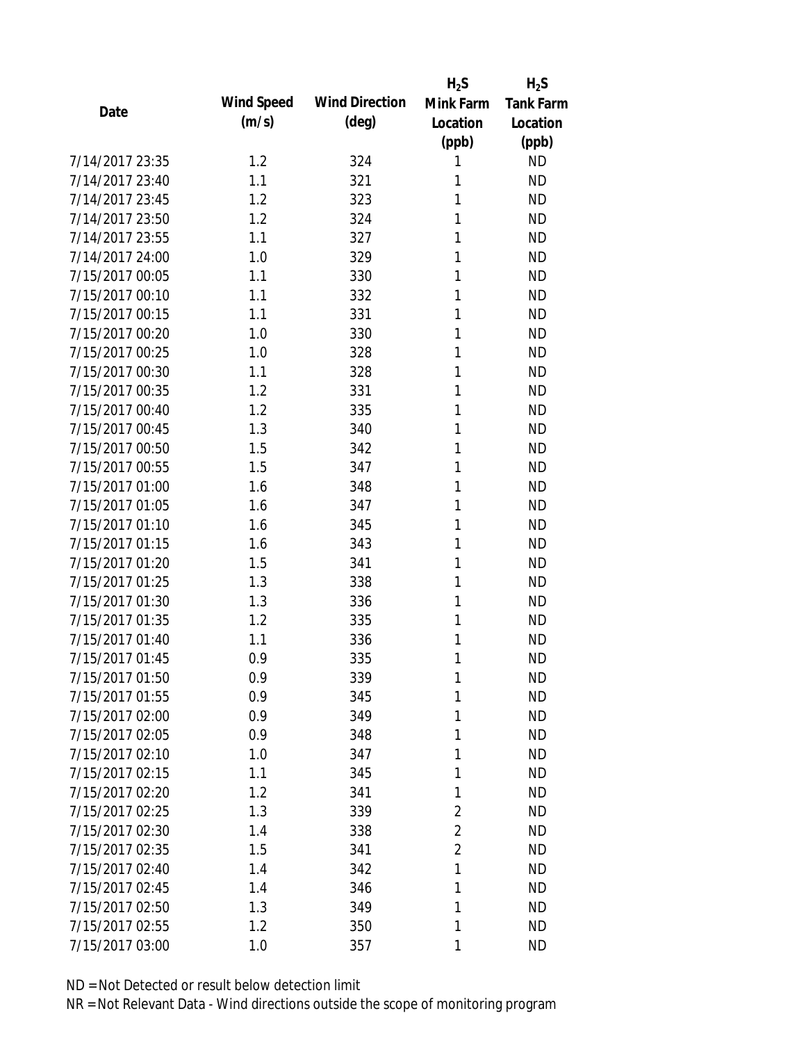| Date | Wind Speed (m/s) | Wind Direction (deg) | $H_2S$ Mink Farm Location (ppb) | $H_2S$ Tank Farm Location (ppb) |
|---|---|---|---|---|
| 7/14/2017 23:35 | 1.2 | 324 | 1 | ND |
| 7/14/2017 23:40 | 1.1 | 321 | 1 | ND |
| 7/14/2017 23:45 | 1.2 | 323 | 1 | ND |
| 7/14/2017 23:50 | 1.2 | 324 | 1 | ND |
| 7/14/2017 23:55 | 1.1 | 327 | 1 | ND |
| 7/14/2017 24:00 | 1.0 | 329 | 1 | ND |
| 7/15/2017 00:05 | 1.1 | 330 | 1 | ND |
| 7/15/2017 00:10 | 1.1 | 332 | 1 | ND |
| 7/15/2017 00:15 | 1.1 | 331 | 1 | ND |
| 7/15/2017 00:20 | 1.0 | 330 | 1 | ND |
| 7/15/2017 00:25 | 1.0 | 328 | 1 | ND |
| 7/15/2017 00:30 | 1.1 | 328 | 1 | ND |
| 7/15/2017 00:35 | 1.2 | 331 | 1 | ND |
| 7/15/2017 00:40 | 1.2 | 335 | 1 | ND |
| 7/15/2017 00:45 | 1.3 | 340 | 1 | ND |
| 7/15/2017 00:50 | 1.5 | 342 | 1 | ND |
| 7/15/2017 00:55 | 1.5 | 347 | 1 | ND |
| 7/15/2017 01:00 | 1.6 | 348 | 1 | ND |
| 7/15/2017 01:05 | 1.6 | 347 | 1 | ND |
| 7/15/2017 01:10 | 1.6 | 345 | 1 | ND |
| 7/15/2017 01:15 | 1.6 | 343 | 1 | ND |
| 7/15/2017 01:20 | 1.5 | 341 | 1 | ND |
| 7/15/2017 01:25 | 1.3 | 338 | 1 | ND |
| 7/15/2017 01:30 | 1.3 | 336 | 1 | ND |
| 7/15/2017 01:35 | 1.2 | 335 | 1 | ND |
| 7/15/2017 01:40 | 1.1 | 336 | 1 | ND |
| 7/15/2017 01:45 | 0.9 | 335 | 1 | ND |
| 7/15/2017 01:50 | 0.9 | 339 | 1 | ND |
| 7/15/2017 01:55 | 0.9 | 345 | 1 | ND |
| 7/15/2017 02:00 | 0.9 | 349 | 1 | ND |
| 7/15/2017 02:05 | 0.9 | 348 | 1 | ND |
| 7/15/2017 02:10 | 1.0 | 347 | 1 | ND |
| 7/15/2017 02:15 | 1.1 | 345 | 1 | ND |
| 7/15/2017 02:20 | 1.2 | 341 | 1 | ND |
| 7/15/2017 02:25 | 1.3 | 339 | 2 | ND |
| 7/15/2017 02:30 | 1.4 | 338 | 2 | ND |
| 7/15/2017 02:35 | 1.5 | 341 | 2 | ND |
| 7/15/2017 02:40 | 1.4 | 342 | 1 | ND |
| 7/15/2017 02:45 | 1.4 | 346 | 1 | ND |
| 7/15/2017 02:50 | 1.3 | 349 | 1 | ND |
| 7/15/2017 02:55 | 1.2 | 350 | 1 | ND |
| 7/15/2017 03:00 | 1.0 | 357 | 1 | ND |

ND = Not Detected or result below detection limit

NR = Not Relevant Data - Wind directions outside the scope of monitoring program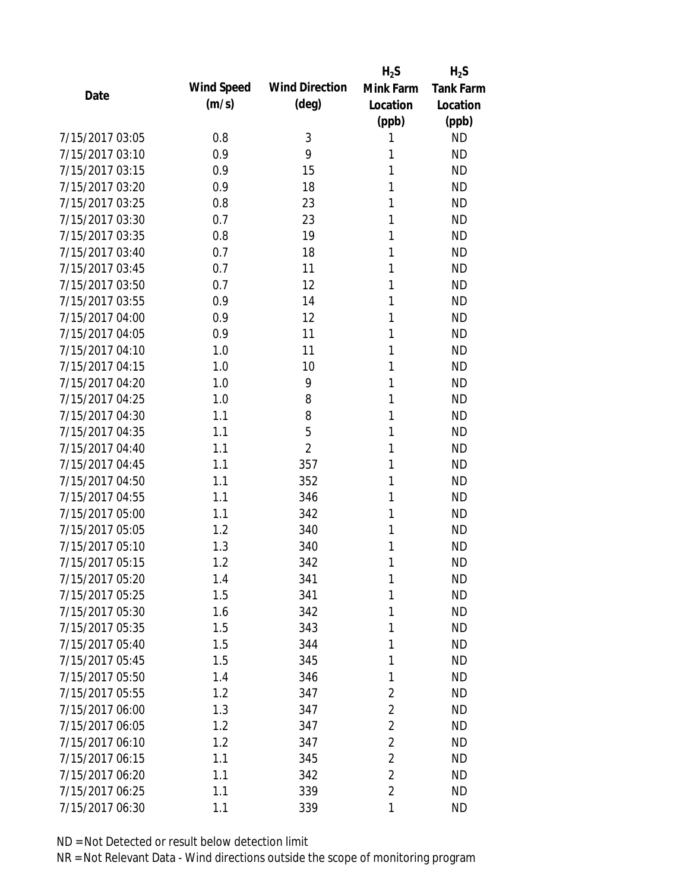| Date | Wind Speed (m/s) | Wind Direction (deg) | $H_2S$ Mink Farm Location (ppb) | $H_2S$ Tank Farm Location (ppb) |
|---|---|---|---|---|
| 7/15/2017 03:05 | 0.8 | 3 | 1 | ND |
| 7/15/2017 03:10 | 0.9 | 9 | 1 | ND |
| 7/15/2017 03:15 | 0.9 | 15 | 1 | ND |
| 7/15/2017 03:20 | 0.9 | 18 | 1 | ND |
| 7/15/2017 03:25 | 0.8 | 23 | 1 | ND |
| 7/15/2017 03:30 | 0.7 | 23 | 1 | ND |
| 7/15/2017 03:35 | 0.8 | 19 | 1 | ND |
| 7/15/2017 03:40 | 0.7 | 18 | 1 | ND |
| 7/15/2017 03:45 | 0.7 | 11 | 1 | ND |
| 7/15/2017 03:50 | 0.7 | 12 | 1 | ND |
| 7/15/2017 03:55 | 0.9 | 14 | 1 | ND |
| 7/15/2017 04:00 | 0.9 | 12 | 1 | ND |
| 7/15/2017 04:05 | 0.9 | 11 | 1 | ND |
| 7/15/2017 04:10 | 1.0 | 11 | 1 | ND |
| 7/15/2017 04:15 | 1.0 | 10 | 1 | ND |
| 7/15/2017 04:20 | 1.0 | 9 | 1 | ND |
| 7/15/2017 04:25 | 1.0 | 8 | 1 | ND |
| 7/15/2017 04:30 | 1.1 | 8 | 1 | ND |
| 7/15/2017 04:35 | 1.1 | 5 | 1 | ND |
| 7/15/2017 04:40 | 1.1 | 2 | 1 | ND |
| 7/15/2017 04:45 | 1.1 | 357 | 1 | ND |
| 7/15/2017 04:50 | 1.1 | 352 | 1 | ND |
| 7/15/2017 04:55 | 1.1 | 346 | 1 | ND |
| 7/15/2017 05:00 | 1.1 | 342 | 1 | ND |
| 7/15/2017 05:05 | 1.2 | 340 | 1 | ND |
| 7/15/2017 05:10 | 1.3 | 340 | 1 | ND |
| 7/15/2017 05:15 | 1.2 | 342 | 1 | ND |
| 7/15/2017 05:20 | 1.4 | 341 | 1 | ND |
| 7/15/2017 05:25 | 1.5 | 341 | 1 | ND |
| 7/15/2017 05:30 | 1.6 | 342 | 1 | ND |
| 7/15/2017 05:35 | 1.5 | 343 | 1 | ND |
| 7/15/2017 05:40 | 1.5 | 344 | 1 | ND |
| 7/15/2017 05:45 | 1.5 | 345 | 1 | ND |
| 7/15/2017 05:50 | 1.4 | 346 | 1 | ND |
| 7/15/2017 05:55 | 1.2 | 347 | 2 | ND |
| 7/15/2017 06:00 | 1.3 | 347 | 2 | ND |
| 7/15/2017 06:05 | 1.2 | 347 | 2 | ND |
| 7/15/2017 06:10 | 1.2 | 347 | 2 | ND |
| 7/15/2017 06:15 | 1.1 | 345 | 2 | ND |
| 7/15/2017 06:20 | 1.1 | 342 | 2 | ND |
| 7/15/2017 06:25 | 1.1 | 339 | 2 | ND |
| 7/15/2017 06:30 | 1.1 | 339 | 1 | ND |

ND = Not Detected or result below detection limit

NR = Not Relevant Data - Wind directions outside the scope of monitoring program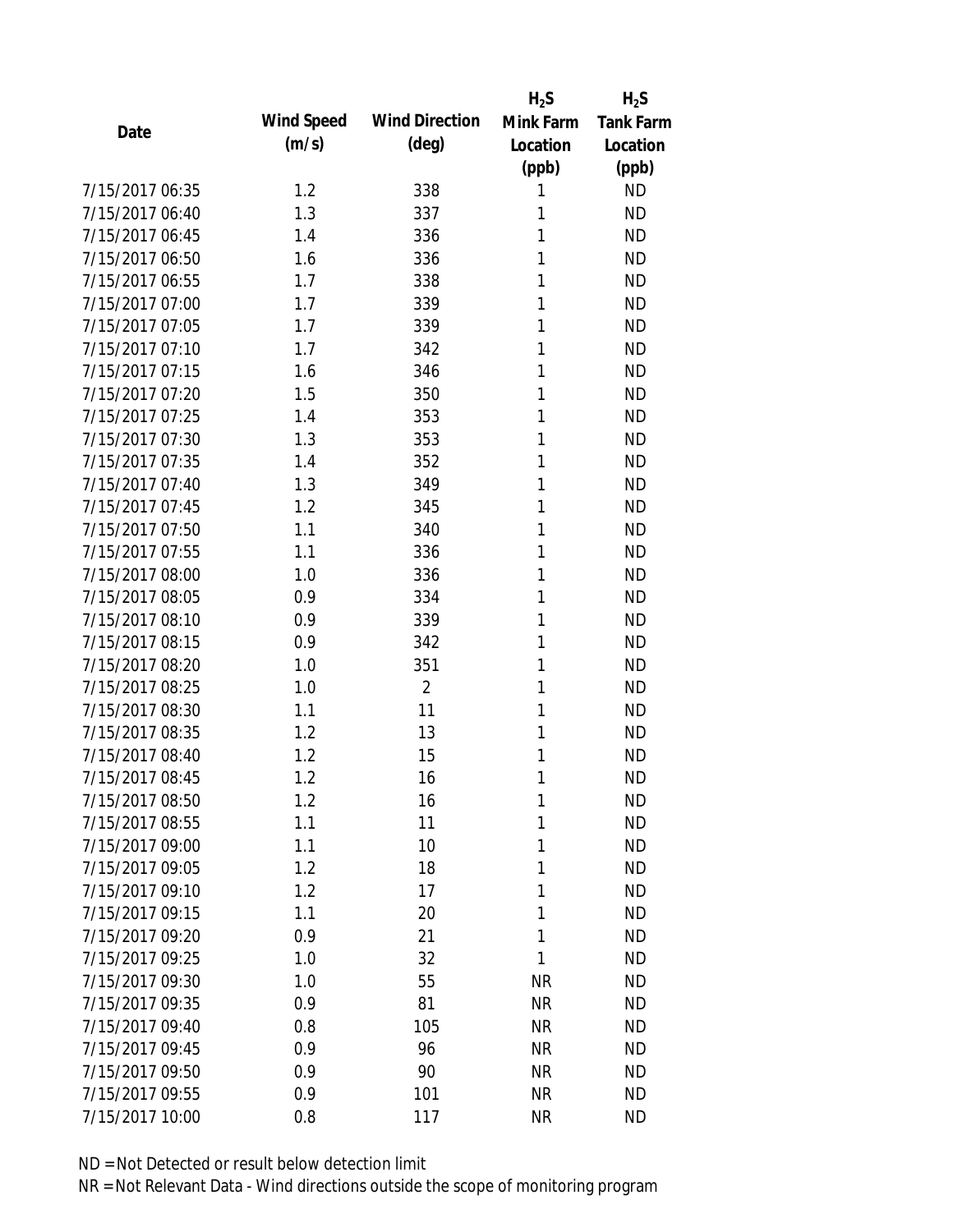| Date | Wind Speed (m/s) | Wind Direction (deg) | $H_2S$ Mink Farm Location (ppb) | $H_2S$ Tank Farm Location (ppb) |
|---|---|---|---|---|
| 7/15/2017 06:35 | 1.2 | 338 | 1 | ND |
| 7/15/2017 06:40 | 1.3 | 337 | 1 | ND |
| 7/15/2017 06:45 | 1.4 | 336 | 1 | ND |
| 7/15/2017 06:50 | 1.6 | 336 | 1 | ND |
| 7/15/2017 06:55 | 1.7 | 338 | 1 | ND |
| 7/15/2017 07:00 | 1.7 | 339 | 1 | ND |
| 7/15/2017 07:05 | 1.7 | 339 | 1 | ND |
| 7/15/2017 07:10 | 1.7 | 342 | 1 | ND |
| 7/15/2017 07:15 | 1.6 | 346 | 1 | ND |
| 7/15/2017 07:20 | 1.5 | 350 | 1 | ND |
| 7/15/2017 07:25 | 1.4 | 353 | 1 | ND |
| 7/15/2017 07:30 | 1.3 | 353 | 1 | ND |
| 7/15/2017 07:35 | 1.4 | 352 | 1 | ND |
| 7/15/2017 07:40 | 1.3 | 349 | 1 | ND |
| 7/15/2017 07:45 | 1.2 | 345 | 1 | ND |
| 7/15/2017 07:50 | 1.1 | 340 | 1 | ND |
| 7/15/2017 07:55 | 1.1 | 336 | 1 | ND |
| 7/15/2017 08:00 | 1.0 | 336 | 1 | ND |
| 7/15/2017 08:05 | 0.9 | 334 | 1 | ND |
| 7/15/2017 08:10 | 0.9 | 339 | 1 | ND |
| 7/15/2017 08:15 | 0.9 | 342 | 1 | ND |
| 7/15/2017 08:20 | 1.0 | 351 | 1 | ND |
| 7/15/2017 08:25 | 1.0 | 2 | 1 | ND |
| 7/15/2017 08:30 | 1.1 | 11 | 1 | ND |
| 7/15/2017 08:35 | 1.2 | 13 | 1 | ND |
| 7/15/2017 08:40 | 1.2 | 15 | 1 | ND |
| 7/15/2017 08:45 | 1.2 | 16 | 1 | ND |
| 7/15/2017 08:50 | 1.2 | 16 | 1 | ND |
| 7/15/2017 08:55 | 1.1 | 11 | 1 | ND |
| 7/15/2017 09:00 | 1.1 | 10 | 1 | ND |
| 7/15/2017 09:05 | 1.2 | 18 | 1 | ND |
| 7/15/2017 09:10 | 1.2 | 17 | 1 | ND |
| 7/15/2017 09:15 | 1.1 | 20 | 1 | ND |
| 7/15/2017 09:20 | 0.9 | 21 | 1 | ND |
| 7/15/2017 09:25 | 1.0 | 32 | 1 | ND |
| 7/15/2017 09:30 | 1.0 | 55 | NR | ND |
| 7/15/2017 09:35 | 0.9 | 81 | NR | ND |
| 7/15/2017 09:40 | 0.8 | 105 | NR | ND |
| 7/15/2017 09:45 | 0.9 | 96 | NR | ND |
| 7/15/2017 09:50 | 0.9 | 90 | NR | ND |
| 7/15/2017 09:55 | 0.9 | 101 | NR | ND |
| 7/15/2017 10:00 | 0.8 | 117 | NR | ND |

ND = Not Detected or result below detection limit

NR = Not Relevant Data - Wind directions outside the scope of monitoring program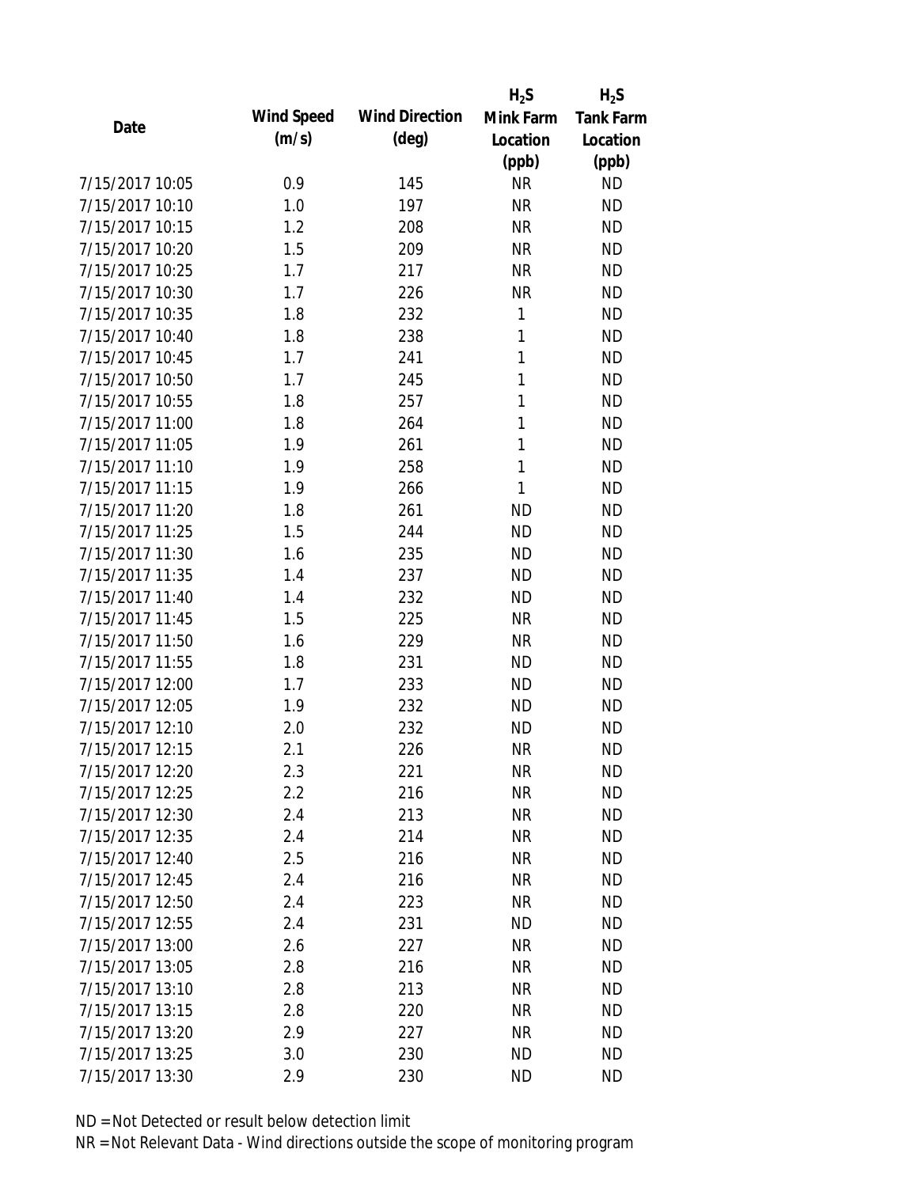| Date | Wind Speed (m/s) | Wind Direction (deg) | $H_2S$ Mink Farm Location (ppb) | $H_2S$ Tank Farm Location (ppb) |
|---|---|---|---|---|
| 7/15/2017 10:05 | 0.9 | 145 | NR | ND |
| 7/15/2017 10:10 | 1.0 | 197 | NR | ND |
| 7/15/2017 10:15 | 1.2 | 208 | NR | ND |
| 7/15/2017 10:20 | 1.5 | 209 | NR | ND |
| 7/15/2017 10:25 | 1.7 | 217 | NR | ND |
| 7/15/2017 10:30 | 1.7 | 226 | NR | ND |
| 7/15/2017 10:35 | 1.8 | 232 | 1 | ND |
| 7/15/2017 10:40 | 1.8 | 238 | 1 | ND |
| 7/15/2017 10:45 | 1.7 | 241 | 1 | ND |
| 7/15/2017 10:50 | 1.7 | 245 | 1 | ND |
| 7/15/2017 10:55 | 1.8 | 257 | 1 | ND |
| 7/15/2017 11:00 | 1.8 | 264 | 1 | ND |
| 7/15/2017 11:05 | 1.9 | 261 | 1 | ND |
| 7/15/2017 11:10 | 1.9 | 258 | 1 | ND |
| 7/15/2017 11:15 | 1.9 | 266 | 1 | ND |
| 7/15/2017 11:20 | 1.8 | 261 | ND | ND |
| 7/15/2017 11:25 | 1.5 | 244 | ND | ND |
| 7/15/2017 11:30 | 1.6 | 235 | ND | ND |
| 7/15/2017 11:35 | 1.4 | 237 | ND | ND |
| 7/15/2017 11:40 | 1.4 | 232 | ND | ND |
| 7/15/2017 11:45 | 1.5 | 225 | NR | ND |
| 7/15/2017 11:50 | 1.6 | 229 | NR | ND |
| 7/15/2017 11:55 | 1.8 | 231 | ND | ND |
| 7/15/2017 12:00 | 1.7 | 233 | ND | ND |
| 7/15/2017 12:05 | 1.9 | 232 | ND | ND |
| 7/15/2017 12:10 | 2.0 | 232 | ND | ND |
| 7/15/2017 12:15 | 2.1 | 226 | NR | ND |
| 7/15/2017 12:20 | 2.3 | 221 | NR | ND |
| 7/15/2017 12:25 | 2.2 | 216 | NR | ND |
| 7/15/2017 12:30 | 2.4 | 213 | NR | ND |
| 7/15/2017 12:35 | 2.4 | 214 | NR | ND |
| 7/15/2017 12:40 | 2.5 | 216 | NR | ND |
| 7/15/2017 12:45 | 2.4 | 216 | NR | ND |
| 7/15/2017 12:50 | 2.4 | 223 | NR | ND |
| 7/15/2017 12:55 | 2.4 | 231 | ND | ND |
| 7/15/2017 13:00 | 2.6 | 227 | NR | ND |
| 7/15/2017 13:05 | 2.8 | 216 | NR | ND |
| 7/15/2017 13:10 | 2.8 | 213 | NR | ND |
| 7/15/2017 13:15 | 2.8 | 220 | NR | ND |
| 7/15/2017 13:20 | 2.9 | 227 | NR | ND |
| 7/15/2017 13:25 | 3.0 | 230 | ND | ND |
| 7/15/2017 13:30 | 2.9 | 230 | ND | ND |

ND = Not Detected or result below detection limit

NR = Not Relevant Data - Wind directions outside the scope of monitoring program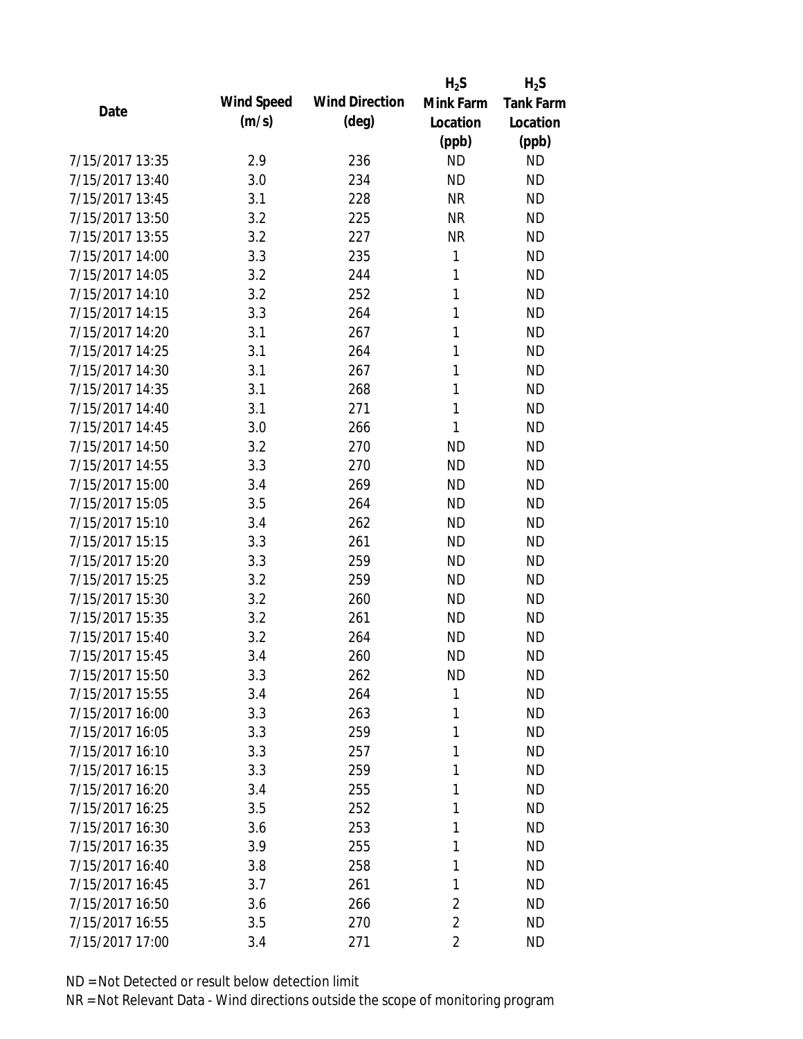| Date | Wind Speed (m/s) | Wind Direction (deg) | $H_2S$ Mink Farm Location (ppb) | $H_2S$ Tank Farm Location (ppb) |
|---|---|---|---|---|
| 7/15/2017 13:35 | 2.9 | 236 | ND | ND |
| 7/15/2017 13:40 | 3.0 | 234 | ND | ND |
| 7/15/2017 13:45 | 3.1 | 228 | NR | ND |
| 7/15/2017 13:50 | 3.2 | 225 | NR | ND |
| 7/15/2017 13:55 | 3.2 | 227 | NR | ND |
| 7/15/2017 14:00 | 3.3 | 235 | 1 | ND |
| 7/15/2017 14:05 | 3.2 | 244 | 1 | ND |
| 7/15/2017 14:10 | 3.2 | 252 | 1 | ND |
| 7/15/2017 14:15 | 3.3 | 264 | 1 | ND |
| 7/15/2017 14:20 | 3.1 | 267 | 1 | ND |
| 7/15/2017 14:25 | 3.1 | 264 | 1 | ND |
| 7/15/2017 14:30 | 3.1 | 267 | 1 | ND |
| 7/15/2017 14:35 | 3.1 | 268 | 1 | ND |
| 7/15/2017 14:40 | 3.1 | 271 | 1 | ND |
| 7/15/2017 14:45 | 3.0 | 266 | 1 | ND |
| 7/15/2017 14:50 | 3.2 | 270 | ND | ND |
| 7/15/2017 14:55 | 3.3 | 270 | ND | ND |
| 7/15/2017 15:00 | 3.4 | 269 | ND | ND |
| 7/15/2017 15:05 | 3.5 | 264 | ND | ND |
| 7/15/2017 15:10 | 3.4 | 262 | ND | ND |
| 7/15/2017 15:15 | 3.3 | 261 | ND | ND |
| 7/15/2017 15:20 | 3.3 | 259 | ND | ND |
| 7/15/2017 15:25 | 3.2 | 259 | ND | ND |
| 7/15/2017 15:30 | 3.2 | 260 | ND | ND |
| 7/15/2017 15:35 | 3.2 | 261 | ND | ND |
| 7/15/2017 15:40 | 3.2 | 264 | ND | ND |
| 7/15/2017 15:45 | 3.4 | 260 | ND | ND |
| 7/15/2017 15:50 | 3.3 | 262 | ND | ND |
| 7/15/2017 15:55 | 3.4 | 264 | 1 | ND |
| 7/15/2017 16:00 | 3.3 | 263 | 1 | ND |
| 7/15/2017 16:05 | 3.3 | 259 | 1 | ND |
| 7/15/2017 16:10 | 3.3 | 257 | 1 | ND |
| 7/15/2017 16:15 | 3.3 | 259 | 1 | ND |
| 7/15/2017 16:20 | 3.4 | 255 | 1 | ND |
| 7/15/2017 16:25 | 3.5 | 252 | 1 | ND |
| 7/15/2017 16:30 | 3.6 | 253 | 1 | ND |
| 7/15/2017 16:35 | 3.9 | 255 | 1 | ND |
| 7/15/2017 16:40 | 3.8 | 258 | 1 | ND |
| 7/15/2017 16:45 | 3.7 | 261 | 1 | ND |
| 7/15/2017 16:50 | 3.6 | 266 | 2 | ND |
| 7/15/2017 16:55 | 3.5 | 270 | 2 | ND |
| 7/15/2017 17:00 | 3.4 | 271 | 2 | ND |

ND = Not Detected or result below detection limit

NR = Not Relevant Data - Wind directions outside the scope of monitoring program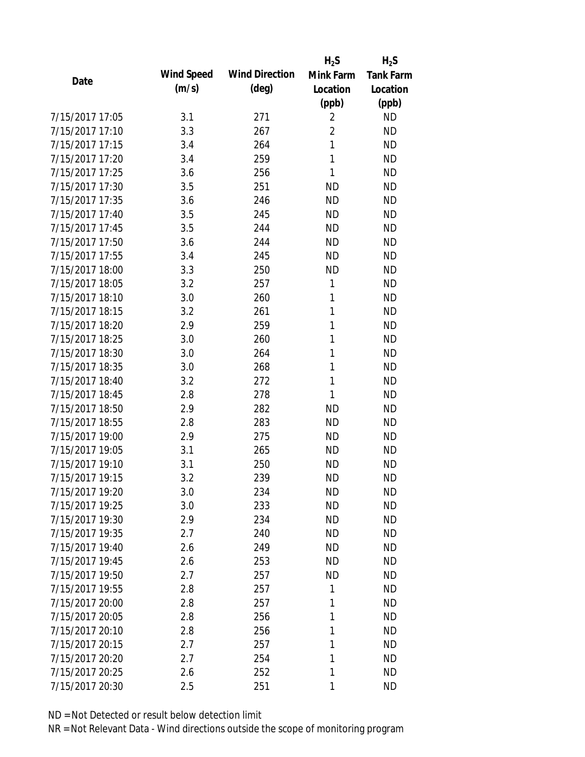| Date | Wind Speed (m/s) | Wind Direction (deg) | $H_2S$ Mink Farm Location (ppb) | $H_2S$ Tank Farm Location (ppb) |
|---|---|---|---|---|
| 7/15/2017 17:05 | 3.1 | 271 | 2 | ND |
| 7/15/2017 17:10 | 3.3 | 267 | 2 | ND |
| 7/15/2017 17:15 | 3.4 | 264 | 1 | ND |
| 7/15/2017 17:20 | 3.4 | 259 | 1 | ND |
| 7/15/2017 17:25 | 3.6 | 256 | 1 | ND |
| 7/15/2017 17:30 | 3.5 | 251 | ND | ND |
| 7/15/2017 17:35 | 3.6 | 246 | ND | ND |
| 7/15/2017 17:40 | 3.5 | 245 | ND | ND |
| 7/15/2017 17:45 | 3.5 | 244 | ND | ND |
| 7/15/2017 17:50 | 3.6 | 244 | ND | ND |
| 7/15/2017 17:55 | 3.4 | 245 | ND | ND |
| 7/15/2017 18:00 | 3.3 | 250 | ND | ND |
| 7/15/2017 18:05 | 3.2 | 257 | 1 | ND |
| 7/15/2017 18:10 | 3.0 | 260 | 1 | ND |
| 7/15/2017 18:15 | 3.2 | 261 | 1 | ND |
| 7/15/2017 18:20 | 2.9 | 259 | 1 | ND |
| 7/15/2017 18:25 | 3.0 | 260 | 1 | ND |
| 7/15/2017 18:30 | 3.0 | 264 | 1 | ND |
| 7/15/2017 18:35 | 3.0 | 268 | 1 | ND |
| 7/15/2017 18:40 | 3.2 | 272 | 1 | ND |
| 7/15/2017 18:45 | 2.8 | 278 | 1 | ND |
| 7/15/2017 18:50 | 2.9 | 282 | ND | ND |
| 7/15/2017 18:55 | 2.8 | 283 | ND | ND |
| 7/15/2017 19:00 | 2.9 | 275 | ND | ND |
| 7/15/2017 19:05 | 3.1 | 265 | ND | ND |
| 7/15/2017 19:10 | 3.1 | 250 | ND | ND |
| 7/15/2017 19:15 | 3.2 | 239 | ND | ND |
| 7/15/2017 19:20 | 3.0 | 234 | ND | ND |
| 7/15/2017 19:25 | 3.0 | 233 | ND | ND |
| 7/15/2017 19:30 | 2.9 | 234 | ND | ND |
| 7/15/2017 19:35 | 2.7 | 240 | ND | ND |
| 7/15/2017 19:40 | 2.6 | 249 | ND | ND |
| 7/15/2017 19:45 | 2.6 | 253 | ND | ND |
| 7/15/2017 19:50 | 2.7 | 257 | ND | ND |
| 7/15/2017 19:55 | 2.8 | 257 | 1 | ND |
| 7/15/2017 20:00 | 2.8 | 257 | 1 | ND |
| 7/15/2017 20:05 | 2.8 | 256 | 1 | ND |
| 7/15/2017 20:10 | 2.8 | 256 | 1 | ND |
| 7/15/2017 20:15 | 2.7 | 257 | 1 | ND |
| 7/15/2017 20:20 | 2.7 | 254 | 1 | ND |
| 7/15/2017 20:25 | 2.6 | 252 | 1 | ND |
| 7/15/2017 20:30 | 2.5 | 251 | 1 | ND |

ND = Not Detected or result below detection limit

NR = Not Relevant Data - Wind directions outside the scope of monitoring program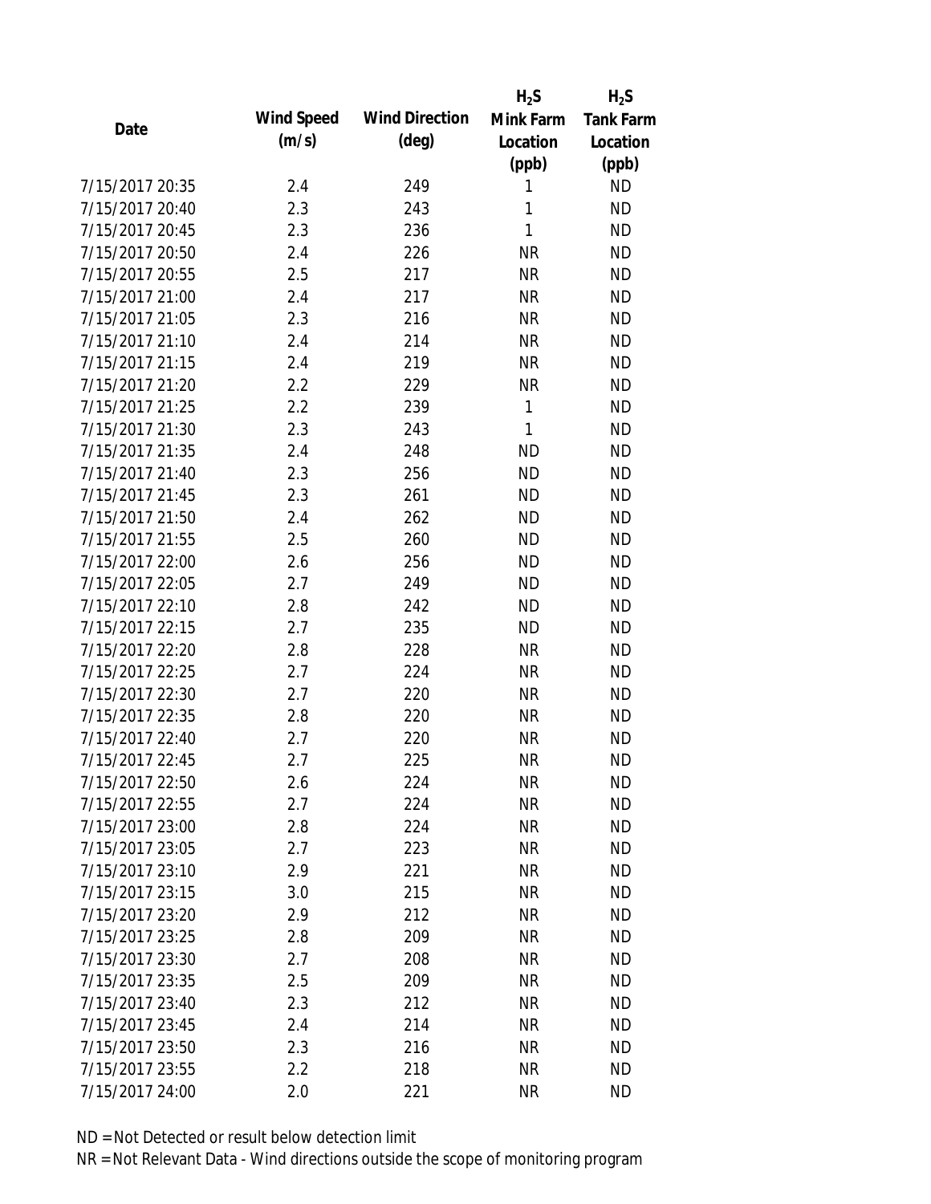| Date | Wind Speed (m/s) | Wind Direction (deg) | $H_2S$ Mink Farm Location (ppb) | $H_2S$ Tank Farm Location (ppb) |
|---|---|---|---|---|
| 7/15/2017 20:35 | 2.4 | 249 | 1 | ND |
| 7/15/2017 20:40 | 2.3 | 243 | 1 | ND |
| 7/15/2017 20:45 | 2.3 | 236 | 1 | ND |
| 7/15/2017 20:50 | 2.4 | 226 | NR | ND |
| 7/15/2017 20:55 | 2.5 | 217 | NR | ND |
| 7/15/2017 21:00 | 2.4 | 217 | NR | ND |
| 7/15/2017 21:05 | 2.3 | 216 | NR | ND |
| 7/15/2017 21:10 | 2.4 | 214 | NR | ND |
| 7/15/2017 21:15 | 2.4 | 219 | NR | ND |
| 7/15/2017 21:20 | 2.2 | 229 | NR | ND |
| 7/15/2017 21:25 | 2.2 | 239 | 1 | ND |
| 7/15/2017 21:30 | 2.3 | 243 | 1 | ND |
| 7/15/2017 21:35 | 2.4 | 248 | ND | ND |
| 7/15/2017 21:40 | 2.3 | 256 | ND | ND |
| 7/15/2017 21:45 | 2.3 | 261 | ND | ND |
| 7/15/2017 21:50 | 2.4 | 262 | ND | ND |
| 7/15/2017 21:55 | 2.5 | 260 | ND | ND |
| 7/15/2017 22:00 | 2.6 | 256 | ND | ND |
| 7/15/2017 22:05 | 2.7 | 249 | ND | ND |
| 7/15/2017 22:10 | 2.8 | 242 | ND | ND |
| 7/15/2017 22:15 | 2.7 | 235 | ND | ND |
| 7/15/2017 22:20 | 2.8 | 228 | NR | ND |
| 7/15/2017 22:25 | 2.7 | 224 | NR | ND |
| 7/15/2017 22:30 | 2.7 | 220 | NR | ND |
| 7/15/2017 22:35 | 2.8 | 220 | NR | ND |
| 7/15/2017 22:40 | 2.7 | 220 | NR | ND |
| 7/15/2017 22:45 | 2.7 | 225 | NR | ND |
| 7/15/2017 22:50 | 2.6 | 224 | NR | ND |
| 7/15/2017 22:55 | 2.7 | 224 | NR | ND |
| 7/15/2017 23:00 | 2.8 | 224 | NR | ND |
| 7/15/2017 23:05 | 2.7 | 223 | NR | ND |
| 7/15/2017 23:10 | 2.9 | 221 | NR | ND |
| 7/15/2017 23:15 | 3.0 | 215 | NR | ND |
| 7/15/2017 23:20 | 2.9 | 212 | NR | ND |
| 7/15/2017 23:25 | 2.8 | 209 | NR | ND |
| 7/15/2017 23:30 | 2.7 | 208 | NR | ND |
| 7/15/2017 23:35 | 2.5 | 209 | NR | ND |
| 7/15/2017 23:40 | 2.3 | 212 | NR | ND |
| 7/15/2017 23:45 | 2.4 | 214 | NR | ND |
| 7/15/2017 23:50 | 2.3 | 216 | NR | ND |
| 7/15/2017 23:55 | 2.2 | 218 | NR | ND |
| 7/15/2017 24:00 | 2.0 | 221 | NR | ND |

ND = Not Detected or result below detection limit

NR = Not Relevant Data - Wind directions outside the scope of monitoring program